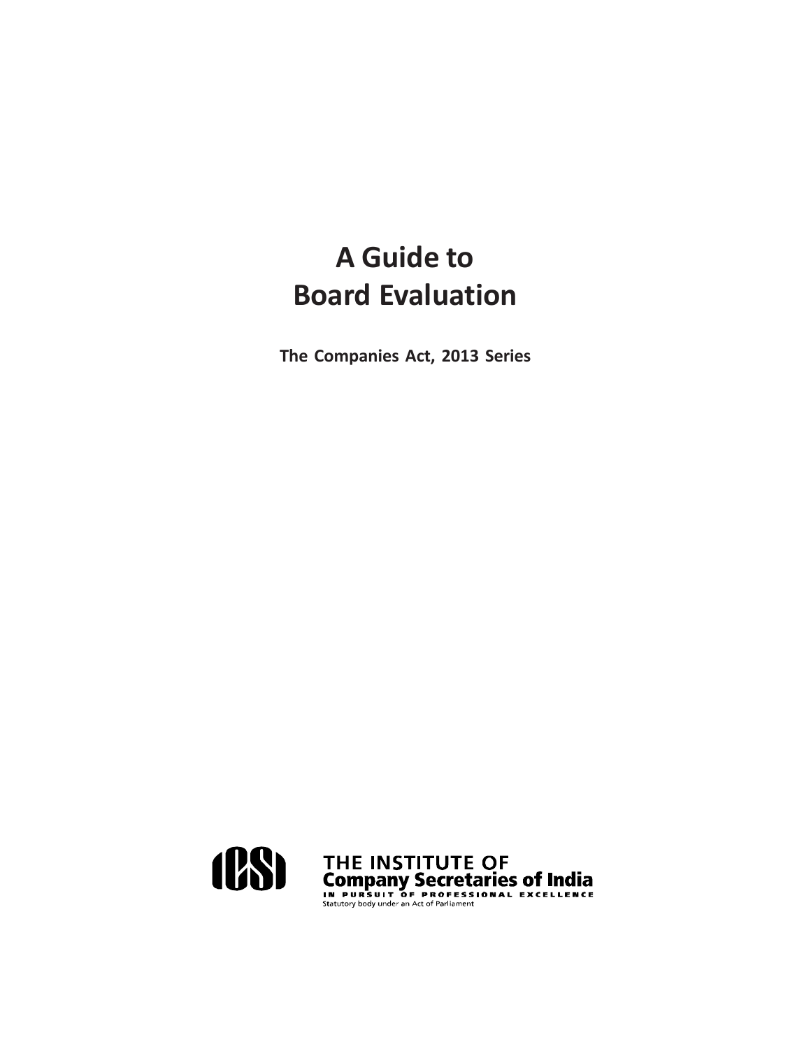# A Guide to Board Evaluation

**The Companies Act, 2013 Series**

THE INSTITUTE OF
**Company Secretaries of India**
IN PURSUIT OF PROFESSIONAL EXCELLENCE
Statutory body under an Act of Parliament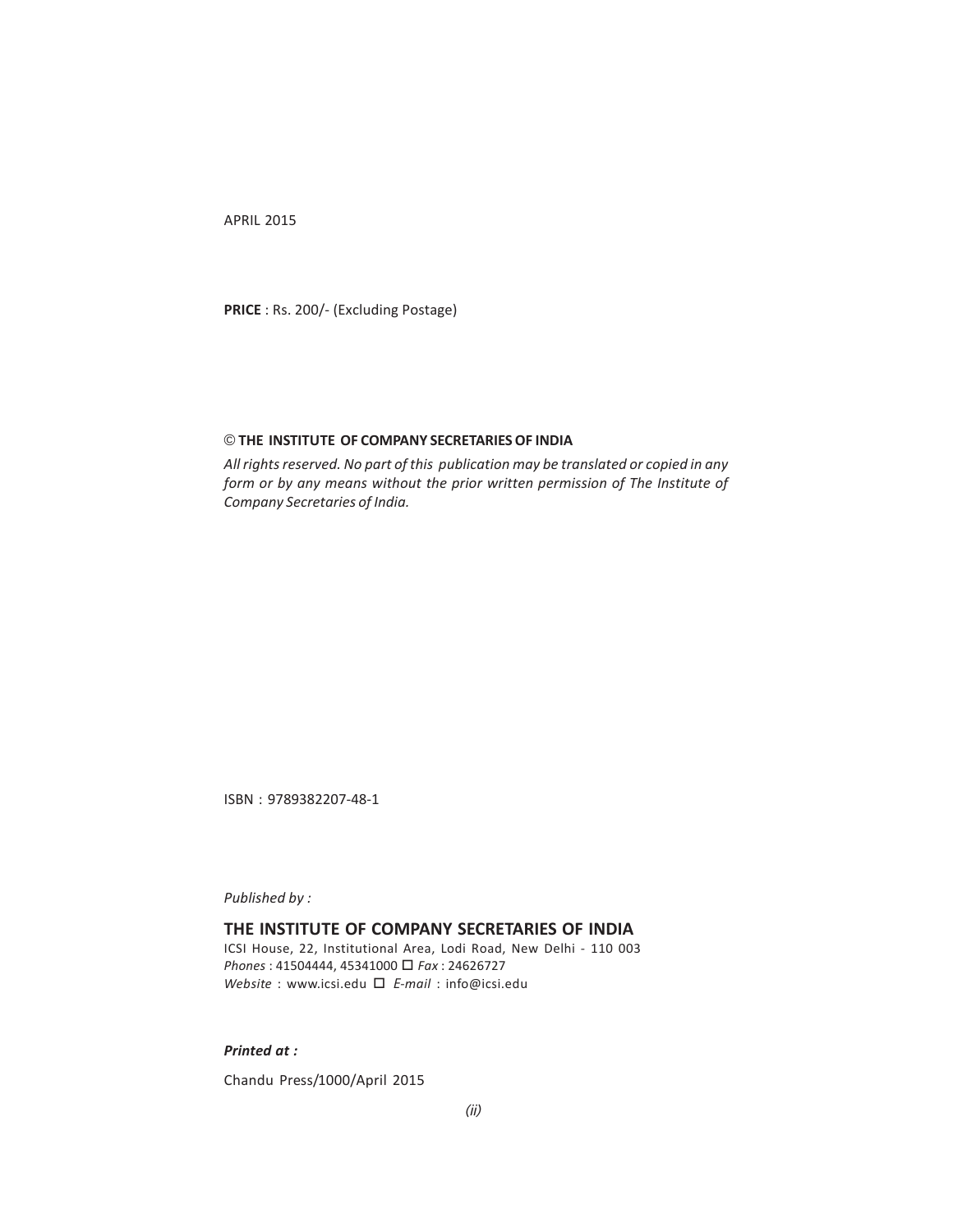APRIL 2015

**PRICE** : Rs. 200/- (Excluding Postage)

© **THE INSTITUTE OF COMPANY SECRETARIES OF INDIA**

*All rights reserved. No part of this publication may be translated or copied in any form or by any means without the prior written permission of The Institute of Company Secretaries of India.*

ISBN : 9789382207-48-1

*Published by :*

**THE INSTITUTE OF COMPANY SECRETARIES OF INDIA**

ICSI House, 22, Institutional Area, Lodi Road, New Delhi - 110 003
*Phones* : 41504444, 45341000 □ *Fax* : 24626727
*Website* : www.icsi.edu □ *E-mail* : info@icsi.edu

***Printed at :***

Chandu Press/1000/April 2015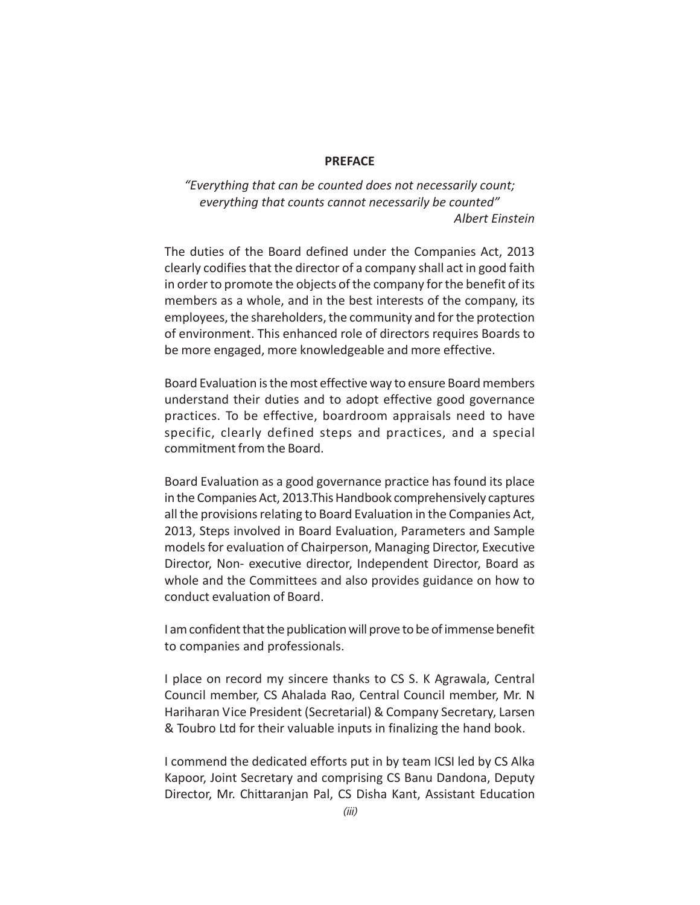# PREFACE

*"Everything that can be counted does not necessarily count; everything that counts cannot necessarily be counted"*
*Albert Einstein*

The duties of the Board defined under the Companies Act, 2013 clearly codifies that the director of a company shall act in good faith in order to promote the objects of the company for the benefit of its members as a whole, and in the best interests of the company, its employees, the shareholders, the community and for the protection of environment. This enhanced role of directors requires Boards to be more engaged, more knowledgeable and more effective.

Board Evaluation is the most effective way to ensure Board members understand their duties and to adopt effective good governance practices. To be effective, boardroom appraisals need to have specific, clearly defined steps and practices, and a special commitment from the Board.

Board Evaluation as a good governance practice has found its place in the Companies Act, 2013.This Handbook comprehensively captures all the provisions relating to Board Evaluation in the Companies Act, 2013, Steps involved in Board Evaluation, Parameters and Sample models for evaluation of Chairperson, Managing Director, Executive Director, Non- executive director, Independent Director, Board as whole and the Committees and also provides guidance on how to conduct evaluation of Board.

I am confident that the publication will prove to be of immense benefit to companies and professionals.

I place on record my sincere thanks to CS S. K Agrawala, Central Council member, CS Ahalada Rao, Central Council member, Mr. N Hariharan Vice President (Secretarial) & Company Secretary, Larsen & Toubro Ltd for their valuable inputs in finalizing the hand book.

I commend the dedicated efforts put in by team ICSI led by CS Alka Kapoor, Joint Secretary and comprising CS Banu Dandona, Deputy Director, Mr. Chittaranjan Pal, CS Disha Kant, Assistant Education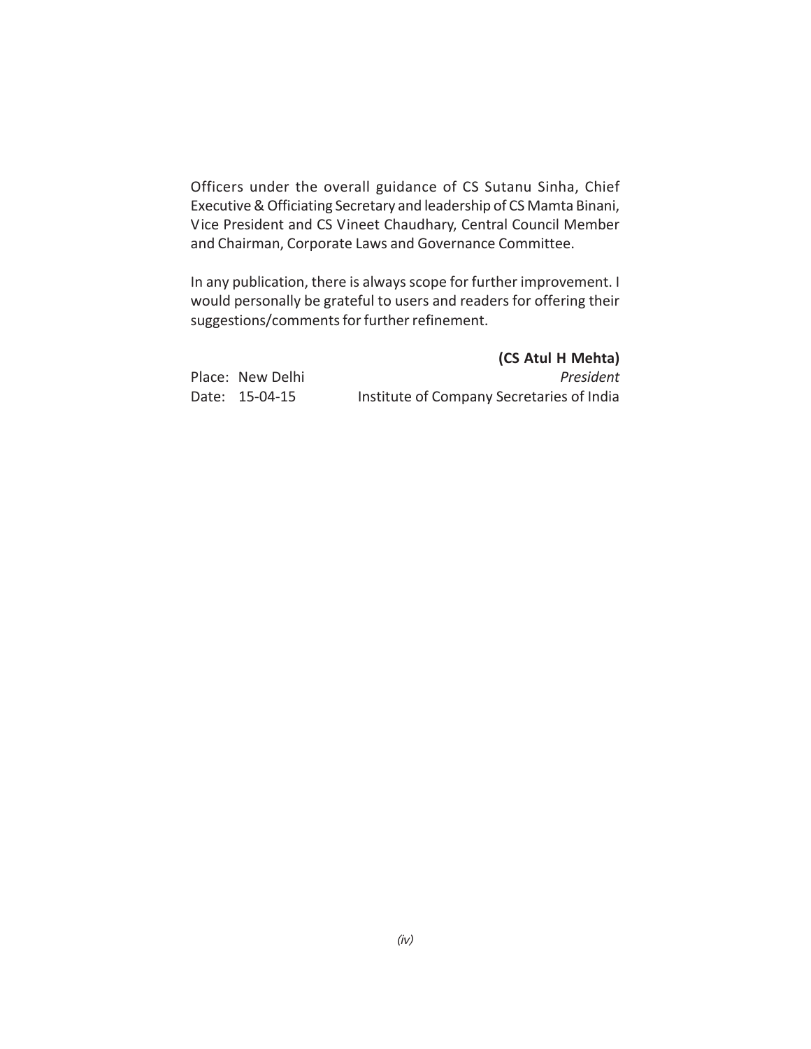Officers under the overall guidance of CS Sutanu Sinha, Chief Executive & Officiating Secretary and leadership of CS Mamta Binani, Vice President and CS Vineet Chaudhary, Central Council Member and Chairman, Corporate Laws and Governance Committee.

In any publication, there is always scope for further improvement. I would personally be grateful to users and readers for offering their suggestions/comments for further refinement.

**(CS Atul H Mehta)**
*President*
Institute of Company Secretaries of India

Place: New Delhi
Date: 15-04-15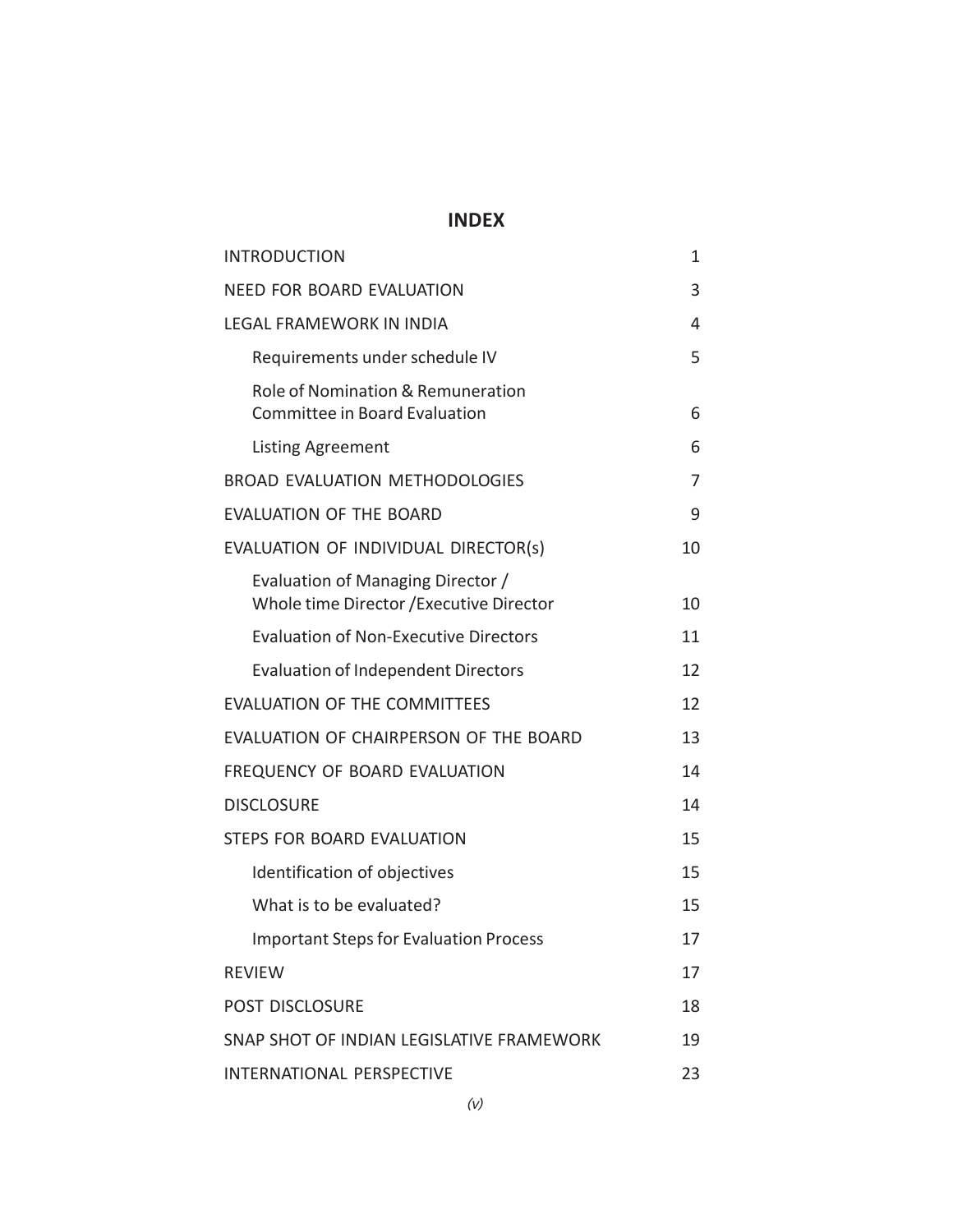# INDEX

| | |
|---|---|
| INTRODUCTION | 1 |
| NEED FOR BOARD EVALUATION | 3 |
| LEGAL FRAMEWORK IN INDIA | 4 |
| Requirements under schedule IV | 5 |
| Role of Nomination & Remuneration Committee in Board Evaluation | 6 |
| Listing Agreement | 6 |
| BROAD EVALUATION METHODOLOGIES | 7 |
| EVALUATION OF THE BOARD | 9 |
| EVALUATION OF INDIVIDUAL DIRECTOR(s) | 10 |
| Evaluation of Managing Director / Whole time Director /Executive Director | 10 |
| Evaluation of Non-Executive Directors | 11 |
| Evaluation of Independent Directors | 12 |
| EVALUATION OF THE COMMITTEES | 12 |
| EVALUATION OF CHAIRPERSON OF THE BOARD | 13 |
| FREQUENCY OF BOARD EVALUATION | 14 |
| DISCLOSURE | 14 |
| STEPS FOR BOARD EVALUATION | 15 |
| Identification of objectives | 15 |
| What is to be evaluated? | 15 |
| Important Steps for Evaluation Process | 17 |
| REVIEW | 17 |
| POST DISCLOSURE | 18 |
| SNAP SHOT OF INDIAN LEGISLATIVE FRAMEWORK | 19 |
| INTERNATIONAL PERSPECTIVE | 23 |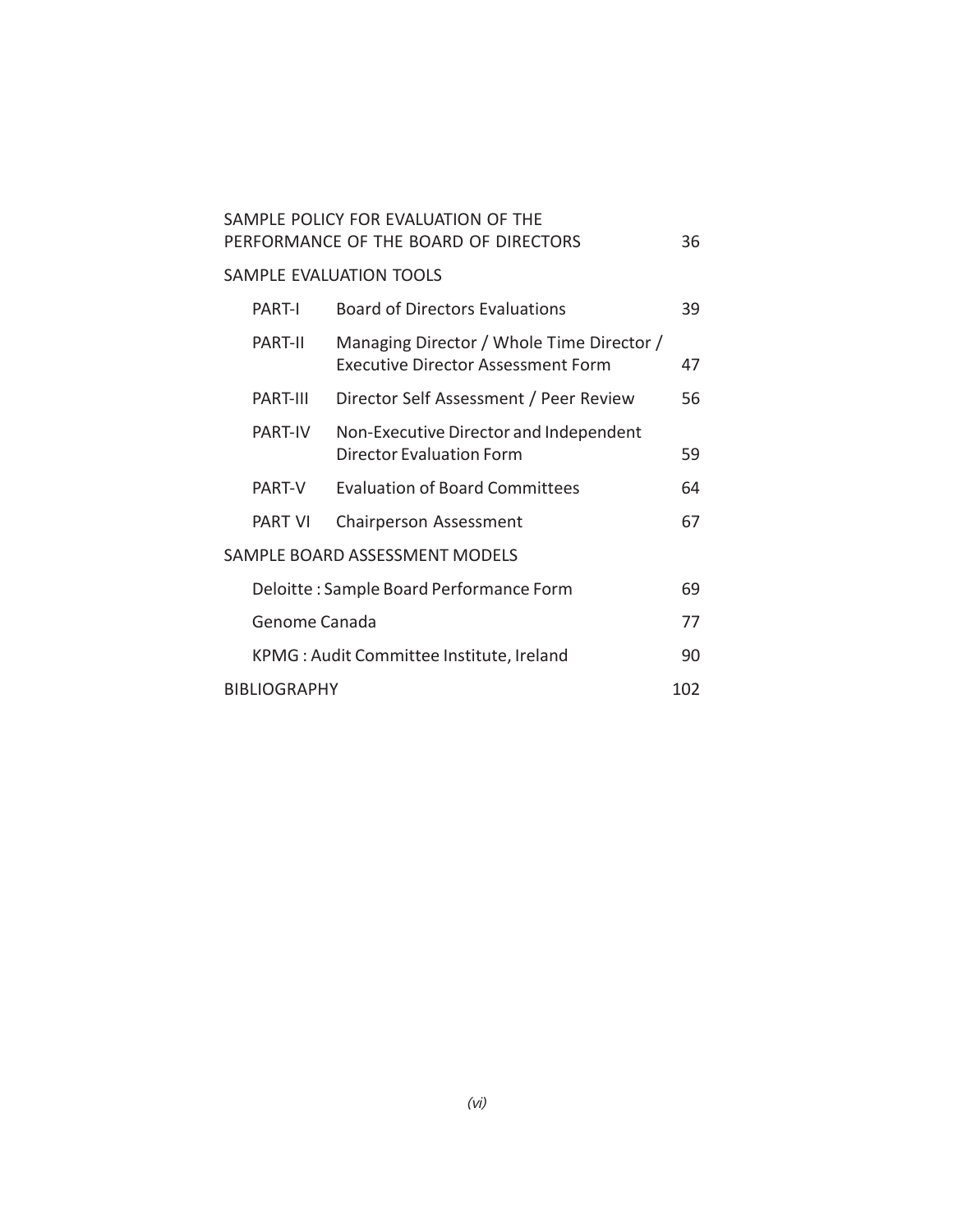| | | |
|---|---|---|
| SAMPLE POLICY FOR EVALUATION OF THE PERFORMANCE OF THE BOARD OF DIRECTORS | | 36 |
| SAMPLE EVALUATION TOOLS | | |
| PART-I | Board of Directors Evaluations | 39 |
| PART-II | Managing Director / Whole Time Director / Executive Director Assessment Form | 47 |
| PART-III | Director Self Assessment / Peer Review | 56 |
| PART-IV | Non-Executive Director and Independent Director Evaluation Form | 59 |
| PART-V | Evaluation of Board Committees | 64 |
| PART VI | Chairperson Assessment | 67 |
| SAMPLE BOARD ASSESSMENT MODELS | | |
| Deloitte : Sample Board Performance Form | | 69 |
| Genome Canada | | 77 |
| KPMG : Audit Committee Institute, Ireland | | 90 |
| BIBLIOGRAPHY | | 102 |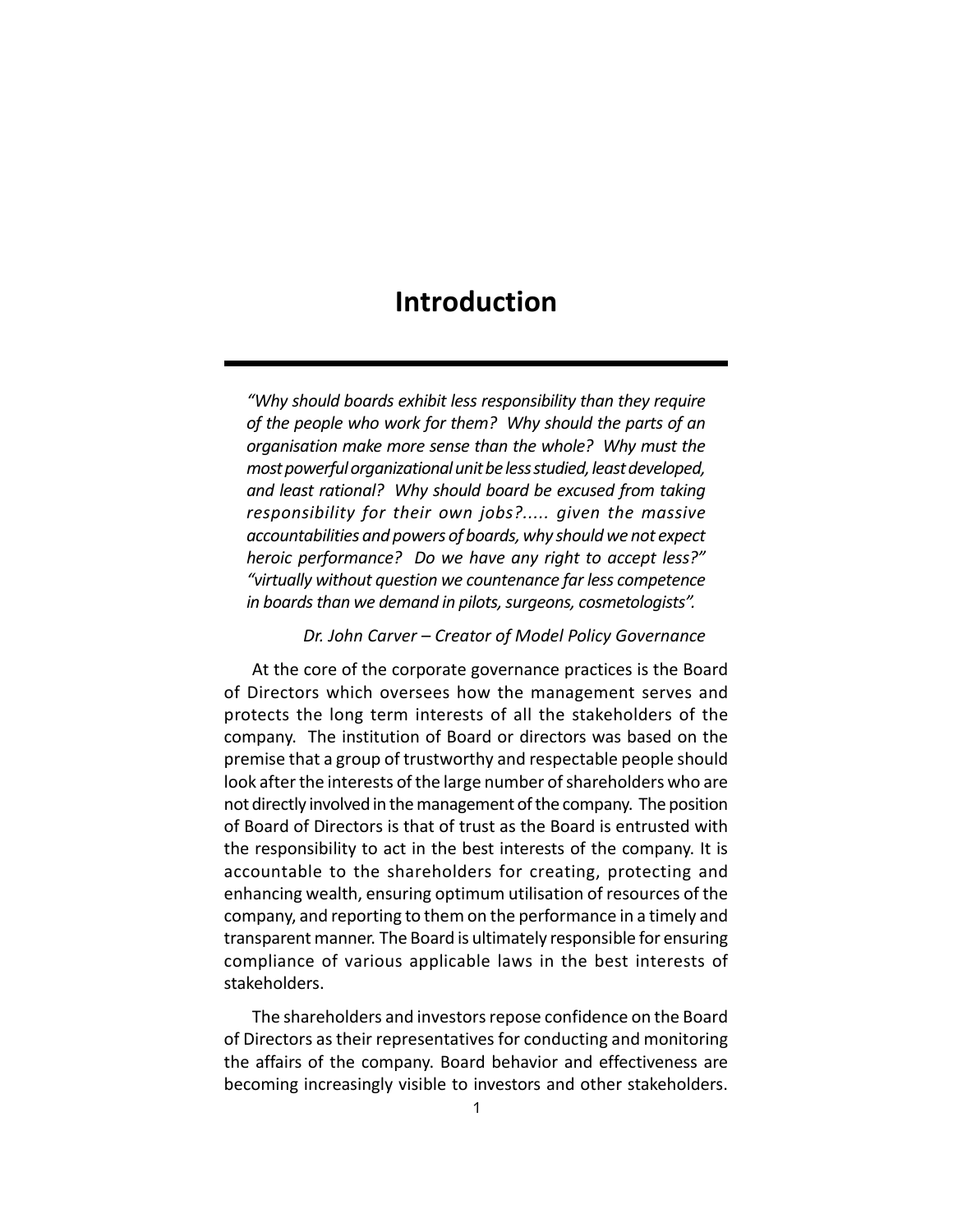# Introduction

*"Why should boards exhibit less responsibility than they require of the people who work for them? Why should the parts of an organisation make more sense than the whole? Why must the most powerful organizational unit be less studied, least developed, and least rational? Why should board be excused from taking responsibility for their own jobs?..... given the massive accountabilities and powers of boards, why should we not expect heroic performance? Do we have any right to accept less?" "virtually without question we countenance far less competence in boards than we demand in pilots, surgeons, cosmetologists".*

*Dr. John Carver – Creator of Model Policy Governance*

At the core of the corporate governance practices is the Board of Directors which oversees how the management serves and protects the long term interests of all the stakeholders of the company. The institution of Board or directors was based on the premise that a group of trustworthy and respectable people should look after the interests of the large number of shareholders who are not directly involved in the management of the company. The position of Board of Directors is that of trust as the Board is entrusted with the responsibility to act in the best interests of the company. It is accountable to the shareholders for creating, protecting and enhancing wealth, ensuring optimum utilisation of resources of the company, and reporting to them on the performance in a timely and transparent manner. The Board is ultimately responsible for ensuring compliance of various applicable laws in the best interests of stakeholders.

The shareholders and investors repose confidence on the Board of Directors as their representatives for conducting and monitoring the affairs of the company. Board behavior and effectiveness are becoming increasingly visible to investors and other stakeholders.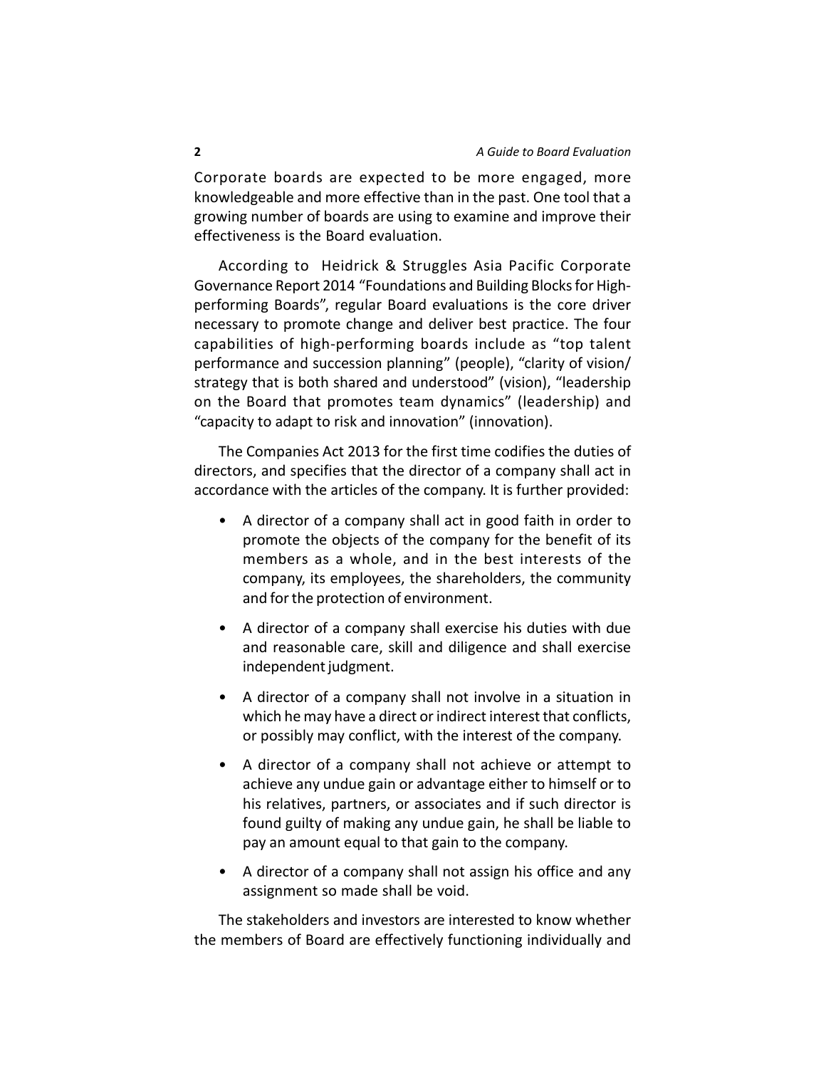Corporate boards are expected to be more engaged, more knowledgeable and more effective than in the past. One tool that a growing number of boards are using to examine and improve their effectiveness is the Board evaluation.

According to Heidrick & Struggles Asia Pacific Corporate Governance Report 2014 "Foundations and Building Blocks for High-performing Boards", regular Board evaluations is the core driver necessary to promote change and deliver best practice. The four capabilities of high-performing boards include as "top talent performance and succession planning" (people), "clarity of vision/ strategy that is both shared and understood" (vision), "leadership on the Board that promotes team dynamics" (leadership) and "capacity to adapt to risk and innovation" (innovation).

The Companies Act 2013 for the first time codifies the duties of directors, and specifies that the director of a company shall act in accordance with the articles of the company. It is further provided:

- A director of a company shall act in good faith in order to promote the objects of the company for the benefit of its members as a whole, and in the best interests of the company, its employees, the shareholders, the community and for the protection of environment.
- A director of a company shall exercise his duties with due and reasonable care, skill and diligence and shall exercise independent judgment.
- A director of a company shall not involve in a situation in which he may have a direct or indirect interest that conflicts, or possibly may conflict, with the interest of the company.
- A director of a company shall not achieve or attempt to achieve any undue gain or advantage either to himself or to his relatives, partners, or associates and if such director is found guilty of making any undue gain, he shall be liable to pay an amount equal to that gain to the company.
- A director of a company shall not assign his office and any assignment so made shall be void.

The stakeholders and investors are interested to know whether the members of Board are effectively functioning individually and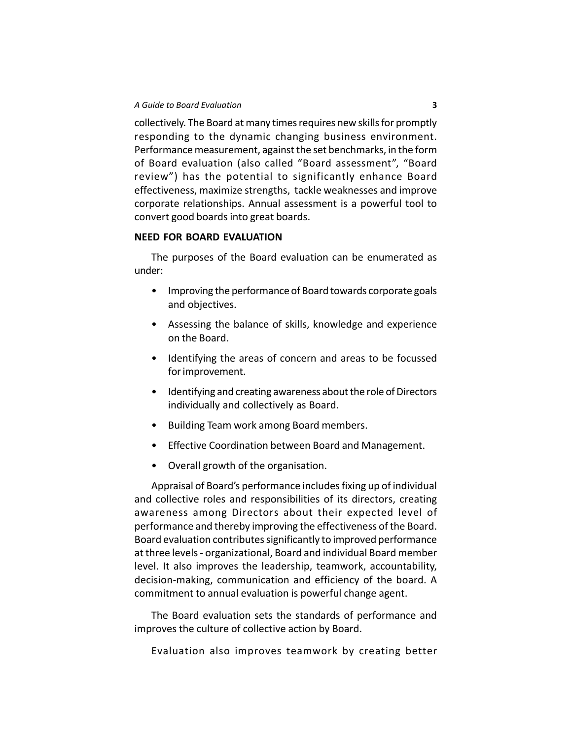collectively. The Board at many times requires new skills for promptly responding to the dynamic changing business environment. Performance measurement, against the set benchmarks, in the form of Board evaluation (also called "Board assessment", "Board review") has the potential to significantly enhance Board effectiveness, maximize strengths, tackle weaknesses and improve corporate relationships. Annual assessment is a powerful tool to convert good boards into great boards.

## NEED FOR BOARD EVALUATION

The purposes of the Board evaluation can be enumerated as under:

- Improving the performance of Board towards corporate goals and objectives.
- Assessing the balance of skills, knowledge and experience on the Board.
- Identifying the areas of concern and areas to be focussed for improvement.
- Identifying and creating awareness about the role of Directors individually and collectively as Board.
- Building Team work among Board members.
- Effective Coordination between Board and Management.
- Overall growth of the organisation.

Appraisal of Board's performance includes fixing up of individual and collective roles and responsibilities of its directors, creating awareness among Directors about their expected level of performance and thereby improving the effectiveness of the Board. Board evaluation contributes significantly to improved performance at three levels - organizational, Board and individual Board member level. It also improves the leadership, teamwork, accountability, decision-making, communication and efficiency of the board. A commitment to annual evaluation is powerful change agent.

The Board evaluation sets the standards of performance and improves the culture of collective action by Board.

Evaluation also improves teamwork by creating better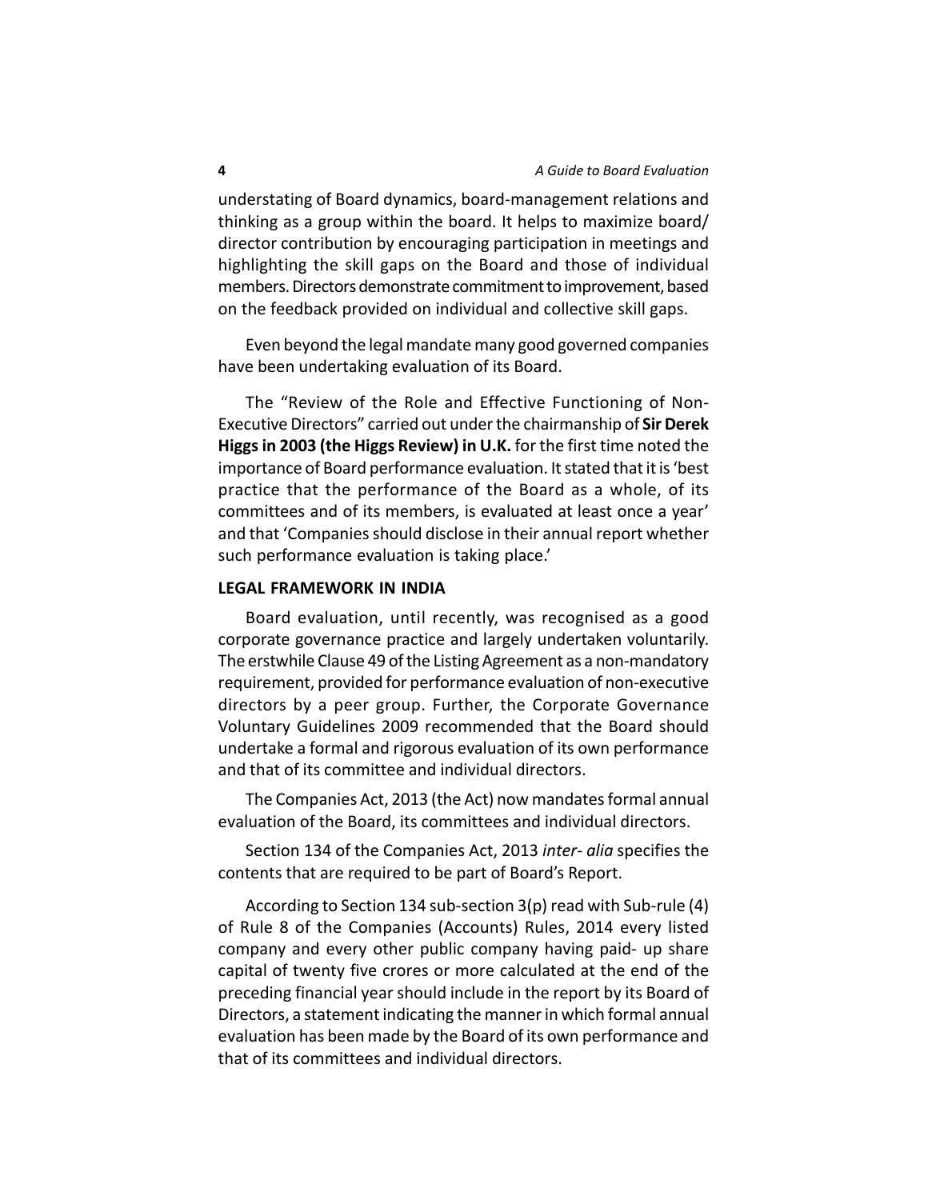understating of Board dynamics, board-management relations and thinking as a group within the board. It helps to maximize board/ director contribution by encouraging participation in meetings and highlighting the skill gaps on the Board and those of individual members. Directors demonstrate commitment to improvement, based on the feedback provided on individual and collective skill gaps.

Even beyond the legal mandate many good governed companies have been undertaking evaluation of its Board.

The "Review of the Role and Effective Functioning of Non-Executive Directors" carried out under the chairmanship of **Sir Derek Higgs in 2003 (the Higgs Review) in U.K.** for the first time noted the importance of Board performance evaluation. It stated that it is 'best practice that the performance of the Board as a whole, of its committees and of its members, is evaluated at least once a year' and that 'Companies should disclose in their annual report whether such performance evaluation is taking place.'

## LEGAL FRAMEWORK IN INDIA

Board evaluation, until recently, was recognised as a good corporate governance practice and largely undertaken voluntarily. The erstwhile Clause 49 of the Listing Agreement as a non-mandatory requirement, provided for performance evaluation of non-executive directors by a peer group. Further, the Corporate Governance Voluntary Guidelines 2009 recommended that the Board should undertake a formal and rigorous evaluation of its own performance and that of its committee and individual directors.

The Companies Act, 2013 (the Act) now mandates formal annual evaluation of the Board, its committees and individual directors.

Section 134 of the Companies Act, 2013 *inter- alia* specifies the contents that are required to be part of Board's Report.

According to Section 134 sub-section 3(p) read with Sub-rule (4) of Rule 8 of the Companies (Accounts) Rules, 2014 every listed company and every other public company having paid- up share capital of twenty five crores or more calculated at the end of the preceding financial year should include in the report by its Board of Directors, a statement indicating the manner in which formal annual evaluation has been made by the Board of its own performance and that of its committees and individual directors.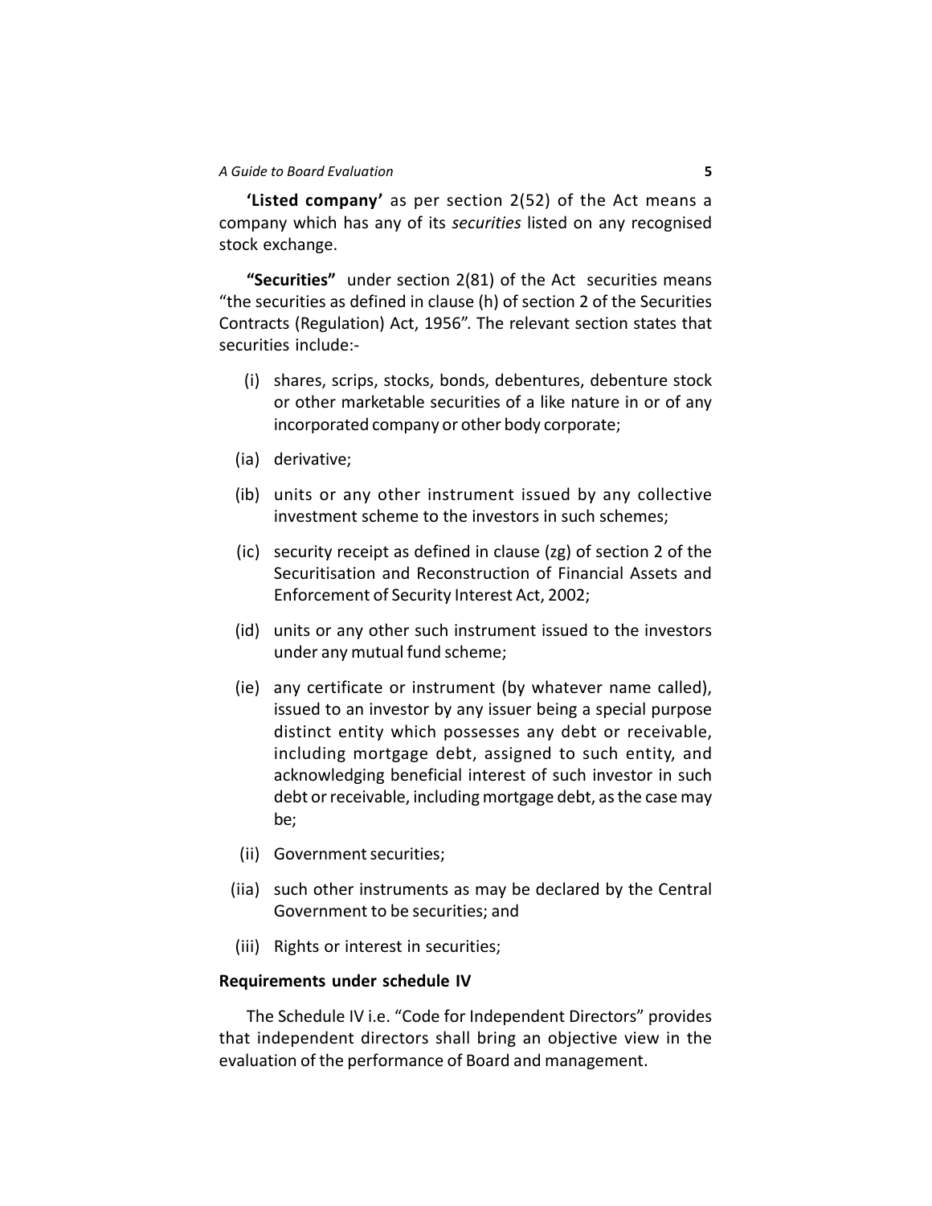**'Listed company'** as per section 2(52) of the Act means a company which has any of its *securities* listed on any recognised stock exchange.

**"Securities"** under section 2(81) of the Act securities means "the securities as defined in clause (h) of section 2 of the Securities Contracts (Regulation) Act, 1956". The relevant section states that securities include:-

- (i) shares, scrips, stocks, bonds, debentures, debenture stock or other marketable securities of a like nature in or of any incorporated company or other body corporate;
- (ia) derivative;
- (ib) units or any other instrument issued by any collective investment scheme to the investors in such schemes;
- (ic) security receipt as defined in clause (zg) of section 2 of the Securitisation and Reconstruction of Financial Assets and Enforcement of Security Interest Act, 2002;
- (id) units or any other such instrument issued to the investors under any mutual fund scheme;
- (ie) any certificate or instrument (by whatever name called), issued to an investor by any issuer being a special purpose distinct entity which possesses any debt or receivable, including mortgage debt, assigned to such entity, and acknowledging beneficial interest of such investor in such debt or receivable, including mortgage debt, as the case may be;
- (ii) Government securities;
- (iia) such other instruments as may be declared by the Central Government to be securities; and
- (iii) Rights or interest in securities;

**Requirements under schedule IV**

The Schedule IV i.e. "Code for Independent Directors" provides that independent directors shall bring an objective view in the evaluation of the performance of Board and management.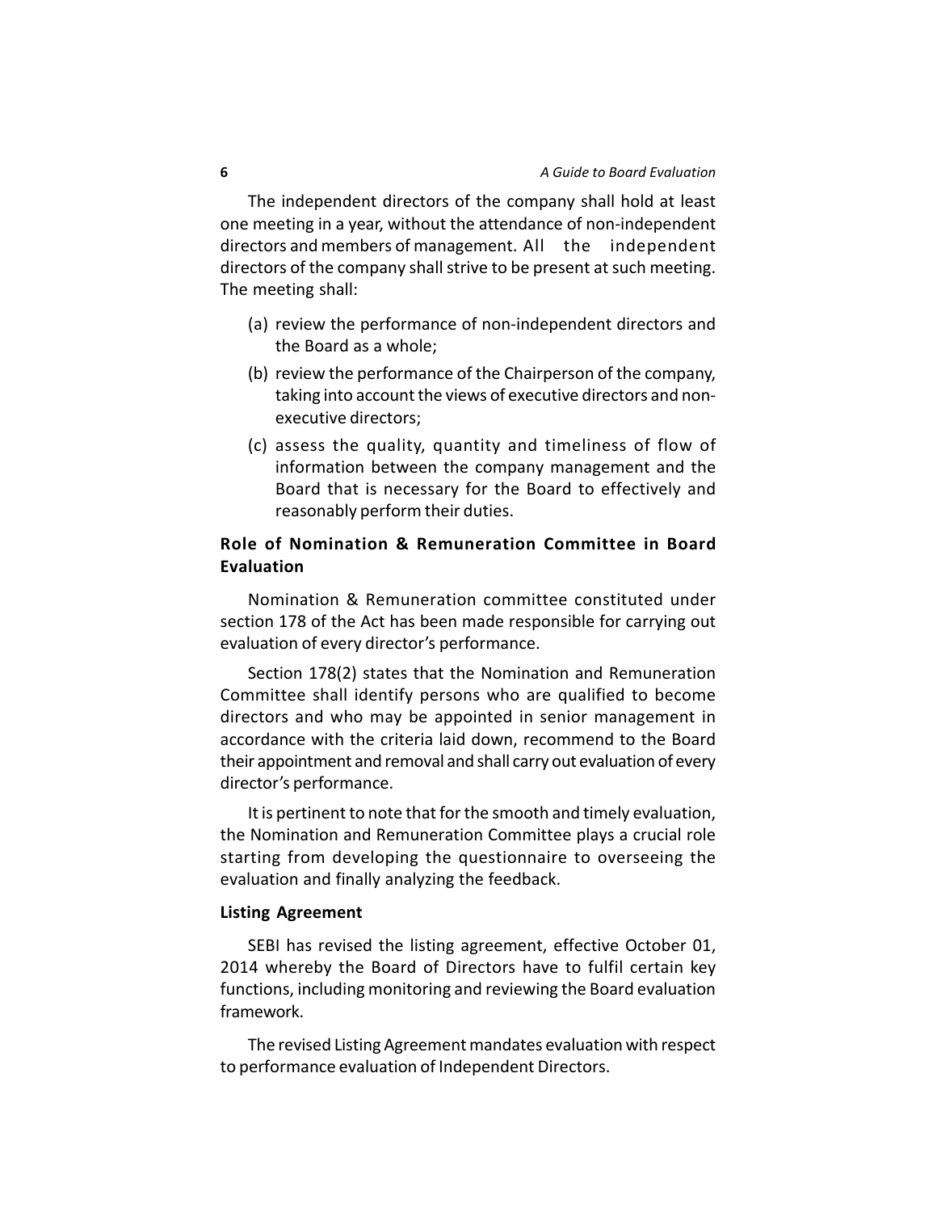The independent directors of the company shall hold at least one meeting in a year, without the attendance of non-independent directors and members of management. All the independent directors of the company shall strive to be present at such meeting. The meeting shall:

(a) review the performance of non-independent directors and the Board as a whole;

(b) review the performance of the Chairperson of the company, taking into account the views of executive directors and non-executive directors;

(c) assess the quality, quantity and timeliness of flow of information between the company management and the Board that is necessary for the Board to effectively and reasonably perform their duties.

**Role of Nomination & Remuneration Committee in Board Evaluation**

Nomination & Remuneration committee constituted under section 178 of the Act has been made responsible for carrying out evaluation of every director's performance.

Section 178(2) states that the Nomination and Remuneration Committee shall identify persons who are qualified to become directors and who may be appointed in senior management in accordance with the criteria laid down, recommend to the Board their appointment and removal and shall carry out evaluation of every director's performance.

It is pertinent to note that for the smooth and timely evaluation, the Nomination and Remuneration Committee plays a crucial role starting from developing the questionnaire to overseeing the evaluation and finally analyzing the feedback.

**Listing Agreement**

SEBI has revised the listing agreement, effective October 01, 2014 whereby the Board of Directors have to fulfil certain key functions, including monitoring and reviewing the Board evaluation framework.

The revised Listing Agreement mandates evaluation with respect to performance evaluation of Independent Directors.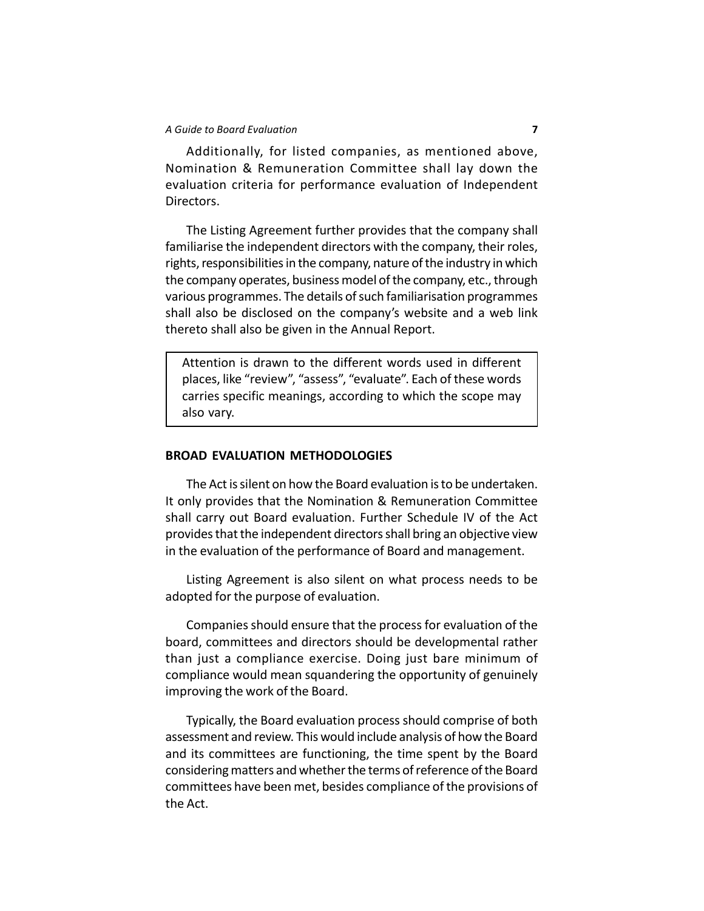Additionally, for listed companies, as mentioned above, Nomination & Remuneration Committee shall lay down the evaluation criteria for performance evaluation of Independent Directors.

The Listing Agreement further provides that the company shall familiarise the independent directors with the company, their roles, rights, responsibilities in the company, nature of the industry in which the company operates, business model of the company, etc., through various programmes. The details of such familiarisation programmes shall also be disclosed on the company's website and a web link thereto shall also be given in the Annual Report.

> Attention is drawn to the different words used in different places, like "review", "assess", "evaluate". Each of these words carries specific meanings, according to which the scope may also vary.

## BROAD EVALUATION METHODOLOGIES

The Act is silent on how the Board evaluation is to be undertaken. It only provides that the Nomination & Remuneration Committee shall carry out Board evaluation. Further Schedule IV of the Act provides that the independent directors shall bring an objective view in the evaluation of the performance of Board and management.

Listing Agreement is also silent on what process needs to be adopted for the purpose of evaluation.

Companies should ensure that the process for evaluation of the board, committees and directors should be developmental rather than just a compliance exercise. Doing just bare minimum of compliance would mean squandering the opportunity of genuinely improving the work of the Board.

Typically, the Board evaluation process should comprise of both assessment and review. This would include analysis of how the Board and its committees are functioning, the time spent by the Board considering matters and whether the terms of reference of the Board committees have been met, besides compliance of the provisions of the Act.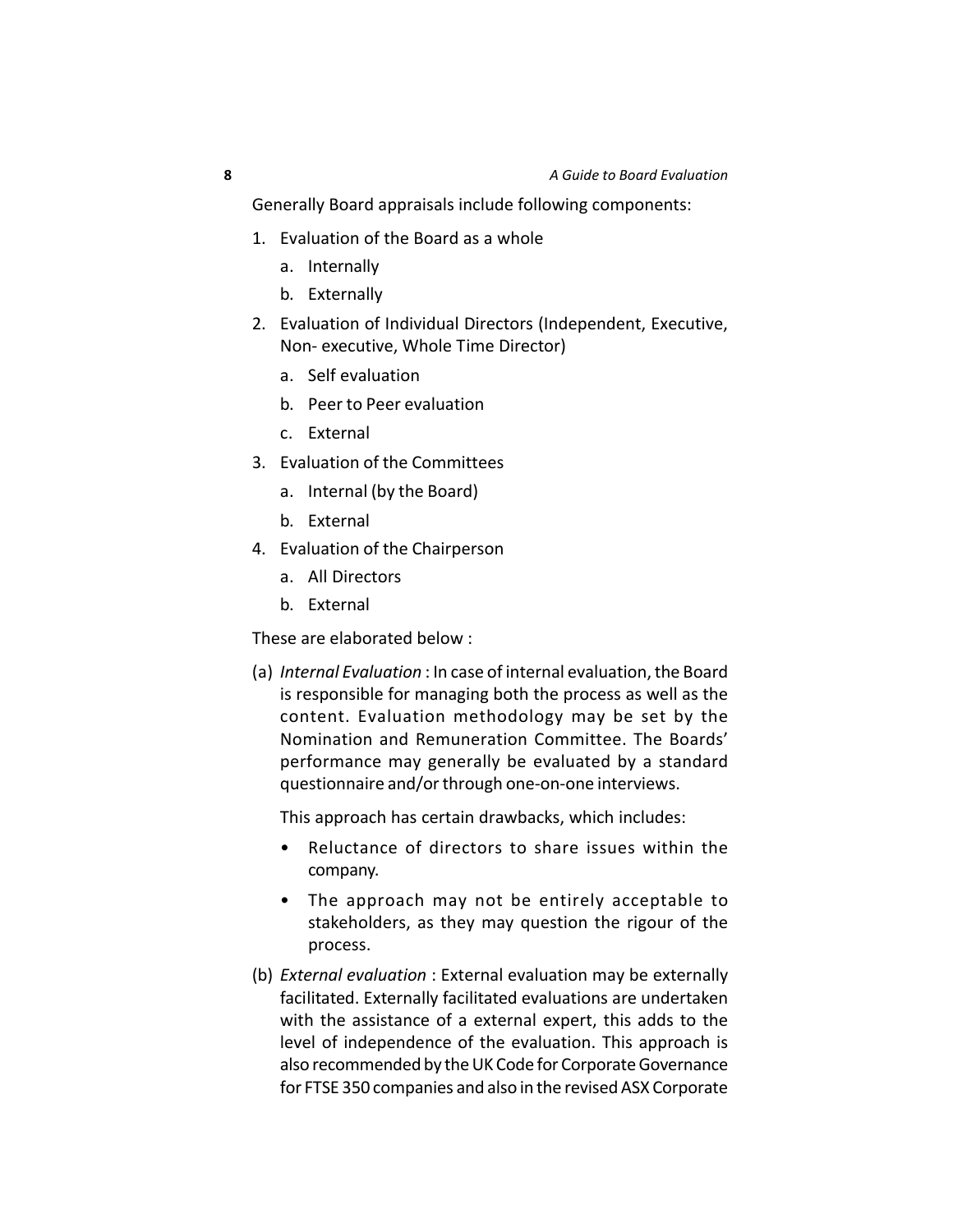Generally Board appraisals include following components:

1. Evaluation of the Board as a whole
   a. Internally
   b. Externally
2. Evaluation of Individual Directors (Independent, Executive, Non- executive, Whole Time Director)
   a. Self evaluation
   b. Peer to Peer evaluation
   c. External
3. Evaluation of the Committees
   a. Internal (by the Board)
   b. External
4. Evaluation of the Chairperson
   a. All Directors
   b. External

These are elaborated below :

(a) *Internal Evaluation* : In case of internal evaluation, the Board is responsible for managing both the process as well as the content. Evaluation methodology may be set by the Nomination and Remuneration Committee. The Boards' performance may generally be evaluated by a standard questionnaire and/or through one-on-one interviews.

    This approach has certain drawbacks, which includes:

    - Reluctance of directors to share issues within the company.
    - The approach may not be entirely acceptable to stakeholders, as they may question the rigour of the process.

(b) *External evaluation* : External evaluation may be externally facilitated. Externally facilitated evaluations are undertaken with the assistance of a external expert, this adds to the level of independence of the evaluation. This approach is also recommended by the UK Code for Corporate Governance for FTSE 350 companies and also in the revised ASX Corporate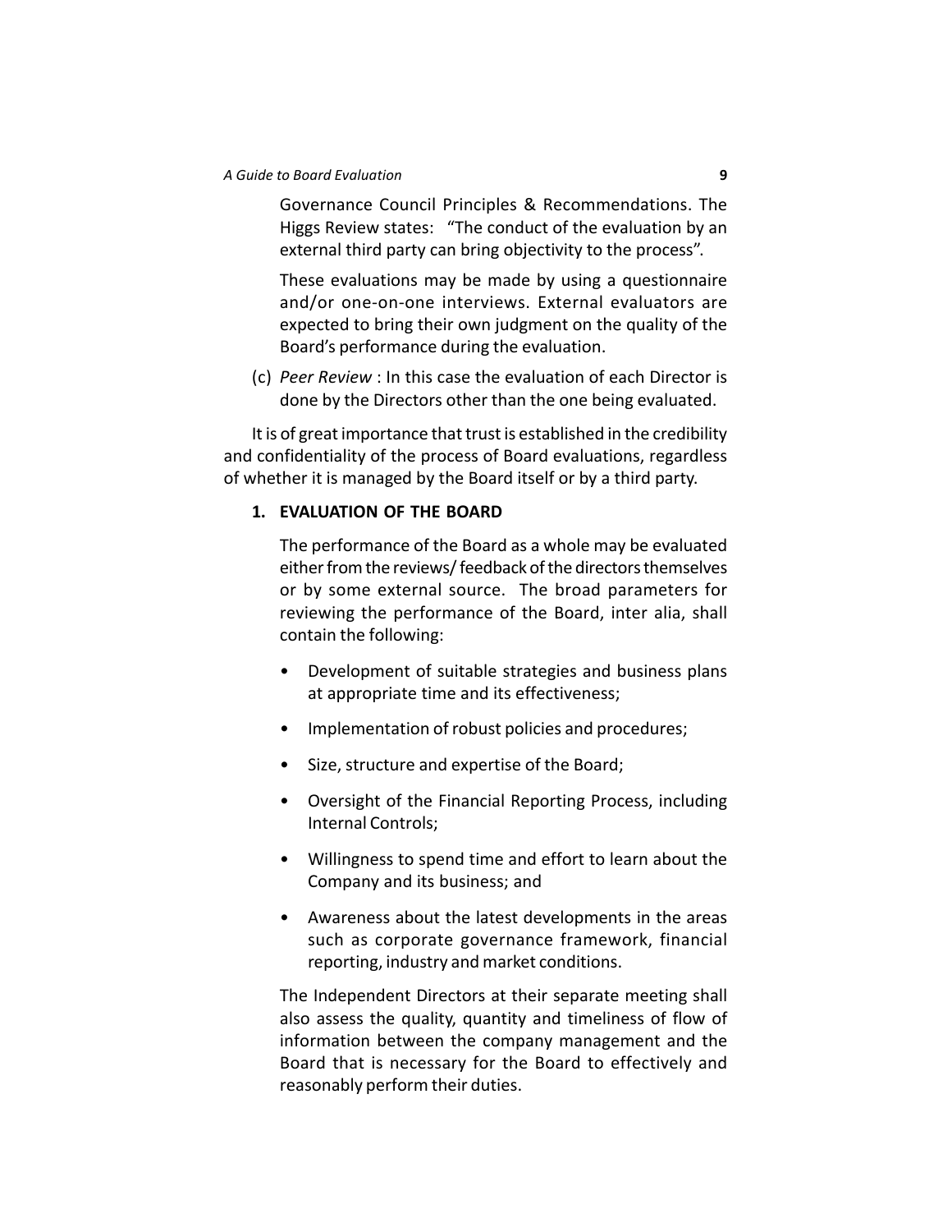Governance Council Principles & Recommendations. The Higgs Review states: "The conduct of the evaluation by an external third party can bring objectivity to the process".

These evaluations may be made by using a questionnaire and/or one-on-one interviews. External evaluators are expected to bring their own judgment on the quality of the Board's performance during the evaluation.

(c) *Peer Review* : In this case the evaluation of each Director is done by the Directors other than the one being evaluated.

It is of great importance that trust is established in the credibility and confidentiality of the process of Board evaluations, regardless of whether it is managed by the Board itself or by a third party.

## 1. EVALUATION OF THE BOARD

The performance of the Board as a whole may be evaluated either from the reviews/ feedback of the directors themselves or by some external source. The broad parameters for reviewing the performance of the Board, inter alia, shall contain the following:

- Development of suitable strategies and business plans at appropriate time and its effectiveness;
- Implementation of robust policies and procedures;
- Size, structure and expertise of the Board;
- Oversight of the Financial Reporting Process, including Internal Controls;
- Willingness to spend time and effort to learn about the Company and its business; and
- Awareness about the latest developments in the areas such as corporate governance framework, financial reporting, industry and market conditions.

The Independent Directors at their separate meeting shall also assess the quality, quantity and timeliness of flow of information between the company management and the Board that is necessary for the Board to effectively and reasonably perform their duties.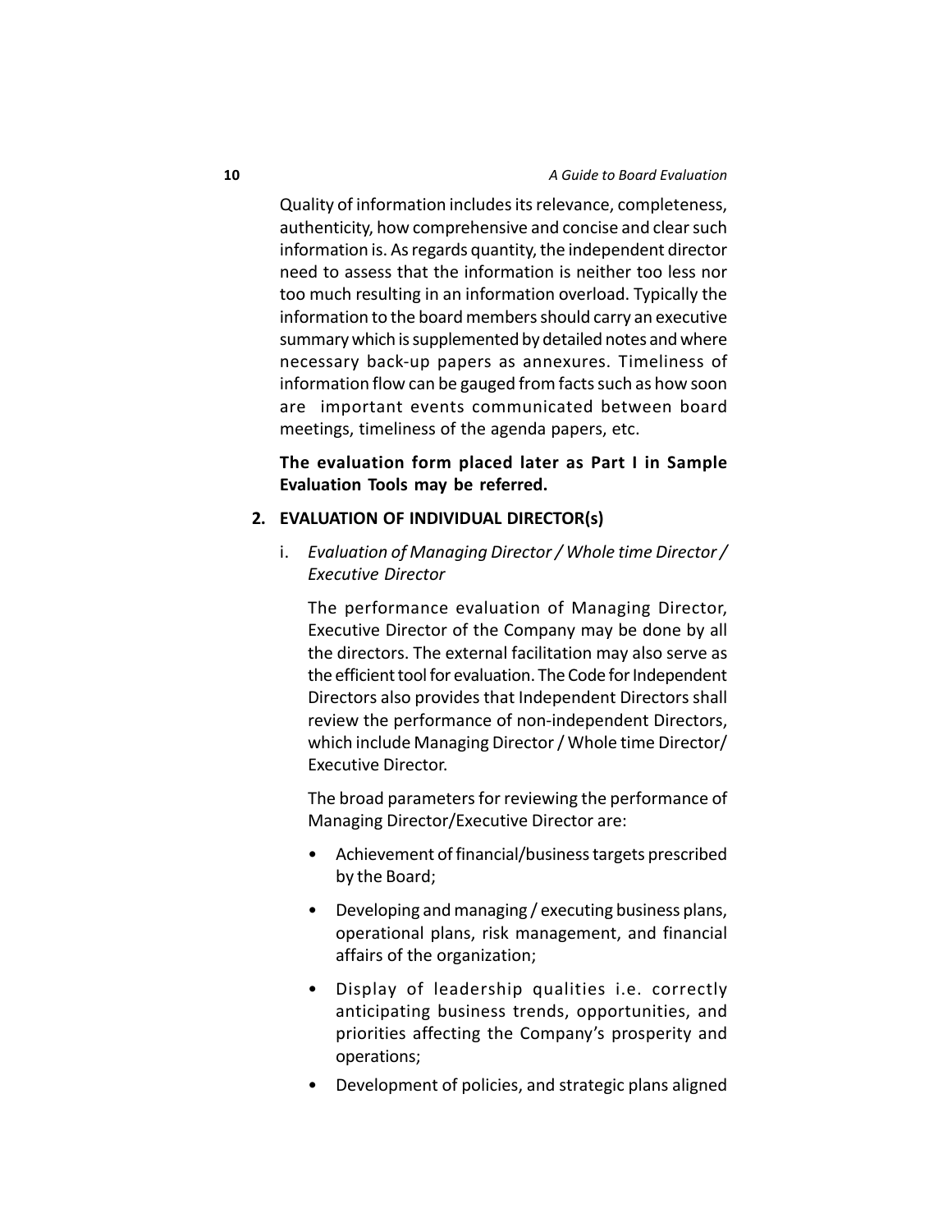Quality of information includes its relevance, completeness, authenticity, how comprehensive and concise and clear such information is. As regards quantity, the independent director need to assess that the information is neither too less nor too much resulting in an information overload. Typically the information to the board members should carry an executive summary which is supplemented by detailed notes and where necessary back-up papers as annexures. Timeliness of information flow can be gauged from facts such as how soon are important events communicated between board meetings, timeliness of the agenda papers, etc.

**The evaluation form placed later as Part I in Sample Evaluation Tools may be referred.**

## 2. EVALUATION OF INDIVIDUAL DIRECTOR(s)

i. *Evaluation of Managing Director / Whole time Director / Executive Director*

The performance evaluation of Managing Director, Executive Director of the Company may be done by all the directors. The external facilitation may also serve as the efficient tool for evaluation. The Code for Independent Directors also provides that Independent Directors shall review the performance of non-independent Directors, which include Managing Director / Whole time Director/ Executive Director.

The broad parameters for reviewing the performance of Managing Director/Executive Director are:

- Achievement of financial/business targets prescribed by the Board;
- Developing and managing / executing business plans, operational plans, risk management, and financial affairs of the organization;
- Display of leadership qualities i.e. correctly anticipating business trends, opportunities, and priorities affecting the Company's prosperity and operations;
- Development of policies, and strategic plans aligned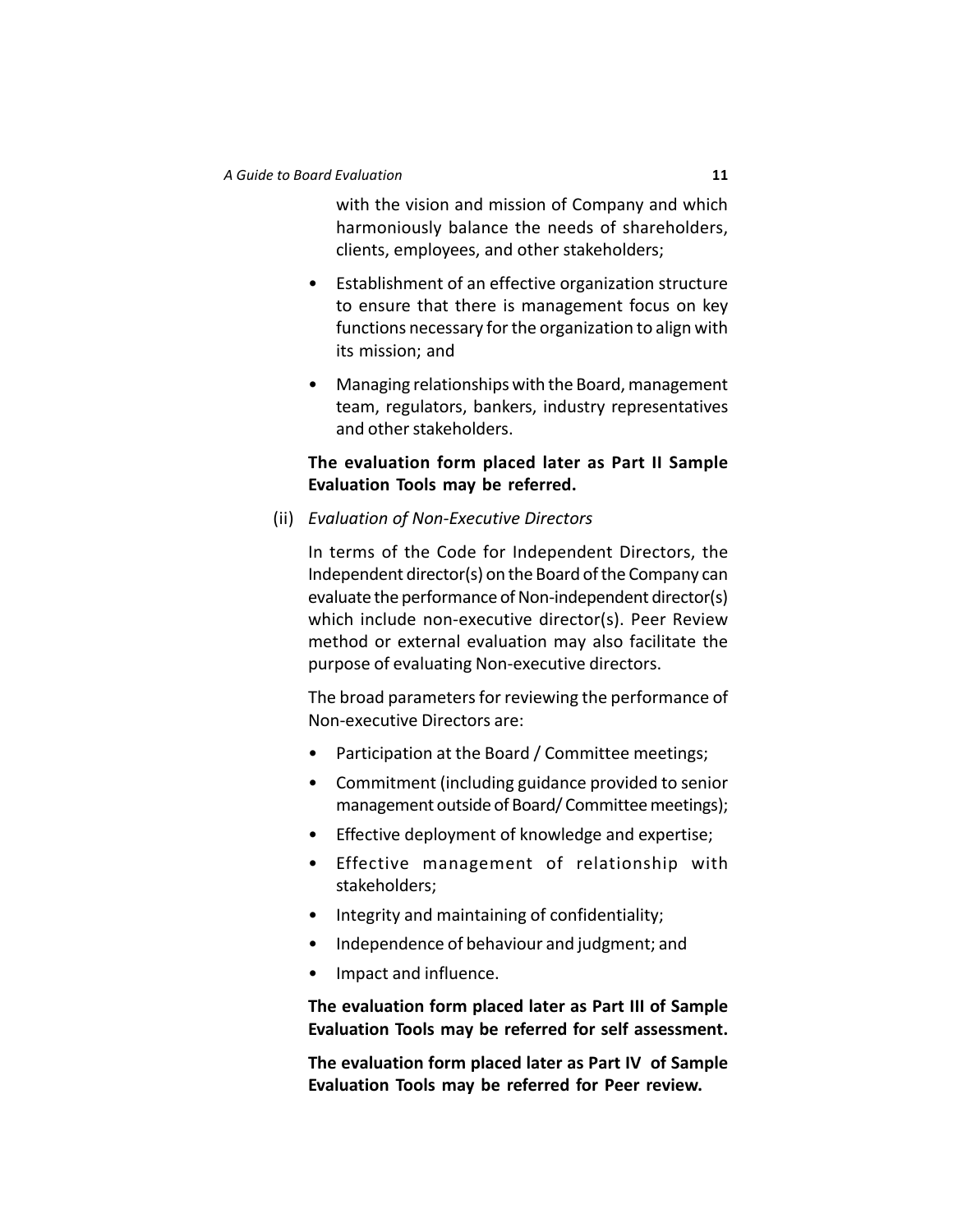with the vision and mission of Company and which harmoniously balance the needs of shareholders, clients, employees, and other stakeholders;

- Establishment of an effective organization structure to ensure that there is management focus on key functions necessary for the organization to align with its mission; and
- Managing relationships with the Board, management team, regulators, bankers, industry representatives and other stakeholders.

**The evaluation form placed later as Part II Sample Evaluation Tools may be referred.**

(ii) *Evaluation of Non-Executive Directors*

In terms of the Code for Independent Directors, the Independent director(s) on the Board of the Company can evaluate the performance of Non-independent director(s) which include non-executive director(s). Peer Review method or external evaluation may also facilitate the purpose of evaluating Non-executive directors.

The broad parameters for reviewing the performance of Non-executive Directors are:

- Participation at the Board / Committee meetings;
- Commitment (including guidance provided to senior management outside of Board/ Committee meetings);
- Effective deployment of knowledge and expertise;
- Effective management of relationship with stakeholders;
- Integrity and maintaining of confidentiality;
- Independence of behaviour and judgment; and
- Impact and influence.

**The evaluation form placed later as Part III of Sample Evaluation Tools may be referred for self assessment.**

**The evaluation form placed later as Part IV of Sample Evaluation Tools may be referred for Peer review.**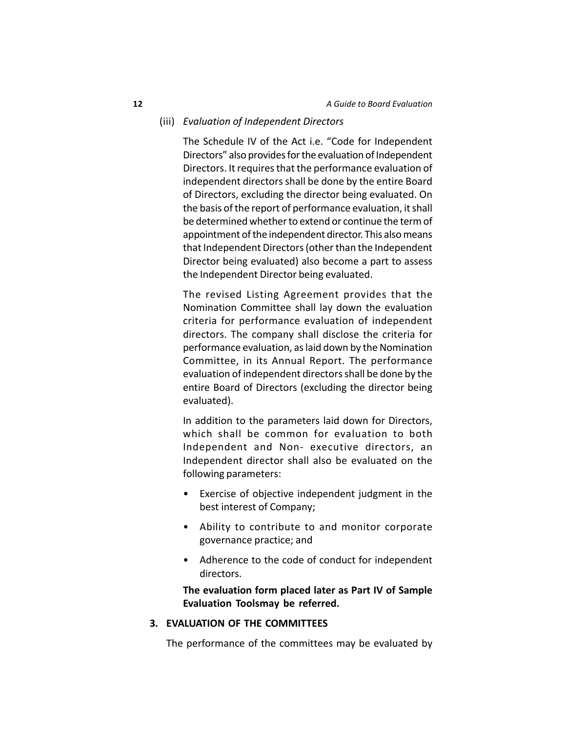(iii) *Evaluation of Independent Directors*

The Schedule IV of the Act i.e. "Code for Independent Directors" also provides for the evaluation of Independent Directors. It requires that the performance evaluation of independent directors shall be done by the entire Board of Directors, excluding the director being evaluated. On the basis of the report of performance evaluation, it shall be determined whether to extend or continue the term of appointment of the independent director. This also means that Independent Directors (other than the Independent Director being evaluated) also become a part to assess the Independent Director being evaluated.

The revised Listing Agreement provides that the Nomination Committee shall lay down the evaluation criteria for performance evaluation of independent directors. The company shall disclose the criteria for performance evaluation, as laid down by the Nomination Committee, in its Annual Report. The performance evaluation of independent directors shall be done by the entire Board of Directors (excluding the director being evaluated).

In addition to the parameters laid down for Directors, which shall be common for evaluation to both Independent and Non- executive directors, an Independent director shall also be evaluated on the following parameters:

- Exercise of objective independent judgment in the best interest of Company;
- Ability to contribute to and monitor corporate governance practice; and
- Adherence to the code of conduct for independent directors.

**The evaluation form placed later as Part IV of Sample Evaluation Toolsmay be referred.**

## 3. EVALUATION OF THE COMMITTEES

The performance of the committees may be evaluated by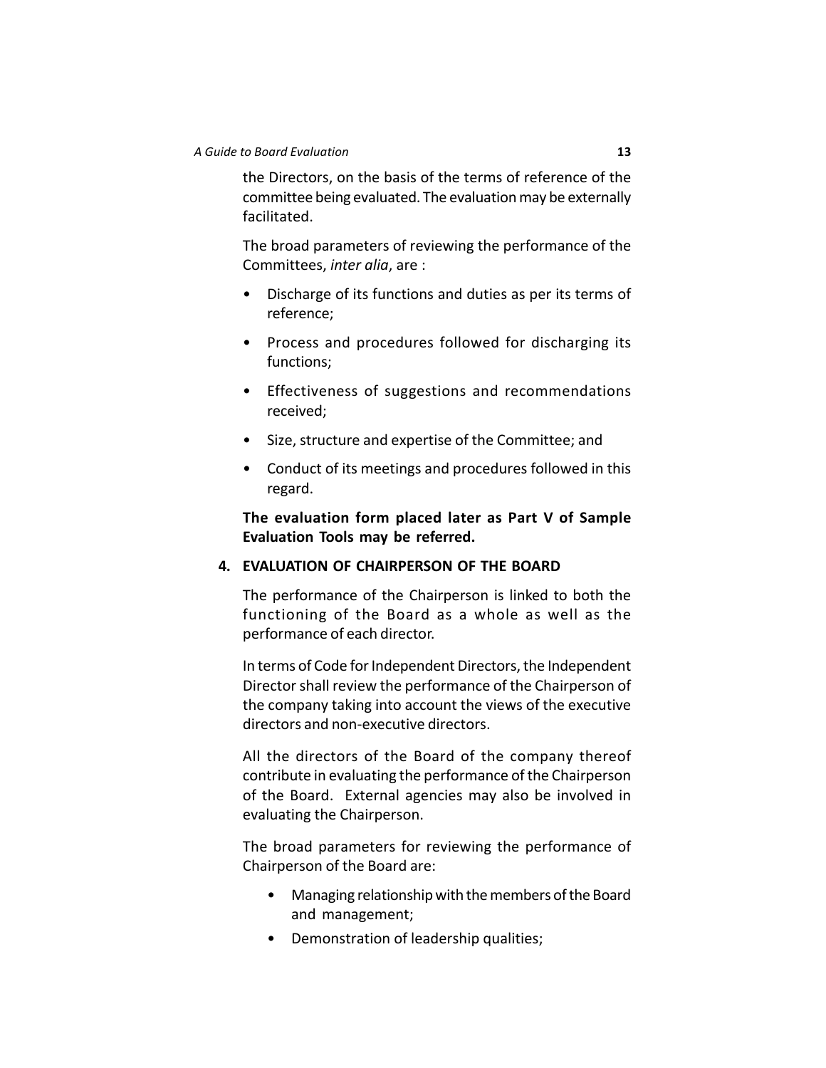the Directors, on the basis of the terms of reference of the committee being evaluated. The evaluation may be externally facilitated.

The broad parameters of reviewing the performance of the Committees, *inter alia*, are :

- Discharge of its functions and duties as per its terms of reference;
- Process and procedures followed for discharging its functions;
- Effectiveness of suggestions and recommendations received;
- Size, structure and expertise of the Committee; and
- Conduct of its meetings and procedures followed in this regard.

**The evaluation form placed later as Part V of Sample Evaluation Tools may be referred.**

## 4. EVALUATION OF CHAIRPERSON OF THE BOARD

The performance of the Chairperson is linked to both the functioning of the Board as a whole as well as the performance of each director.

In terms of Code for Independent Directors, the Independent Director shall review the performance of the Chairperson of the company taking into account the views of the executive directors and non-executive directors.

All the directors of the Board of the company thereof contribute in evaluating the performance of the Chairperson of the Board. External agencies may also be involved in evaluating the Chairperson.

The broad parameters for reviewing the performance of Chairperson of the Board are:

- Managing relationship with the members of the Board and management;
- Demonstration of leadership qualities;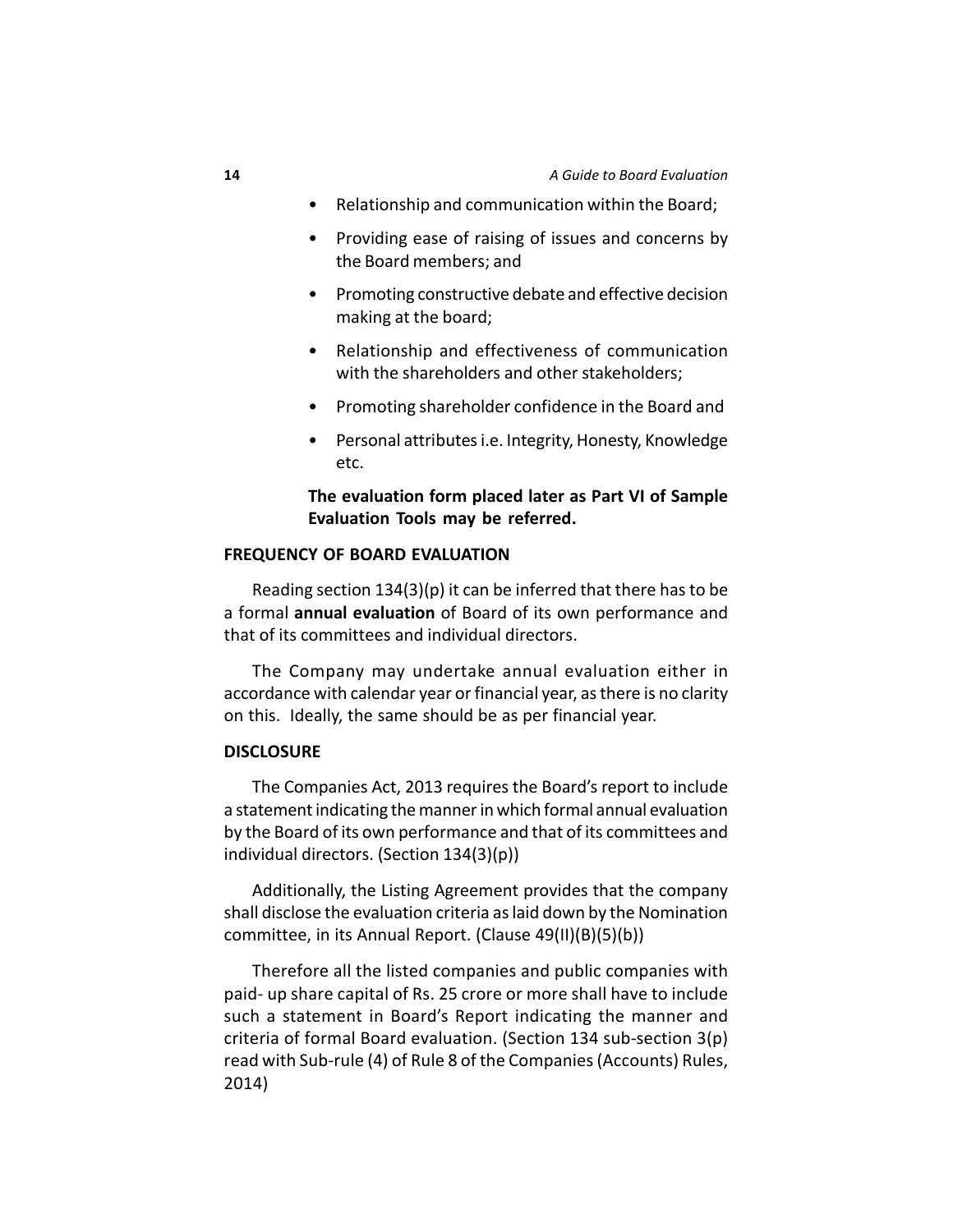- Relationship and communication within the Board;
- Providing ease of raising of issues and concerns by the Board members; and
- Promoting constructive debate and effective decision making at the board;
- Relationship and effectiveness of communication with the shareholders and other stakeholders;
- Promoting shareholder confidence in the Board and
- Personal attributes i.e. Integrity, Honesty, Knowledge etc.

**The evaluation form placed later as Part VI of Sample Evaluation Tools may be referred.**

## FREQUENCY OF BOARD EVALUATION

Reading section 134(3)(p) it can be inferred that there has to be a formal **annual evaluation** of Board of its own performance and that of its committees and individual directors.

The Company may undertake annual evaluation either in accordance with calendar year or financial year, as there is no clarity on this. Ideally, the same should be as per financial year.

## DISCLOSURE

The Companies Act, 2013 requires the Board's report to include a statement indicating the manner in which formal annual evaluation by the Board of its own performance and that of its committees and individual directors. (Section 134(3)(p))

Additionally, the Listing Agreement provides that the company shall disclose the evaluation criteria as laid down by the Nomination committee, in its Annual Report. (Clause 49(II)(B)(5)(b))

Therefore all the listed companies and public companies with paid- up share capital of Rs. 25 crore or more shall have to include such a statement in Board's Report indicating the manner and criteria of formal Board evaluation. (Section 134 sub-section 3(p) read with Sub-rule (4) of Rule 8 of the Companies (Accounts) Rules, 2014)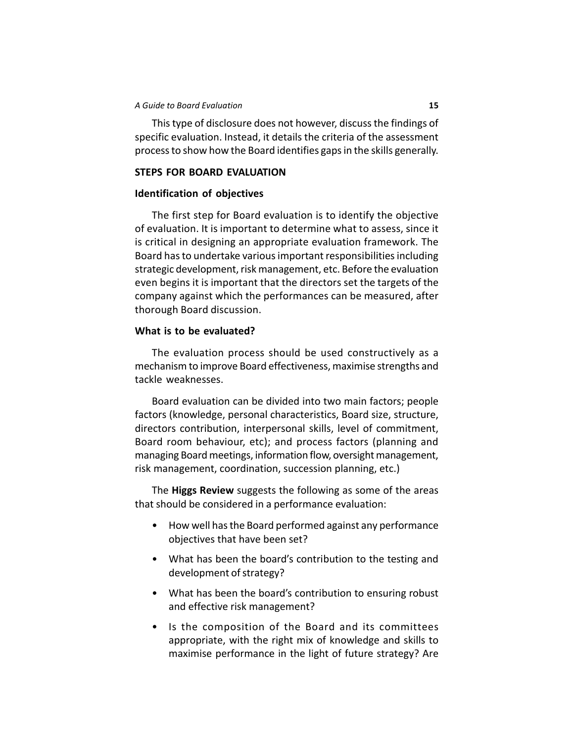This type of disclosure does not however, discuss the findings of specific evaluation. Instead, it details the criteria of the assessment process to show how the Board identifies gaps in the skills generally.

## STEPS FOR BOARD EVALUATION

### Identification of objectives

The first step for Board evaluation is to identify the objective of evaluation. It is important to determine what to assess, since it is critical in designing an appropriate evaluation framework. The Board has to undertake various important responsibilities including strategic development, risk management, etc. Before the evaluation even begins it is important that the directors set the targets of the company against which the performances can be measured, after thorough Board discussion.

### What is to be evaluated?

The evaluation process should be used constructively as a mechanism to improve Board effectiveness, maximise strengths and tackle weaknesses.

Board evaluation can be divided into two main factors; people factors (knowledge, personal characteristics, Board size, structure, directors contribution, interpersonal skills, level of commitment, Board room behaviour, etc); and process factors (planning and managing Board meetings, information flow, oversight management, risk management, coordination, succession planning, etc.)

The **Higgs Review** suggests the following as some of the areas that should be considered in a performance evaluation:

- How well has the Board performed against any performance objectives that have been set?
- What has been the board's contribution to the testing and development of strategy?
- What has been the board's contribution to ensuring robust and effective risk management?
- Is the composition of the Board and its committees appropriate, with the right mix of knowledge and skills to maximise performance in the light of future strategy? Are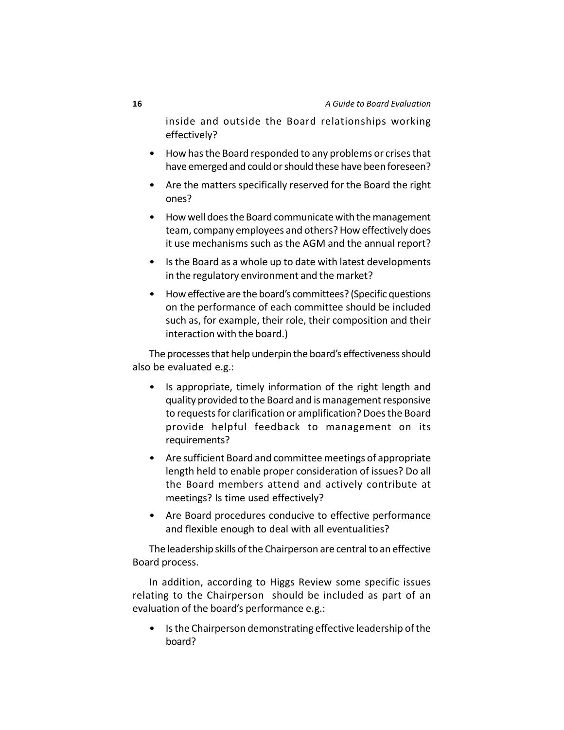inside and outside the Board relationships working effectively?

- How has the Board responded to any problems or crises that have emerged and could or should these have been foreseen?
- Are the matters specifically reserved for the Board the right ones?
- How well does the Board communicate with the management team, company employees and others? How effectively does it use mechanisms such as the AGM and the annual report?
- Is the Board as a whole up to date with latest developments in the regulatory environment and the market?
- How effective are the board's committees? (Specific questions on the performance of each committee should be included such as, for example, their role, their composition and their interaction with the board.)

The processes that help underpin the board's effectiveness should also be evaluated e.g.:

- Is appropriate, timely information of the right length and quality provided to the Board and is management responsive to requests for clarification or amplification? Does the Board provide helpful feedback to management on its requirements?
- Are sufficient Board and committee meetings of appropriate length held to enable proper consideration of issues? Do all the Board members attend and actively contribute at meetings? Is time used effectively?
- Are Board procedures conducive to effective performance and flexible enough to deal with all eventualities?

The leadership skills of the Chairperson are central to an effective Board process.

In addition, according to Higgs Review some specific issues relating to the Chairperson should be included as part of an evaluation of the board's performance e.g.:

- Is the Chairperson demonstrating effective leadership of the board?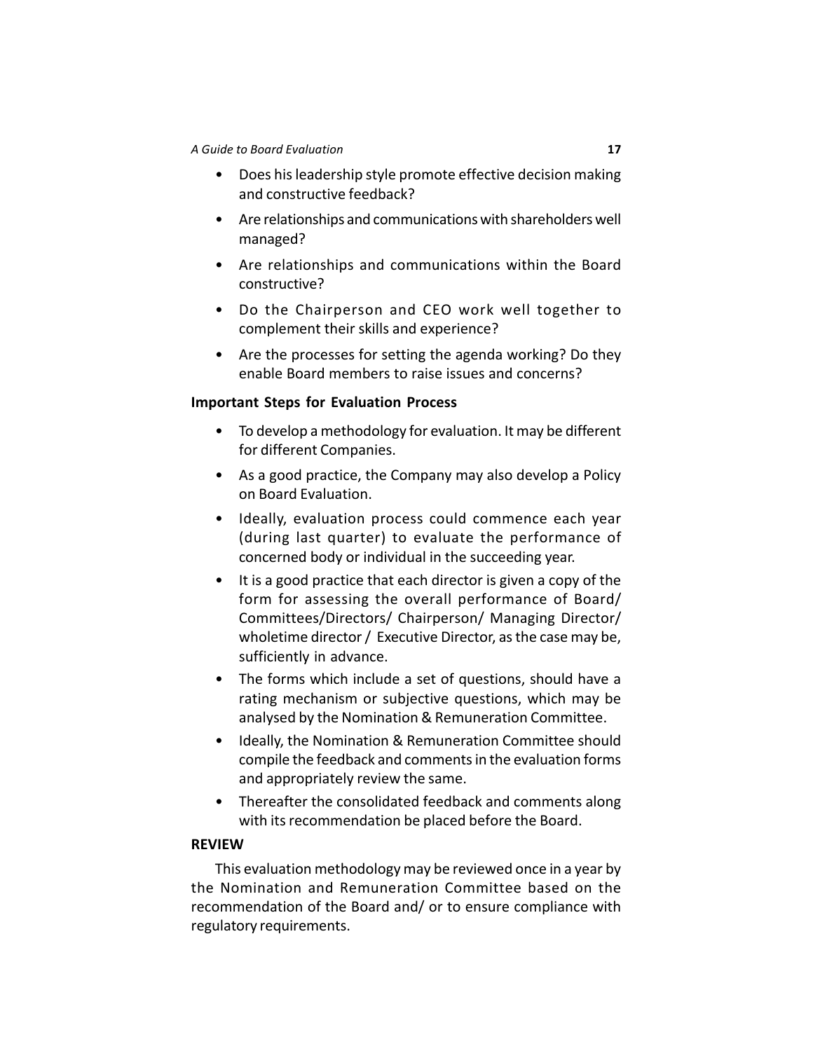- Does his leadership style promote effective decision making and constructive feedback?
- Are relationships and communications with shareholders well managed?
- Are relationships and communications within the Board constructive?
- Do the Chairperson and CEO work well together to complement their skills and experience?
- Are the processes for setting the agenda working? Do they enable Board members to raise issues and concerns?

**Important Steps for Evaluation Process**

- To develop a methodology for evaluation. It may be different for different Companies.
- As a good practice, the Company may also develop a Policy on Board Evaluation.
- Ideally, evaluation process could commence each year (during last quarter) to evaluate the performance of concerned body or individual in the succeeding year.
- It is a good practice that each director is given a copy of the form for assessing the overall performance of Board/ Committees/Directors/ Chairperson/ Managing Director/ wholetime director / Executive Director, as the case may be, sufficiently in advance.
- The forms which include a set of questions, should have a rating mechanism or subjective questions, which may be analysed by the Nomination & Remuneration Committee.
- Ideally, the Nomination & Remuneration Committee should compile the feedback and comments in the evaluation forms and appropriately review the same.
- Thereafter the consolidated feedback and comments along with its recommendation be placed before the Board.

**REVIEW**

This evaluation methodology may be reviewed once in a year by the Nomination and Remuneration Committee based on the recommendation of the Board and/ or to ensure compliance with regulatory requirements.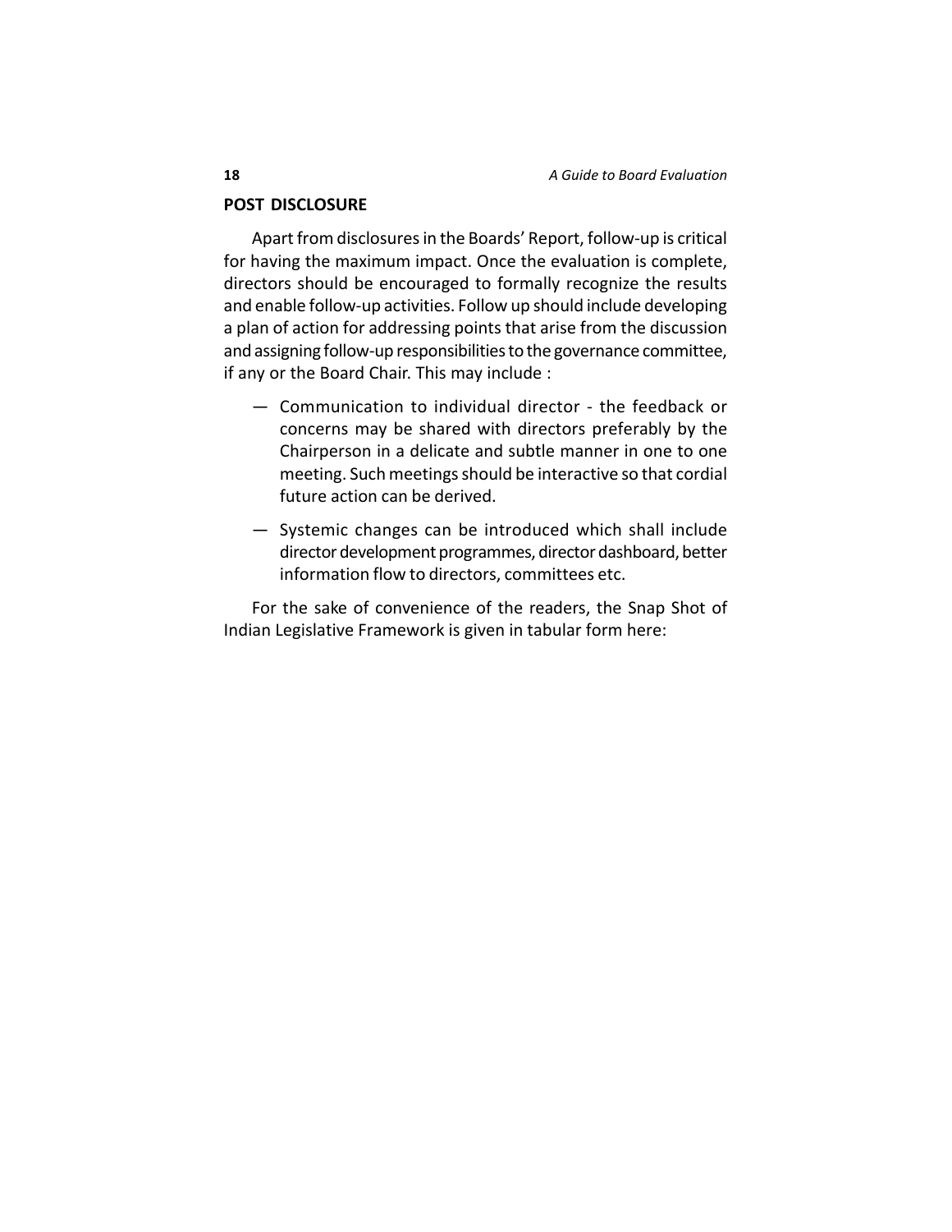## POST DISCLOSURE

Apart from disclosures in the Boards' Report, follow-up is critical for having the maximum impact. Once the evaluation is complete, directors should be encouraged to formally recognize the results and enable follow-up activities. Follow up should include developing a plan of action for addressing points that arise from the discussion and assigning follow-up responsibilities to the governance committee, if any or the Board Chair. This may include :

— Communication to individual director - the feedback or concerns may be shared with directors preferably by the Chairperson in a delicate and subtle manner in one to one meeting. Such meetings should be interactive so that cordial future action can be derived.

— Systemic changes can be introduced which shall include director development programmes, director dashboard, better information flow to directors, committees etc.

For the sake of convenience of the readers, the Snap Shot of Indian Legislative Framework is given in tabular form here: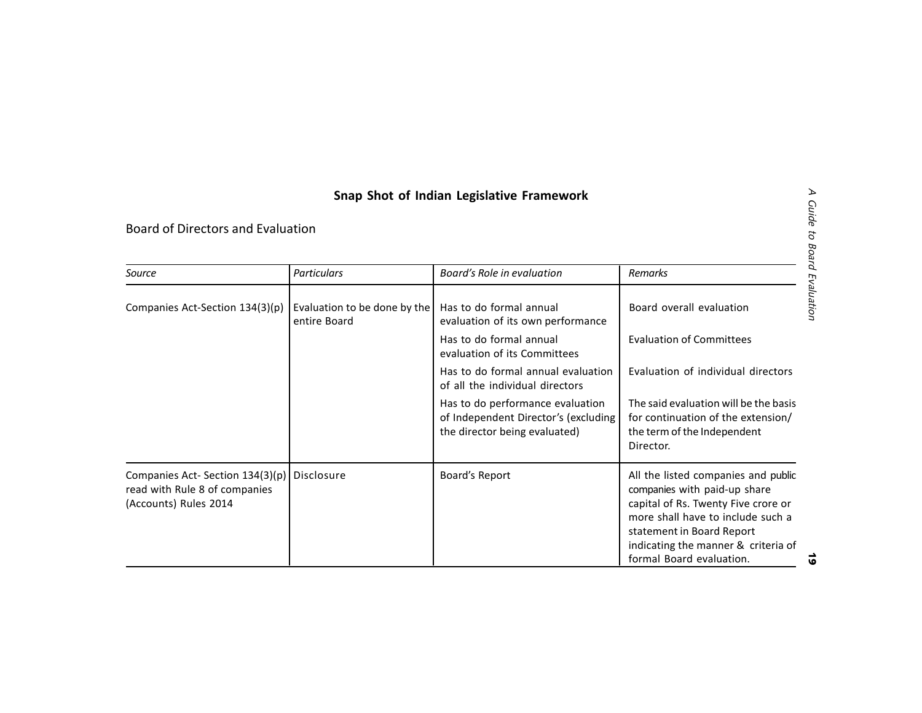## Snap Shot of Indian Legislative Framework

Board of Directors and Evaluation

| *Source* | *Particulars* | *Board's Role in evaluation* | *Remarks* |
|---|---|---|---|
| Companies Act-Section 134(3)(p) | Evaluation to be done by the entire Board | Has to do formal annual evaluation of its own performance | Board overall evaluation |
| | | Has to do formal annual evaluation of its Committees | Evaluation of Committees |
| | | Has to do formal annual evaluation of all the individual directors | Evaluation of individual directors |
| | | Has to do performance evaluation of Independent Director's (excluding the director being evaluated) | The said evaluation will be the basis for continuation of the extension/ the term of the Independent Director. |
| Companies Act- Section 134(3)(p) read with Rule 8 of companies (Accounts) Rules 2014 | Disclosure | Board's Report | All the listed companies and public companies with paid-up share capital of Rs. Twenty Five crore or more shall have to include such a statement in Board Report indicating the manner & criteria of formal Board evaluation. |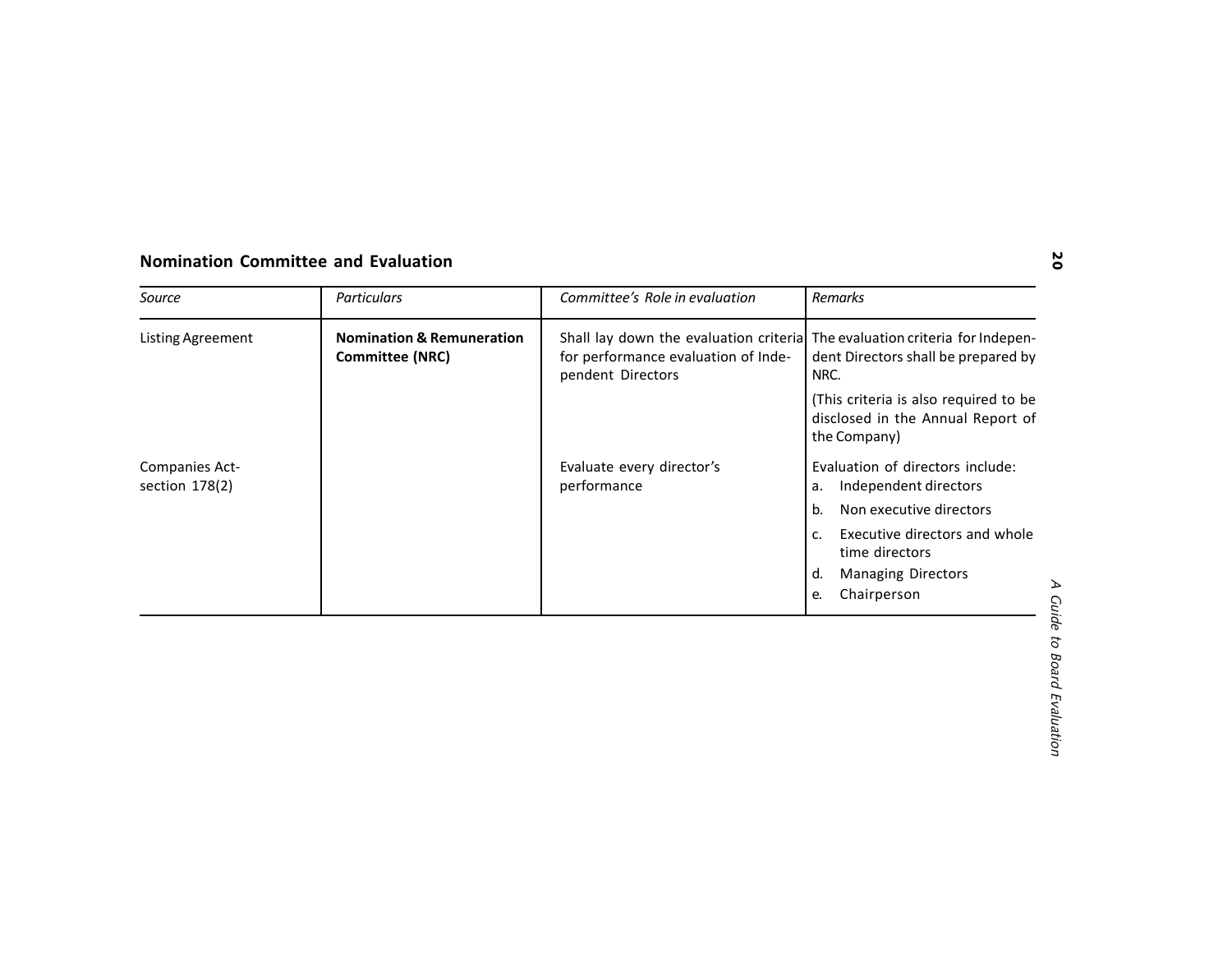## Nomination Committee and Evaluation

| *Source* | *Particulars* | *Committee's Role in evaluation* | *Remarks* |
|---|---|---|---|
| Listing Agreement | **Nomination & Remuneration Committee (NRC)** | Shall lay down the evaluation criteria for performance evaluation of Independent Directors | The evaluation criteria for Independent Directors shall be prepared by NRC. (This criteria is also required to be disclosed in the Annual Report of the Company) |
| Companies Act- section 178(2) | | Evaluate every director's performance | Evaluation of directors include: a. Independent directors b. Non executive directors c. Executive directors and whole time directors d. Managing Directors e. Chairperson |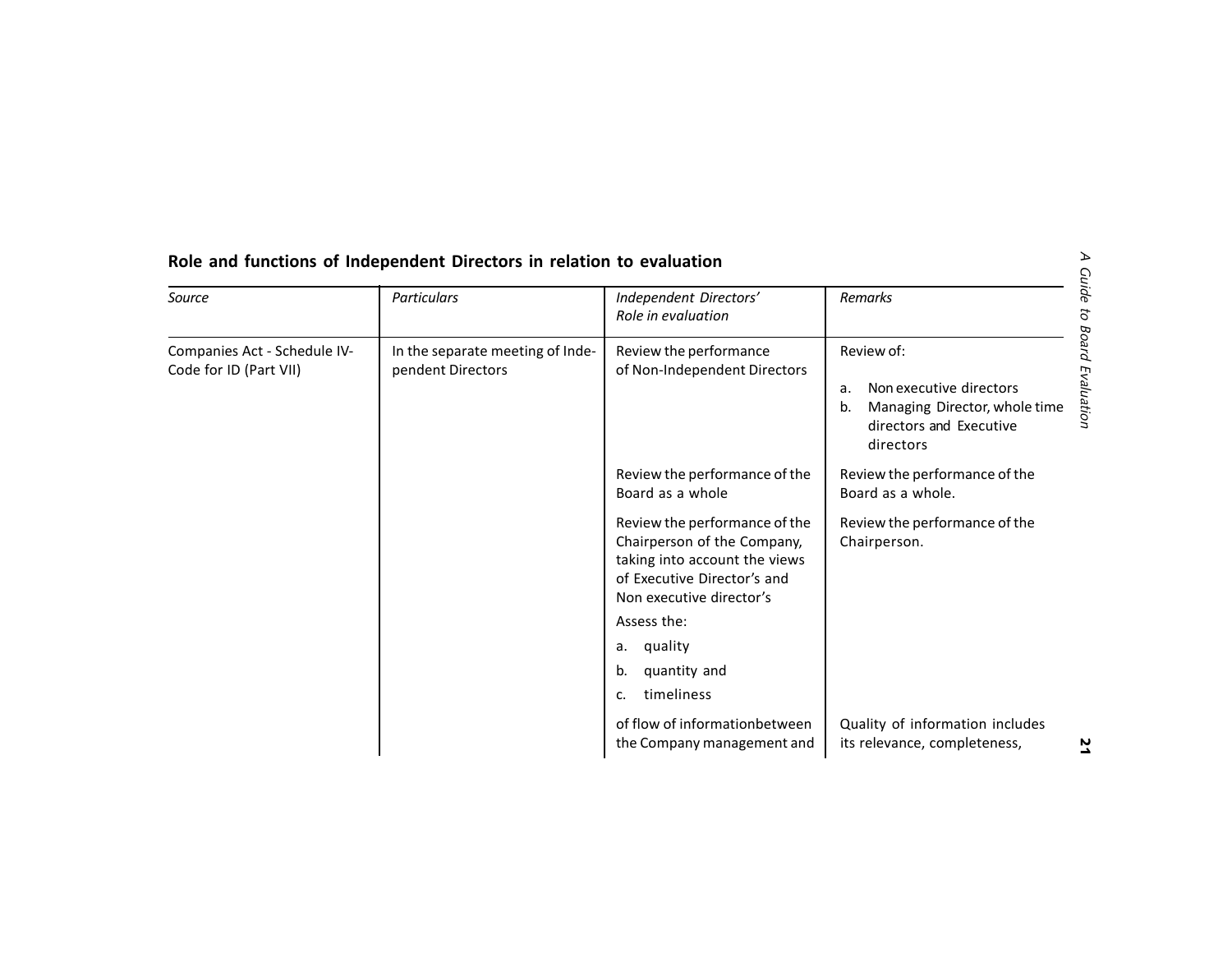## Role and functions of Independent Directors in relation to evaluation

| *Source* | *Particulars* | *Independent Directors' Role in evaluation* | *Remarks* |
|---|---|---|---|
| Companies Act - Schedule IV- Code for ID (Part VII) | In the separate meeting of Independent Directors | Review the performance of Non-Independent Directors | Review of:<br>a. Non executive directors<br>b. Managing Director, whole time directors and Executive directors |
| | | Review the performance of the Board as a whole | Review the performance of the Board as a whole. |
| | | Review the performance of the Chairperson of the Company, taking into account the views of Executive Director's and Non executive director's | Review the performance of the Chairperson. |
| | | Assess the:<br>a. quality<br>b. quantity and<br>c. timeliness<br>of flow of informationbetween the Company management and | Quality of information includes its relevance, completeness, |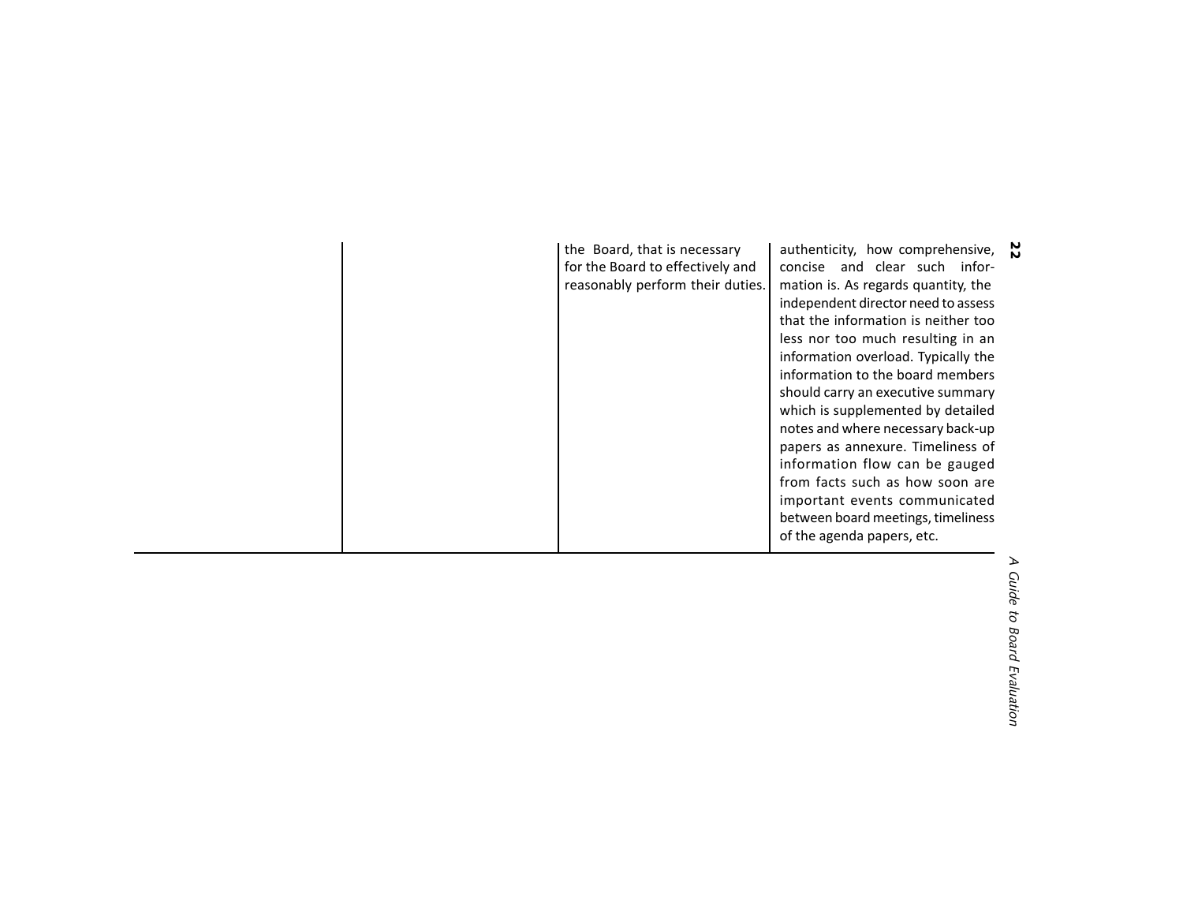|  |  | the Board, that is necessary for the Board to effectively and reasonably perform their duties. | authenticity, how comprehensive, concise and clear such information is. As regards quantity, the independent director need to assess that the information is neither too less nor too much resulting in an information overload. Typically the information to the board members should carry an executive summary which is supplemented by detailed notes and where necessary back-up papers as annexure. Timeliness of information flow can be gauged from facts such as how soon are important events communicated between board meetings, timeliness of the agenda papers, etc. |
| --- | --- | --- | --- |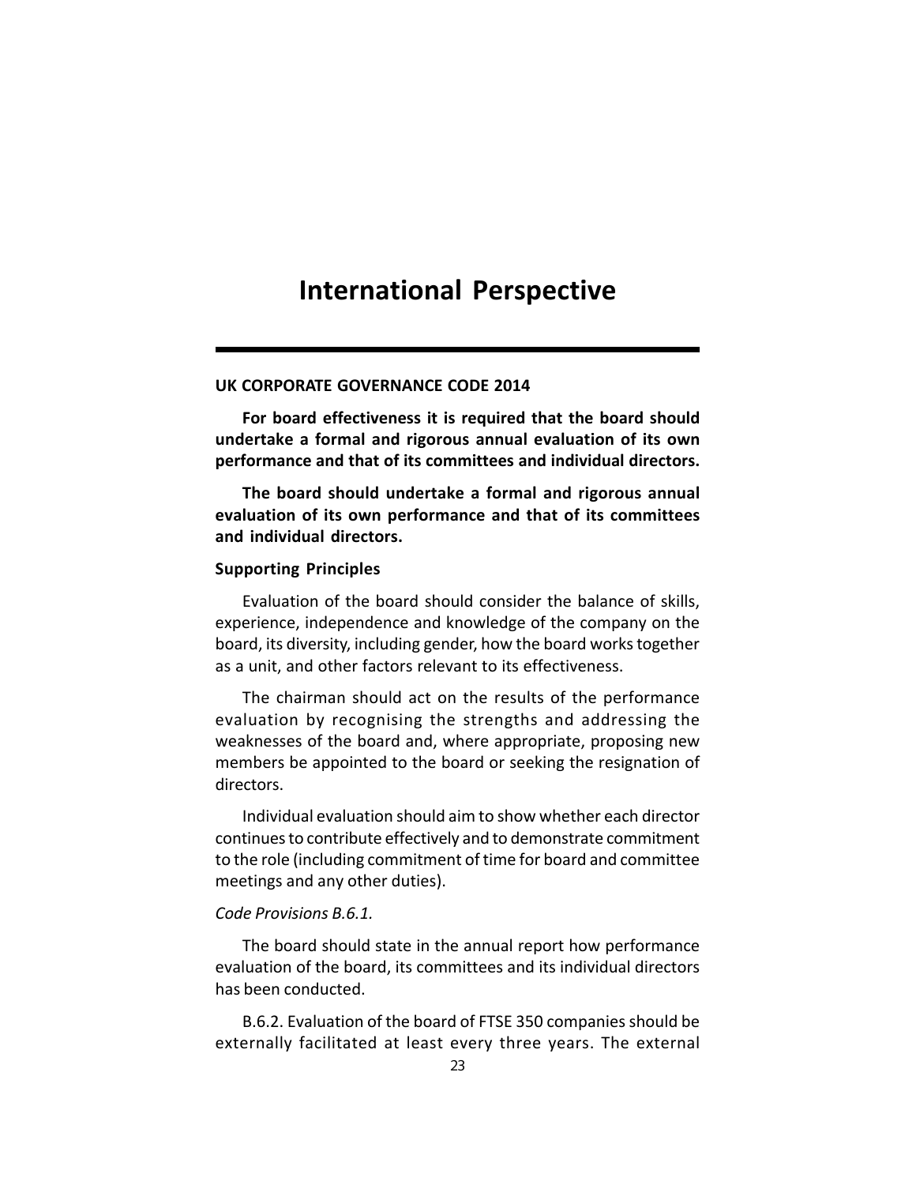# International Perspective

## UK CORPORATE GOVERNANCE CODE 2014

**For board effectiveness it is required that the board should undertake a formal and rigorous annual evaluation of its own performance and that of its committees and individual directors.**

**The board should undertake a formal and rigorous annual evaluation of its own performance and that of its committees and individual directors.**

### Supporting Principles

Evaluation of the board should consider the balance of skills, experience, independence and knowledge of the company on the board, its diversity, including gender, how the board works together as a unit, and other factors relevant to its effectiveness.

The chairman should act on the results of the performance evaluation by recognising the strengths and addressing the weaknesses of the board and, where appropriate, proposing new members be appointed to the board or seeking the resignation of directors.

Individual evaluation should aim to show whether each director continues to contribute effectively and to demonstrate commitment to the role (including commitment of time for board and committee meetings and any other duties).

*Code Provisions B.6.1.*

The board should state in the annual report how performance evaluation of the board, its committees and its individual directors has been conducted.

B.6.2. Evaluation of the board of FTSE 350 companies should be externally facilitated at least every three years. The external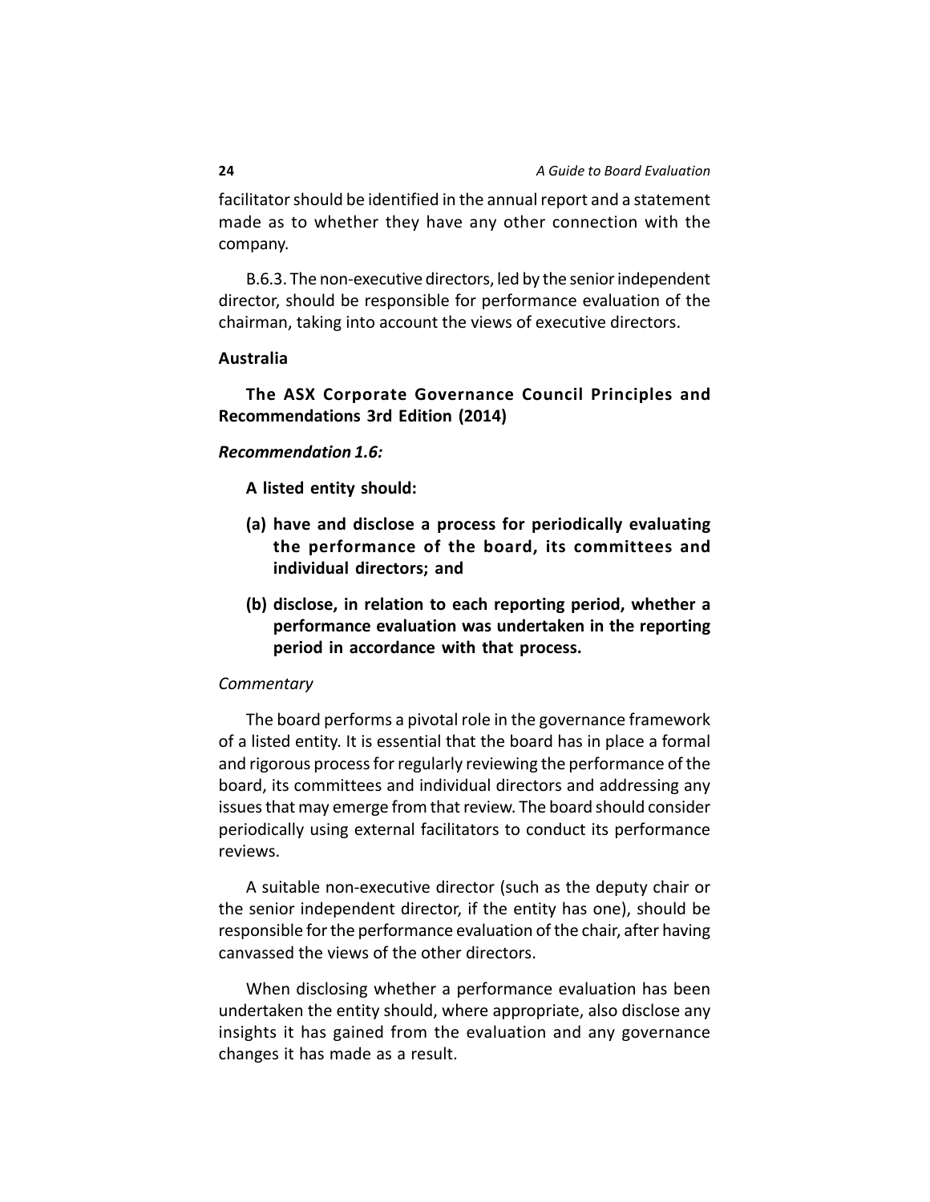facilitator should be identified in the annual report and a statement made as to whether they have any other connection with the company.

B.6.3. The non-executive directors, led by the senior independent director, should be responsible for performance evaluation of the chairman, taking into account the views of executive directors.

**Australia**

**The ASX Corporate Governance Council Principles and Recommendations 3rd Edition (2014)**

***Recommendation 1.6:***

**A listed entity should:**

**(a) have and disclose a process for periodically evaluating the performance of the board, its committees and individual directors; and**

**(b) disclose, in relation to each reporting period, whether a performance evaluation was undertaken in the reporting period in accordance with that process.**

*Commentary*

The board performs a pivotal role in the governance framework of a listed entity. It is essential that the board has in place a formal and rigorous process for regularly reviewing the performance of the board, its committees and individual directors and addressing any issues that may emerge from that review. The board should consider periodically using external facilitators to conduct its performance reviews.

A suitable non-executive director (such as the deputy chair or the senior independent director, if the entity has one), should be responsible for the performance evaluation of the chair, after having canvassed the views of the other directors.

When disclosing whether a performance evaluation has been undertaken the entity should, where appropriate, also disclose any insights it has gained from the evaluation and any governance changes it has made as a result.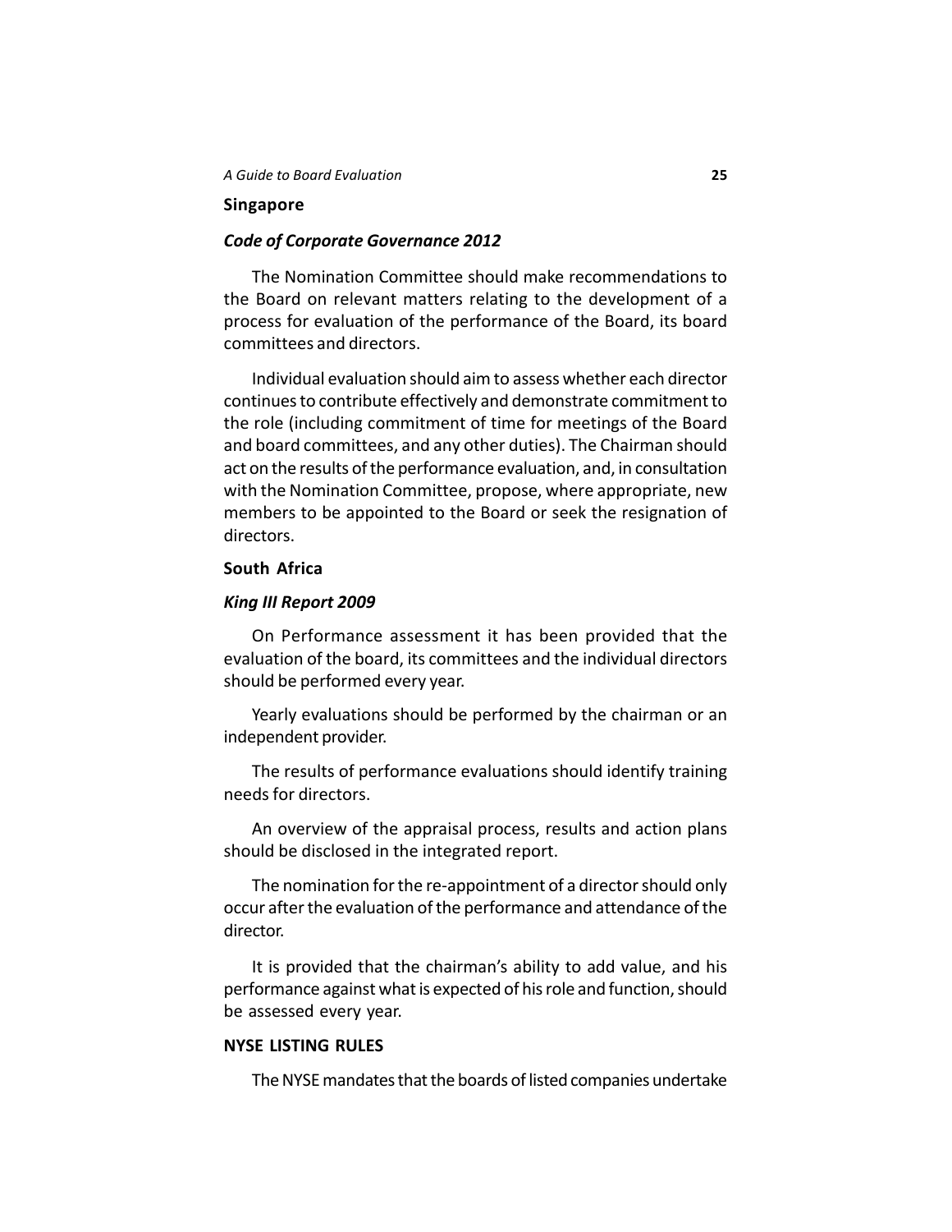### Singapore

#### *Code of Corporate Governance 2012*

The Nomination Committee should make recommendations to the Board on relevant matters relating to the development of a process for evaluation of the performance of the Board, its board committees and directors.

Individual evaluation should aim to assess whether each director continues to contribute effectively and demonstrate commitment to the role (including commitment of time for meetings of the Board and board committees, and any other duties). The Chairman should act on the results of the performance evaluation, and, in consultation with the Nomination Committee, propose, where appropriate, new members to be appointed to the Board or seek the resignation of directors.

### South Africa

#### *King III Report 2009*

On Performance assessment it has been provided that the evaluation of the board, its committees and the individual directors should be performed every year.

Yearly evaluations should be performed by the chairman or an independent provider.

The results of performance evaluations should identify training needs for directors.

An overview of the appraisal process, results and action plans should be disclosed in the integrated report.

The nomination for the re-appointment of a director should only occur after the evaluation of the performance and attendance of the director.

It is provided that the chairman's ability to add value, and his performance against what is expected of his role and function, should be assessed every year.

### NYSE LISTING RULES

The NYSE mandates that the boards of listed companies undertake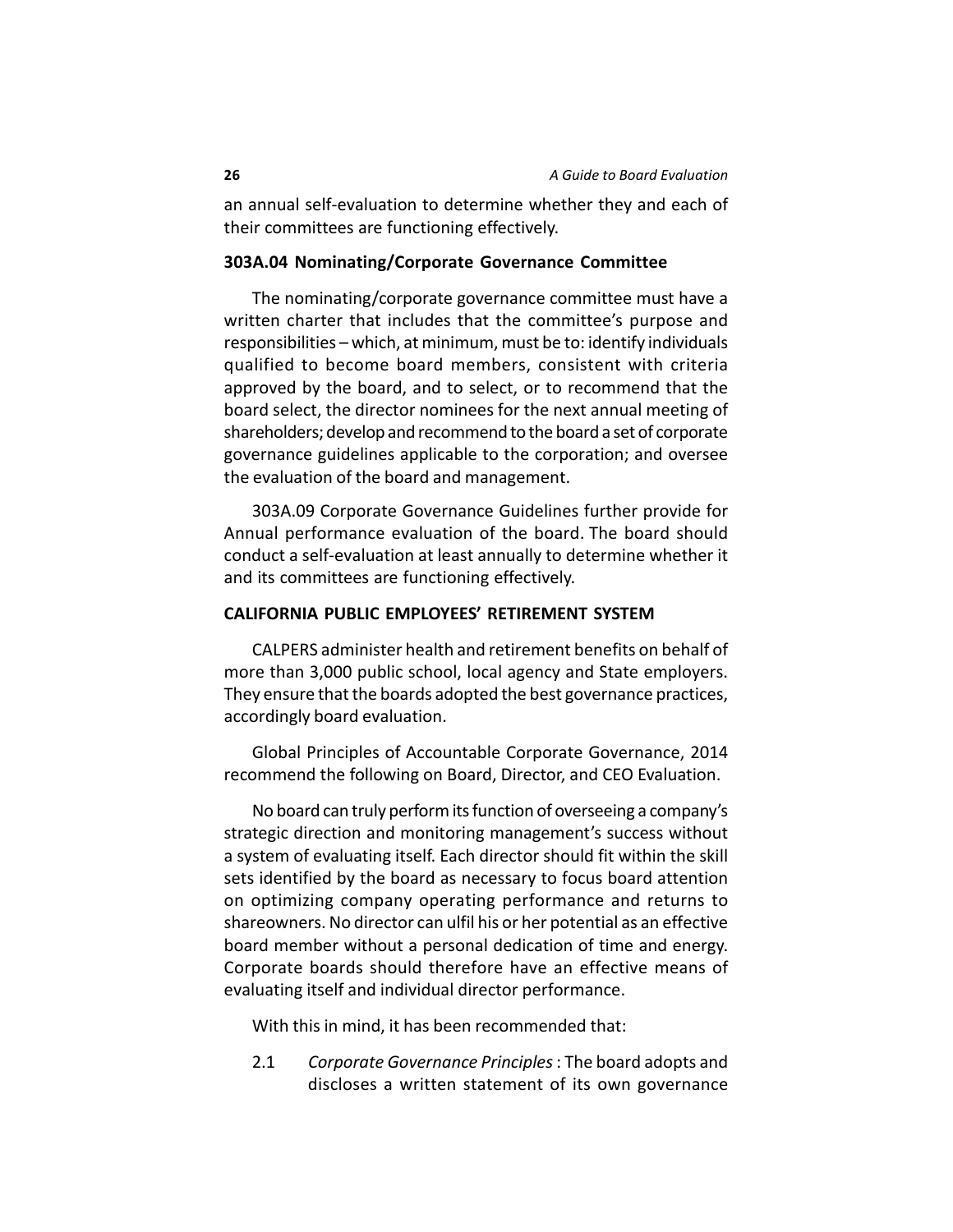an annual self-evaluation to determine whether they and each of their committees are functioning effectively.

### 303A.04 Nominating/Corporate Governance Committee

The nominating/corporate governance committee must have a written charter that includes that the committee's purpose and responsibilities – which, at minimum, must be to: identify individuals qualified to become board members, consistent with criteria approved by the board, and to select, or to recommend that the board select, the director nominees for the next annual meeting of shareholders; develop and recommend to the board a set of corporate governance guidelines applicable to the corporation; and oversee the evaluation of the board and management.

303A.09 Corporate Governance Guidelines further provide for Annual performance evaluation of the board. The board should conduct a self-evaluation at least annually to determine whether it and its committees are functioning effectively.

### CALIFORNIA PUBLIC EMPLOYEES' RETIREMENT SYSTEM

CALPERS administer health and retirement benefits on behalf of more than 3,000 public school, local agency and State employers. They ensure that the boards adopted the best governance practices, accordingly board evaluation.

Global Principles of Accountable Corporate Governance, 2014 recommend the following on Board, Director, and CEO Evaluation.

No board can truly perform its function of overseeing a company's strategic direction and monitoring management's success without a system of evaluating itself. Each director should fit within the skill sets identified by the board as necessary to focus board attention on optimizing company operating performance and returns to shareowners. No director can ulfil his or her potential as an effective board member without a personal dedication of time and energy. Corporate boards should therefore have an effective means of evaluating itself and individual director performance.

With this in mind, it has been recommended that:

2.1 *Corporate Governance Principles* : The board adopts and discloses a written statement of its own governance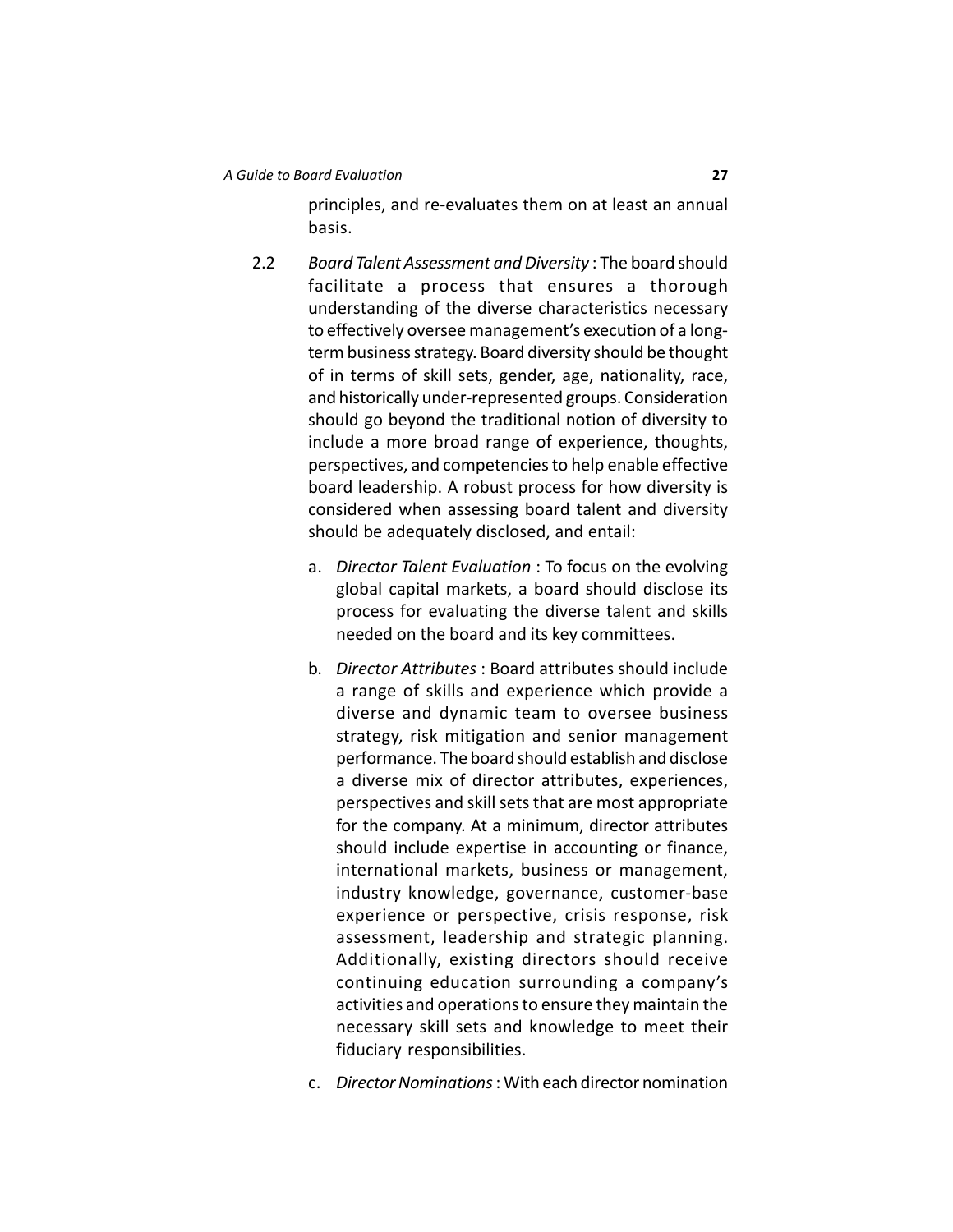principles, and re-evaluates them on at least an annual basis.

2.2 *Board Talent Assessment and Diversity* : The board should facilitate a process that ensures a thorough understanding of the diverse characteristics necessary to effectively oversee management's execution of a long-term business strategy. Board diversity should be thought of in terms of skill sets, gender, age, nationality, race, and historically under-represented groups. Consideration should go beyond the traditional notion of diversity to include a more broad range of experience, thoughts, perspectives, and competencies to help enable effective board leadership. A robust process for how diversity is considered when assessing board talent and diversity should be adequately disclosed, and entail:

a. *Director Talent Evaluation* : To focus on the evolving global capital markets, a board should disclose its process for evaluating the diverse talent and skills needed on the board and its key committees.

b. *Director Attributes* : Board attributes should include a range of skills and experience which provide a diverse and dynamic team to oversee business strategy, risk mitigation and senior management performance. The board should establish and disclose a diverse mix of director attributes, experiences, perspectives and skill sets that are most appropriate for the company. At a minimum, director attributes should include expertise in accounting or finance, international markets, business or management, industry knowledge, governance, customer-base experience or perspective, crisis response, risk assessment, leadership and strategic planning. Additionally, existing directors should receive continuing education surrounding a company's activities and operations to ensure they maintain the necessary skill sets and knowledge to meet their fiduciary responsibilities.

c. *Director Nominations* : With each director nomination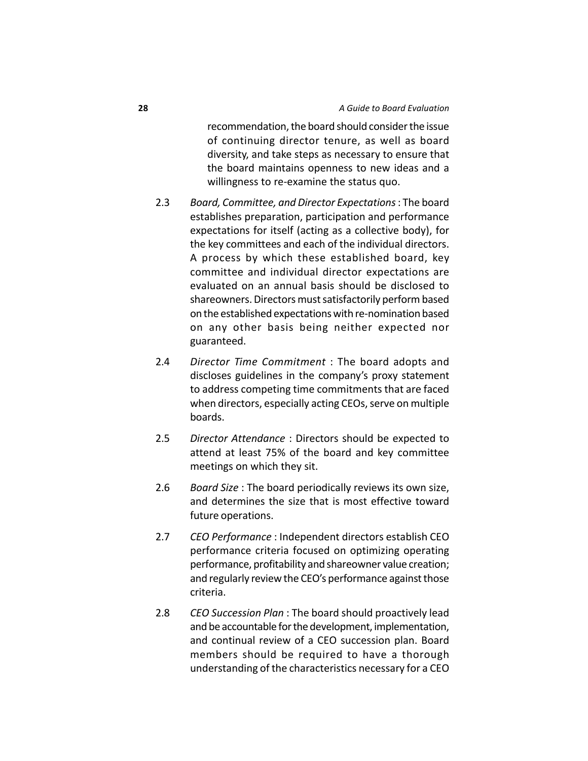recommendation, the board should consider the issue of continuing director tenure, as well as board diversity, and take steps as necessary to ensure that the board maintains openness to new ideas and a willingness to re-examine the status quo.

2.3 *Board, Committee, and Director Expectations* : The board establishes preparation, participation and performance expectations for itself (acting as a collective body), for the key committees and each of the individual directors. A process by which these established board, key committee and individual director expectations are evaluated on an annual basis should be disclosed to shareowners. Directors must satisfactorily perform based on the established expectations with re-nomination based on any other basis being neither expected nor guaranteed.

2.4 *Director Time Commitment* : The board adopts and discloses guidelines in the company's proxy statement to address competing time commitments that are faced when directors, especially acting CEOs, serve on multiple boards.

2.5 *Director Attendance* : Directors should be expected to attend at least 75% of the board and key committee meetings on which they sit.

2.6 *Board Size* : The board periodically reviews its own size, and determines the size that is most effective toward future operations.

2.7 *CEO Performance* : Independent directors establish CEO performance criteria focused on optimizing operating performance, profitability and shareowner value creation; and regularly review the CEO's performance against those criteria.

2.8 *CEO Succession Plan* : The board should proactively lead and be accountable for the development, implementation, and continual review of a CEO succession plan. Board members should be required to have a thorough understanding of the characteristics necessary for a CEO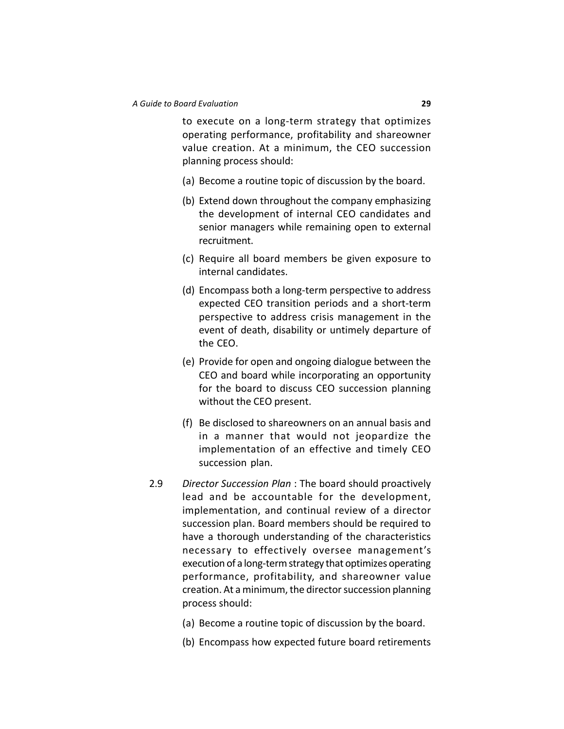to execute on a long-term strategy that optimizes operating performance, profitability and shareowner value creation. At a minimum, the CEO succession planning process should:

(a) Become a routine topic of discussion by the board.

(b) Extend down throughout the company emphasizing the development of internal CEO candidates and senior managers while remaining open to external recruitment.

(c) Require all board members be given exposure to internal candidates.

(d) Encompass both a long-term perspective to address expected CEO transition periods and a short-term perspective to address crisis management in the event of death, disability or untimely departure of the CEO.

(e) Provide for open and ongoing dialogue between the CEO and board while incorporating an opportunity for the board to discuss CEO succession planning without the CEO present.

(f) Be disclosed to shareowners on an annual basis and in a manner that would not jeopardize the implementation of an effective and timely CEO succession plan.

2.9 *Director Succession Plan* : The board should proactively lead and be accountable for the development, implementation, and continual review of a director succession plan. Board members should be required to have a thorough understanding of the characteristics necessary to effectively oversee management's execution of a long-term strategy that optimizes operating performance, profitability, and shareowner value creation. At a minimum, the director succession planning process should:

(a) Become a routine topic of discussion by the board.

(b) Encompass how expected future board retirements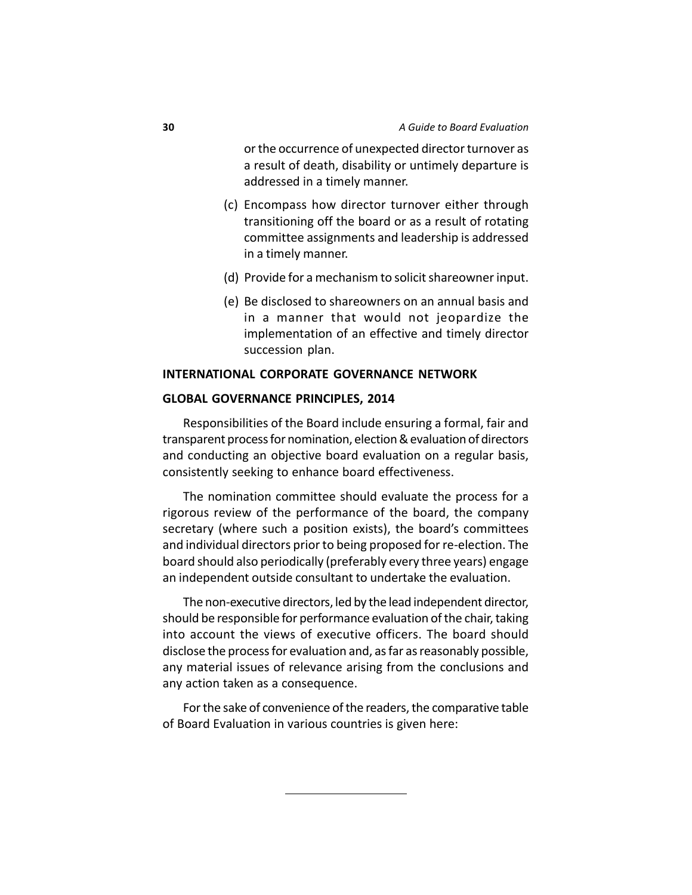or the occurrence of unexpected director turnover as a result of death, disability or untimely departure is addressed in a timely manner.

(c) Encompass how director turnover either through transitioning off the board or as a result of rotating committee assignments and leadership is addressed in a timely manner.

(d) Provide for a mechanism to solicit shareowner input.

(e) Be disclosed to shareowners on an annual basis and in a manner that would not jeopardize the implementation of an effective and timely director succession plan.

**INTERNATIONAL CORPORATE GOVERNANCE NETWORK**

**GLOBAL GOVERNANCE PRINCIPLES, 2014**

Responsibilities of the Board include ensuring a formal, fair and transparent process for nomination, election & evaluation of directors and conducting an objective board evaluation on a regular basis, consistently seeking to enhance board effectiveness.

The nomination committee should evaluate the process for a rigorous review of the performance of the board, the company secretary (where such a position exists), the board's committees and individual directors prior to being proposed for re-election. The board should also periodically (preferably every three years) engage an independent outside consultant to undertake the evaluation.

The non-executive directors, led by the lead independent director, should be responsible for performance evaluation of the chair, taking into account the views of executive officers. The board should disclose the process for evaluation and, as far as reasonably possible, any material issues of relevance arising from the conclusions and any action taken as a consequence.

For the sake of convenience of the readers, the comparative table of Board Evaluation in various countries is given here: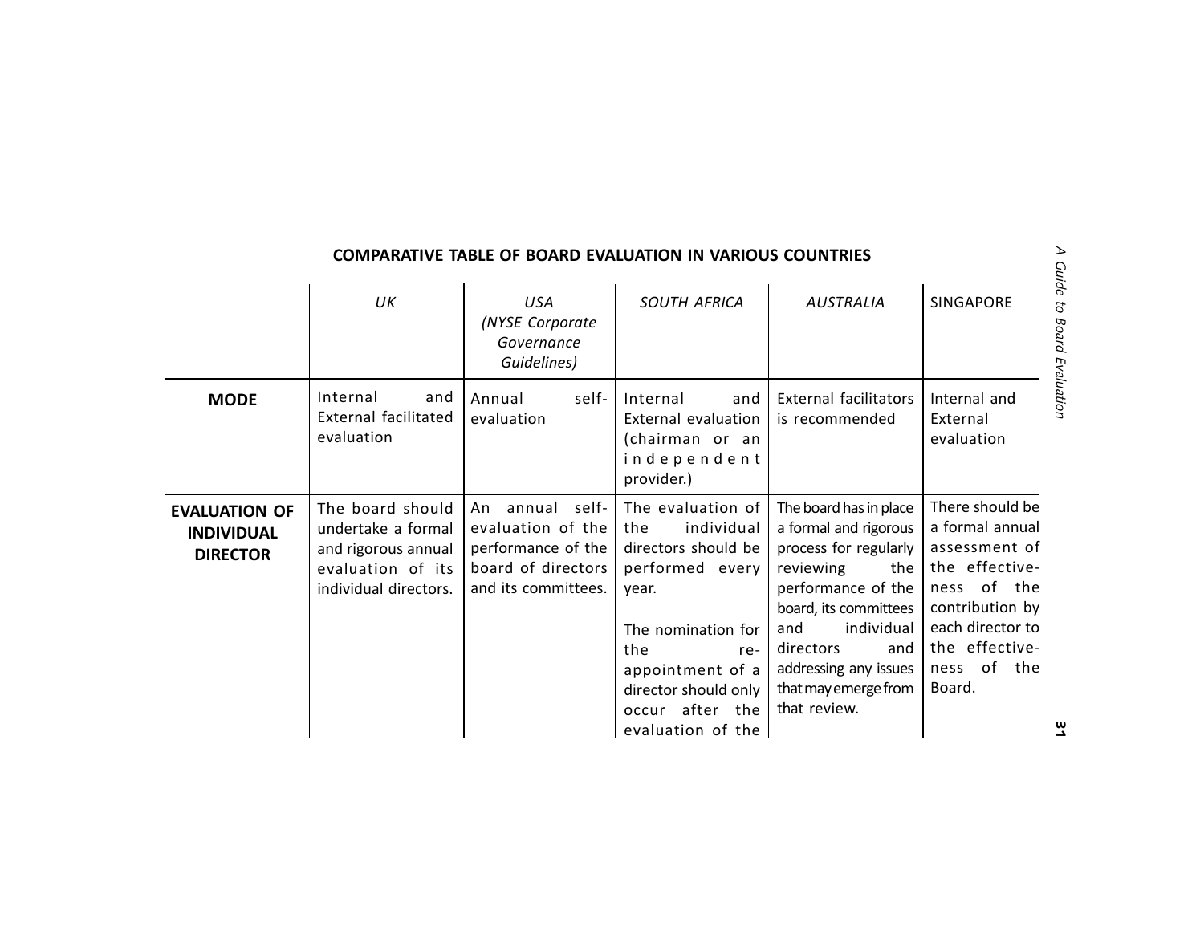## COMPARATIVE TABLE OF BOARD EVALUATION IN VARIOUS COUNTRIES

| | *UK* | *USA (NYSE Corporate Governance Guidelines)* | *SOUTH AFRICA* | *AUSTRALIA* | SINGAPORE |
|---|---|---|---|---|---|
| **MODE** | Internal and External facilitated evaluation | Annual self-evaluation | Internal and External evaluation (chairman or an independent provider.) | External facilitators is recommended | Internal and External evaluation |
| **EVALUATION OF INDIVIDUAL DIRECTOR** | The board should undertake a formal and rigorous annual evaluation of its individual directors. | An annual self-evaluation of the performance of the board of directors and its committees. | The evaluation of the individual directors should be performed every year.<br><br>The nomination for the re-appointment of a director should only occur after the evaluation of the | The board has in place a formal and rigorous process for regularly reviewing the performance of the board, its committees and individual directors and addressing any issues that may emerge from that review. | There should be a formal annual assessment of the effectiveness of the contribution by each director to the effectiveness of the Board. |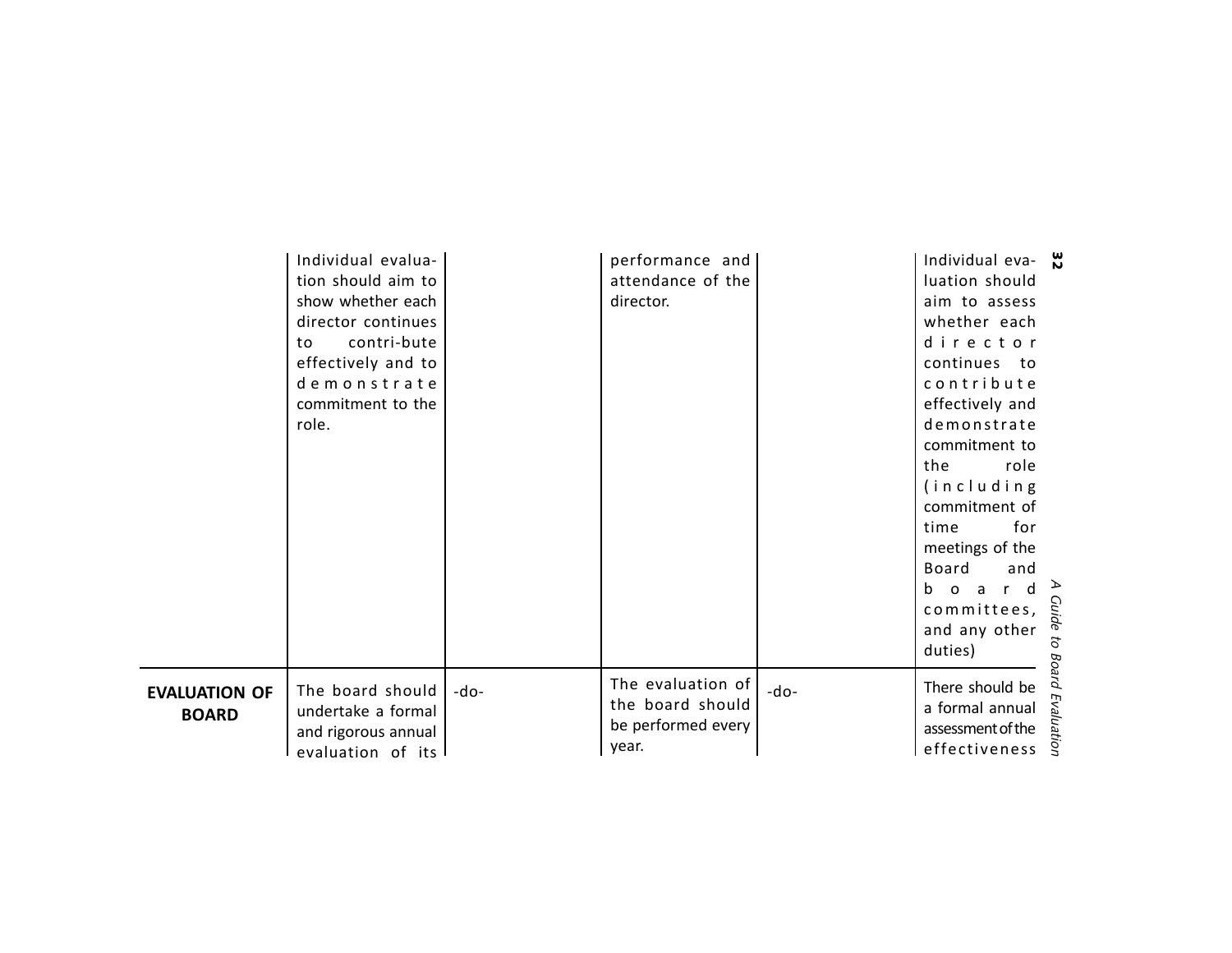| | | | | | |
|---|---|---|---|---|---|
| | Individual evaluation should aim to show whether each director continues to contri-bute effectively and to demonstrate commitment to the role. | | performance and attendance of the director. | | Individual evaluation should aim to assess whether each director continues to contribute effectively and demonstrate commitment to the role (including commitment of time for meetings of the Board and board committees, and any other duties) |
| **EVALUATION OF BOARD** | The board should undertake a formal and rigorous annual evaluation of its | -do- | The evaluation of the board should be performed every year. | -do- | There should be a formal annual assessment of the effectiveness |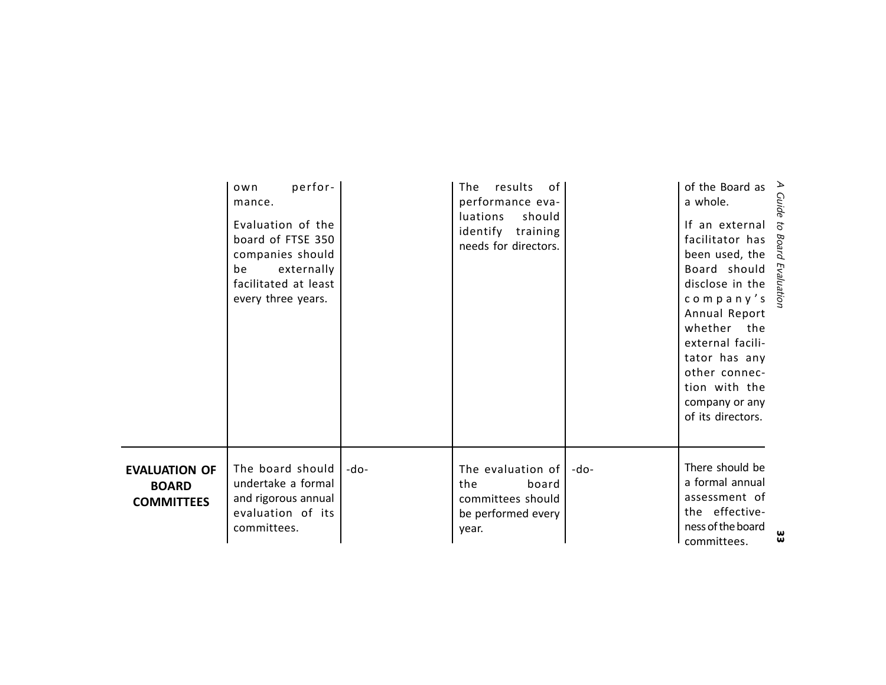| | | | | | |
|---|---|---|---|---|---|
| | own performance. Evaluation of the board of FTSE 350 companies should be externally facilitated at least every three years. | | The results of performance evaluations should identify training needs for directors. | | of the Board as a whole. If an external facilitator has been used, the Board should disclose in the company's Annual Report whether the external facilitator has any other connection with the company or any of its directors. |
| **EVALUATION OF BOARD COMMITTEES** | The board should undertake a formal and rigorous annual evaluation of its committees. | -do- | The evaluation of the board committees should be performed every year. | -do- | There should be a formal annual assessment of the effectiveness of the board committees. |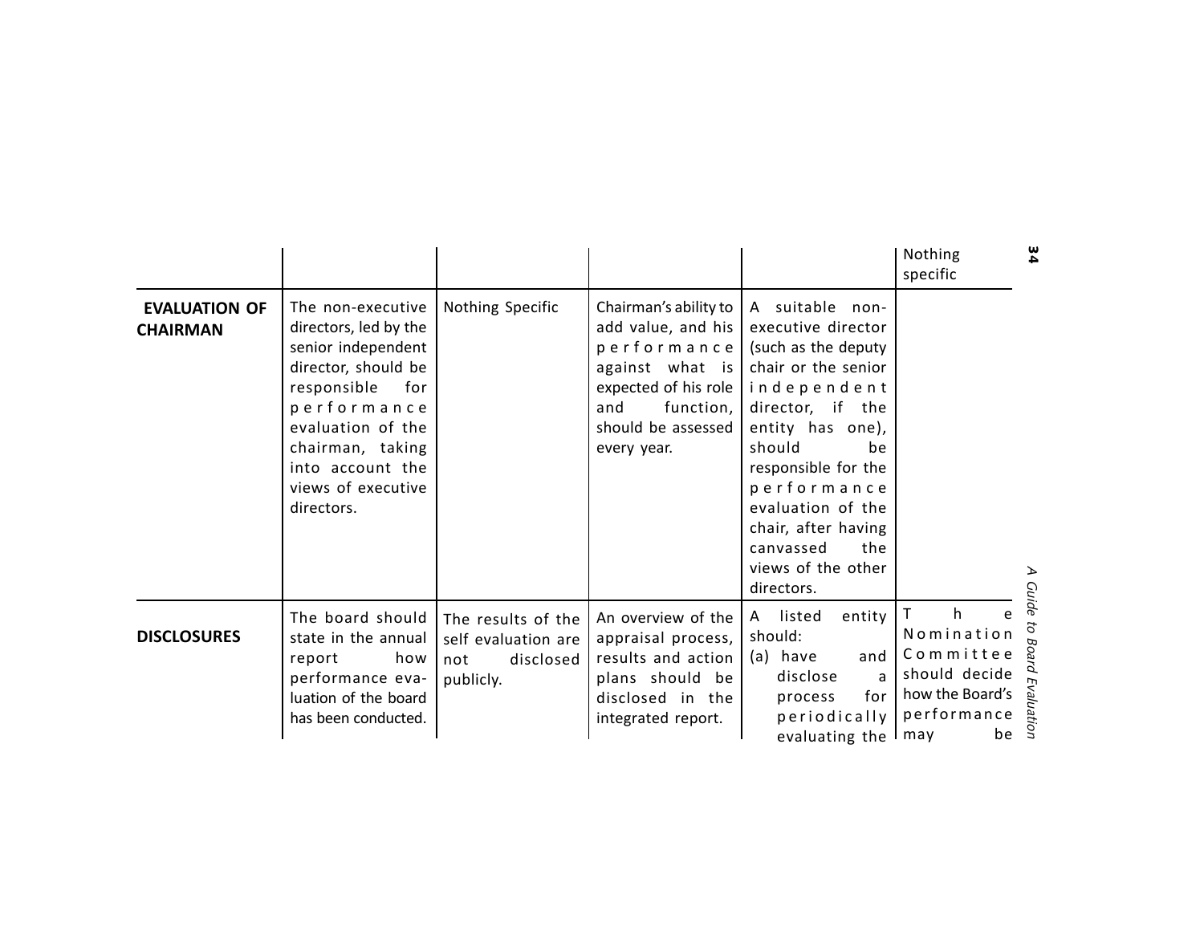| | | | | | |
|---|---|---|---|---|---|
| | | | | | Nothing specific |
| **EVALUATION OF CHAIRMAN** | The non-executive directors, led by the senior independent director, should be responsible for performance evaluation of the chairman, taking into account the views of executive directors. | Nothing Specific | Chairman's ability to add value, and his performance against what is expected of his role and function, should be assessed every year. | A suitable non-executive director (such as the deputy chair or the senior independent director, if the entity has one), should be responsible for the performance evaluation of the chair, after having canvassed the views of the other directors. | |
| **DISCLOSURES** | The board should state in the annual report how performance evaluation of the board has been conducted. | The results of the self evaluation are not disclosed publicly. | An overview of the appraisal process, results and action plans should be disclosed in the integrated report. | A listed entity should: (a) have and disclose a process for periodically evaluating the | The Nomination Committee should decide how the Board's performance may be |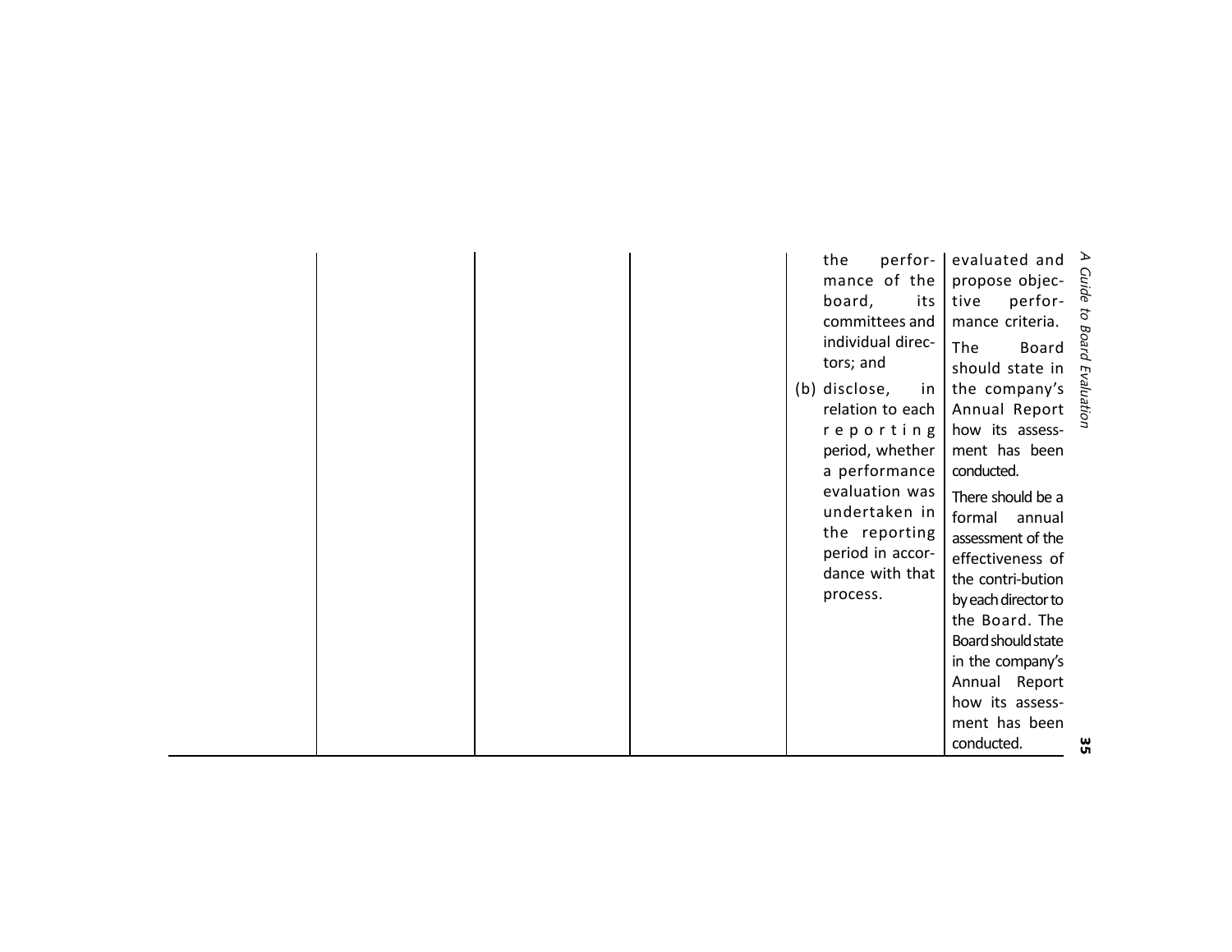| | | | | | |
|---|---|---|---|---|---|
| | | | | the performance of the board, its committees and individual directors; and<br><br>(b) disclose, in relation to each reporting period, whether a performance evaluation was undertaken in the reporting period in accordance with that process. | evaluated and propose objective performance criteria.<br><br>The Board should state in the company's Annual Report how its assessment has been conducted.<br><br>There should be a formal annual assessment of the effectiveness of the contri-bution by each director to the Board. The Board should state in the company's Annual Report how its assessment has been conducted. |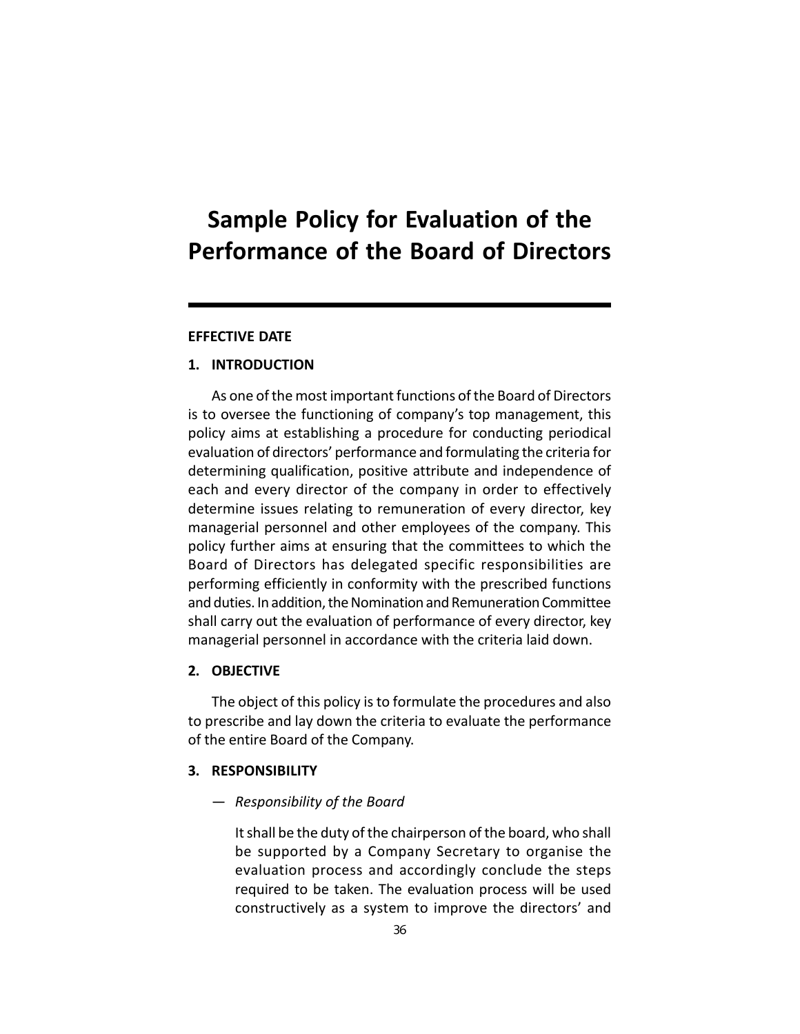# Sample Policy for Evaluation of the Performance of the Board of Directors

**EFFECTIVE DATE**

## 1. INTRODUCTION

As one of the most important functions of the Board of Directors is to oversee the functioning of company's top management, this policy aims at establishing a procedure for conducting periodical evaluation of directors' performance and formulating the criteria for determining qualification, positive attribute and independence of each and every director of the company in order to effectively determine issues relating to remuneration of every director, key managerial personnel and other employees of the company. This policy further aims at ensuring that the committees to which the Board of Directors has delegated specific responsibilities are performing efficiently in conformity with the prescribed functions and duties. In addition, the Nomination and Remuneration Committee shall carry out the evaluation of performance of every director, key managerial personnel in accordance with the criteria laid down.

## 2. OBJECTIVE

The object of this policy is to formulate the procedures and also to prescribe and lay down the criteria to evaluate the performance of the entire Board of the Company.

## 3. RESPONSIBILITY

— *Responsibility of the Board*

It shall be the duty of the chairperson of the board, who shall be supported by a Company Secretary to organise the evaluation process and accordingly conclude the steps required to be taken. The evaluation process will be used constructively as a system to improve the directors' and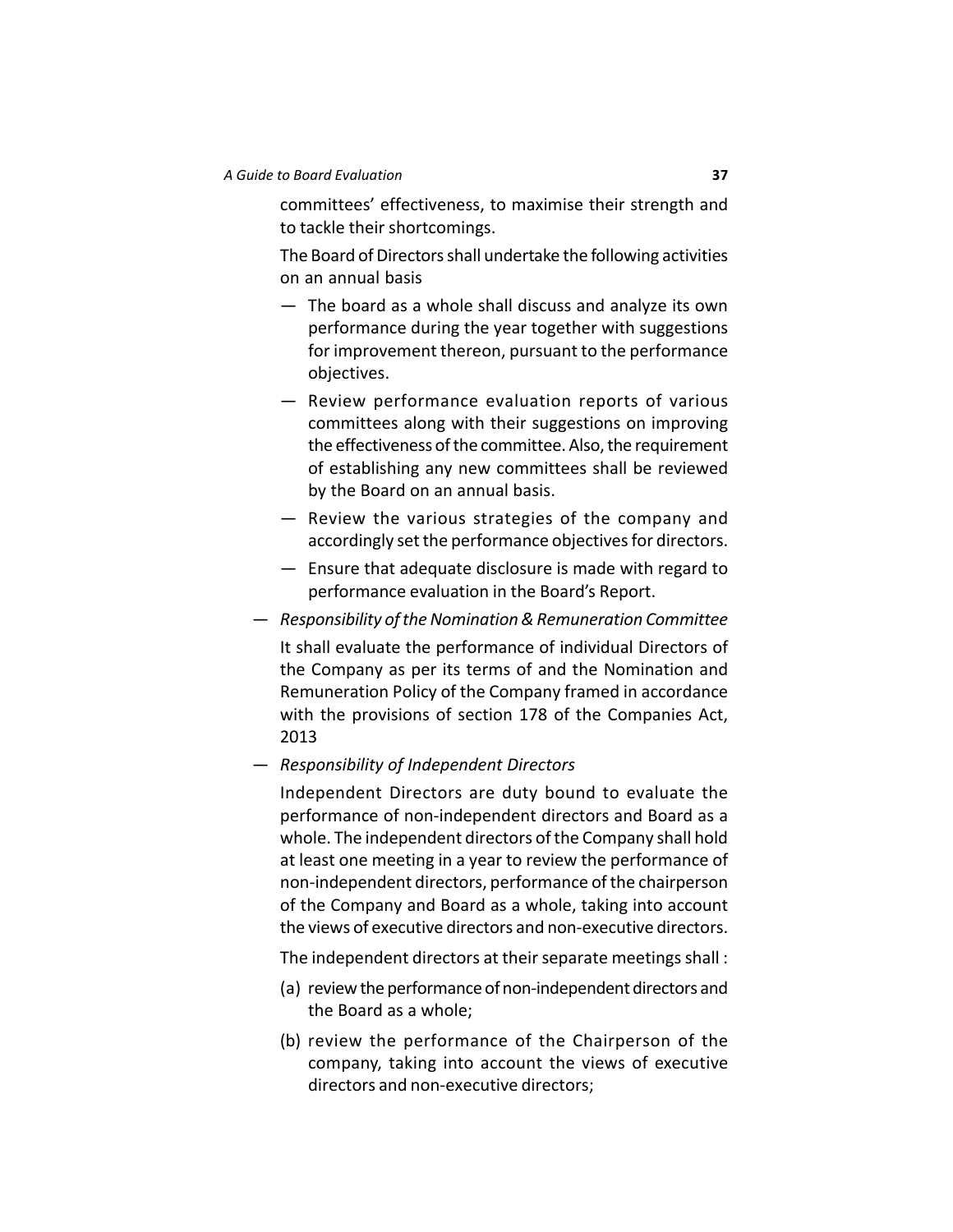committees' effectiveness, to maximise their strength and to tackle their shortcomings.

The Board of Directors shall undertake the following activities on an annual basis

- The board as a whole shall discuss and analyze its own performance during the year together with suggestions for improvement thereon, pursuant to the performance objectives.
- Review performance evaluation reports of various committees along with their suggestions on improving the effectiveness of the committee. Also, the requirement of establishing any new committees shall be reviewed by the Board on an annual basis.
- Review the various strategies of the company and accordingly set the performance objectives for directors.
- Ensure that adequate disclosure is made with regard to performance evaluation in the Board's Report.

— *Responsibility of the Nomination & Remuneration Committee*

It shall evaluate the performance of individual Directors of the Company as per its terms of and the Nomination and Remuneration Policy of the Company framed in accordance with the provisions of section 178 of the Companies Act, 2013

— *Responsibility of Independent Directors*

Independent Directors are duty bound to evaluate the performance of non-independent directors and Board as a whole. The independent directors of the Company shall hold at least one meeting in a year to review the performance of non-independent directors, performance of the chairperson of the Company and Board as a whole, taking into account the views of executive directors and non-executive directors.

The independent directors at their separate meetings shall :

(a) review the performance of non-independent directors and the Board as a whole;

(b) review the performance of the Chairperson of the company, taking into account the views of executive directors and non-executive directors;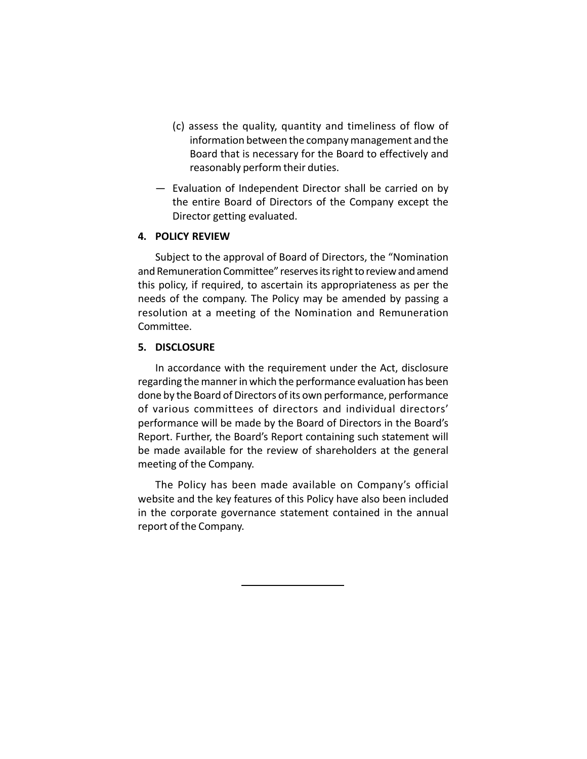(c) assess the quality, quantity and timeliness of flow of information between the company management and the Board that is necessary for the Board to effectively and reasonably perform their duties.

— Evaluation of Independent Director shall be carried on by the entire Board of Directors of the Company except the Director getting evaluated.

## 4. POLICY REVIEW

Subject to the approval of Board of Directors, the "Nomination and Remuneration Committee" reserves its right to review and amend this policy, if required, to ascertain its appropriateness as per the needs of the company. The Policy may be amended by passing a resolution at a meeting of the Nomination and Remuneration Committee.

## 5. DISCLOSURE

In accordance with the requirement under the Act, disclosure regarding the manner in which the performance evaluation has been done by the Board of Directors of its own performance, performance of various committees of directors and individual directors' performance will be made by the Board of Directors in the Board's Report. Further, the Board's Report containing such statement will be made available for the review of shareholders at the general meeting of the Company.

The Policy has been made available on Company's official website and the key features of this Policy have also been included in the corporate governance statement contained in the annual report of the Company.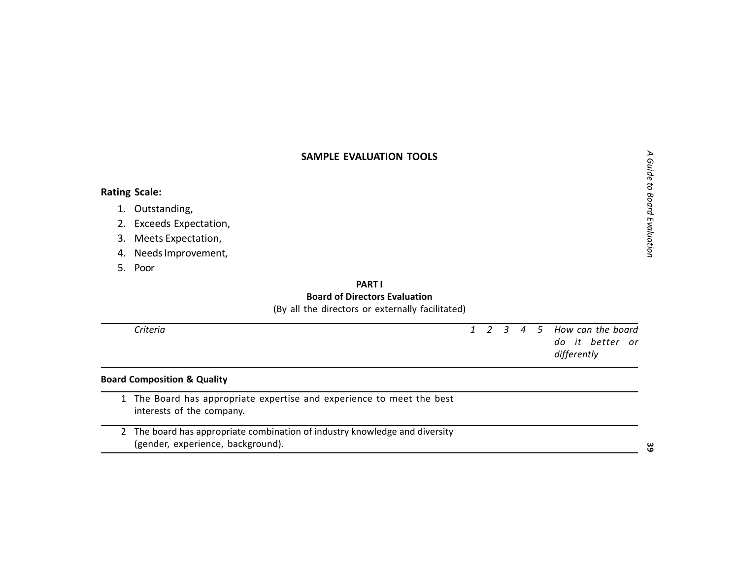## SAMPLE EVALUATION TOOLS

**Rating Scale:**

1. Outstanding,
2. Exceeds Expectation,
3. Meets Expectation,
4. Needs Improvement,
5. Poor

### PART I
### Board of Directors Evaluation

(By all the directors or externally facilitated)

| | *Criteria* | *1* | *2* | *3* | *4* | *5* | *How can the board do it better or differently* |
|---|---|---|---|---|---|---|---|
| **Board Composition & Quality** | | | | | | | |
| 1 | The Board has appropriate expertise and experience to meet the best interests of the company. | | | | | | |
| 2 | The board has appropriate combination of industry knowledge and diversity (gender, experience, background). | | | | | | |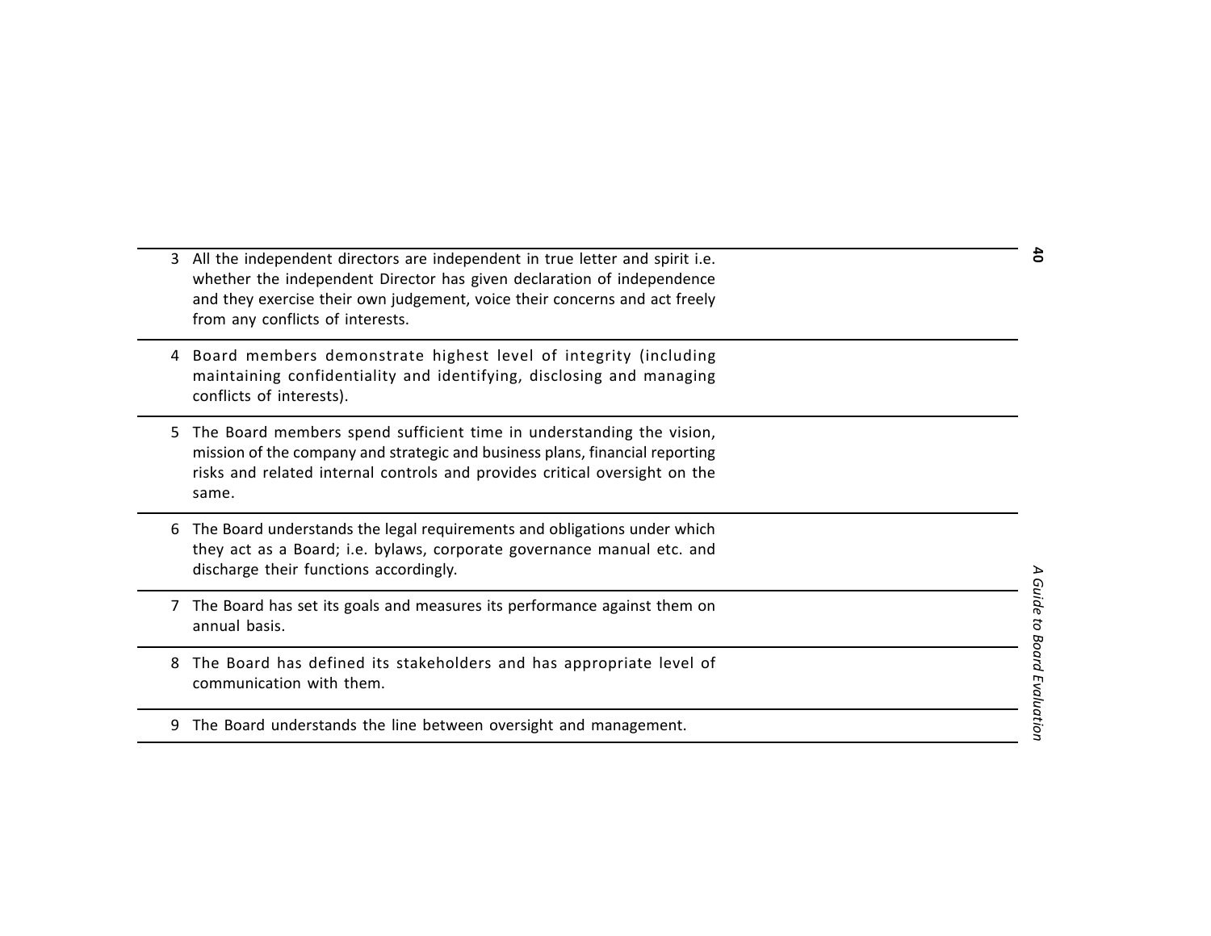| | | |
|---|---|---|
| 3 | All the independent directors are independent in true letter and spirit i.e. whether the independent Director has given declaration of independence and they exercise their own judgement, voice their concerns and act freely from any conflicts of interests. | |
| 4 | Board members demonstrate highest level of integrity (including maintaining confidentiality and identifying, disclosing and managing conflicts of interests). | |
| 5 | The Board members spend sufficient time in understanding the vision, mission of the company and strategic and business plans, financial reporting risks and related internal controls and provides critical oversight on the same. | |
| 6 | The Board understands the legal requirements and obligations under which they act as a Board; i.e. bylaws, corporate governance manual etc. and discharge their functions accordingly. | |
| 7 | The Board has set its goals and measures its performance against them on annual basis. | |
| 8 | The Board has defined its stakeholders and has appropriate level of communication with them. | |
| 9 | The Board understands the line between oversight and management. | |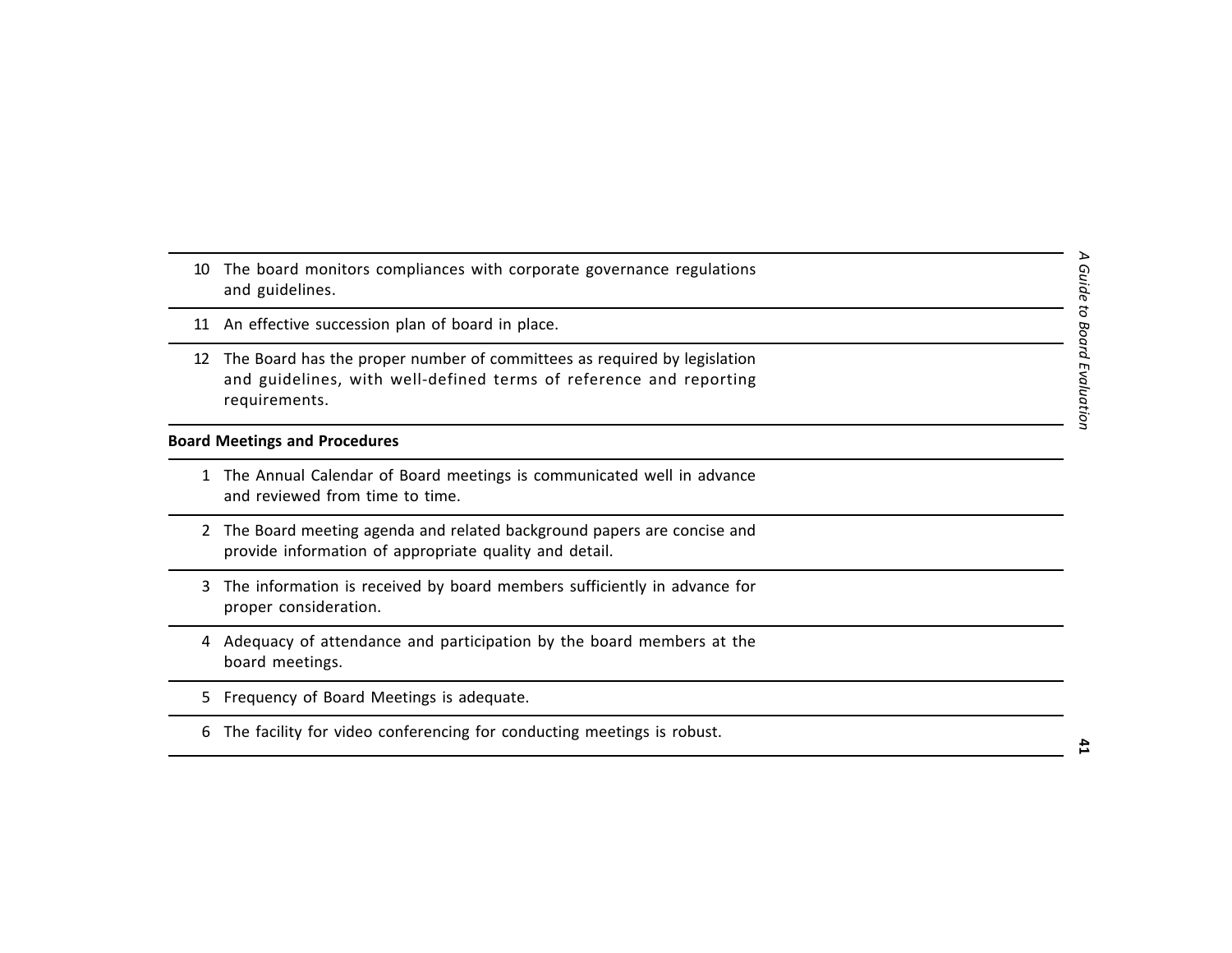| | |
|---|---|
| 10 | The board monitors compliances with corporate governance regulations and guidelines. |
| 11 | An effective succession plan of board in place. |
| 12 | The Board has the proper number of committees as required by legislation and guidelines, with well-defined terms of reference and reporting requirements. |
| **Board Meetings and Procedures** | |
| 1 | The Annual Calendar of Board meetings is communicated well in advance and reviewed from time to time. |
| 2 | The Board meeting agenda and related background papers are concise and provide information of appropriate quality and detail. |
| 3 | The information is received by board members sufficiently in advance for proper consideration. |
| 4 | Adequacy of attendance and participation by the board members at the board meetings. |
| 5 | Frequency of Board Meetings is adequate. |
| 6 | The facility for video conferencing for conducting meetings is robust. |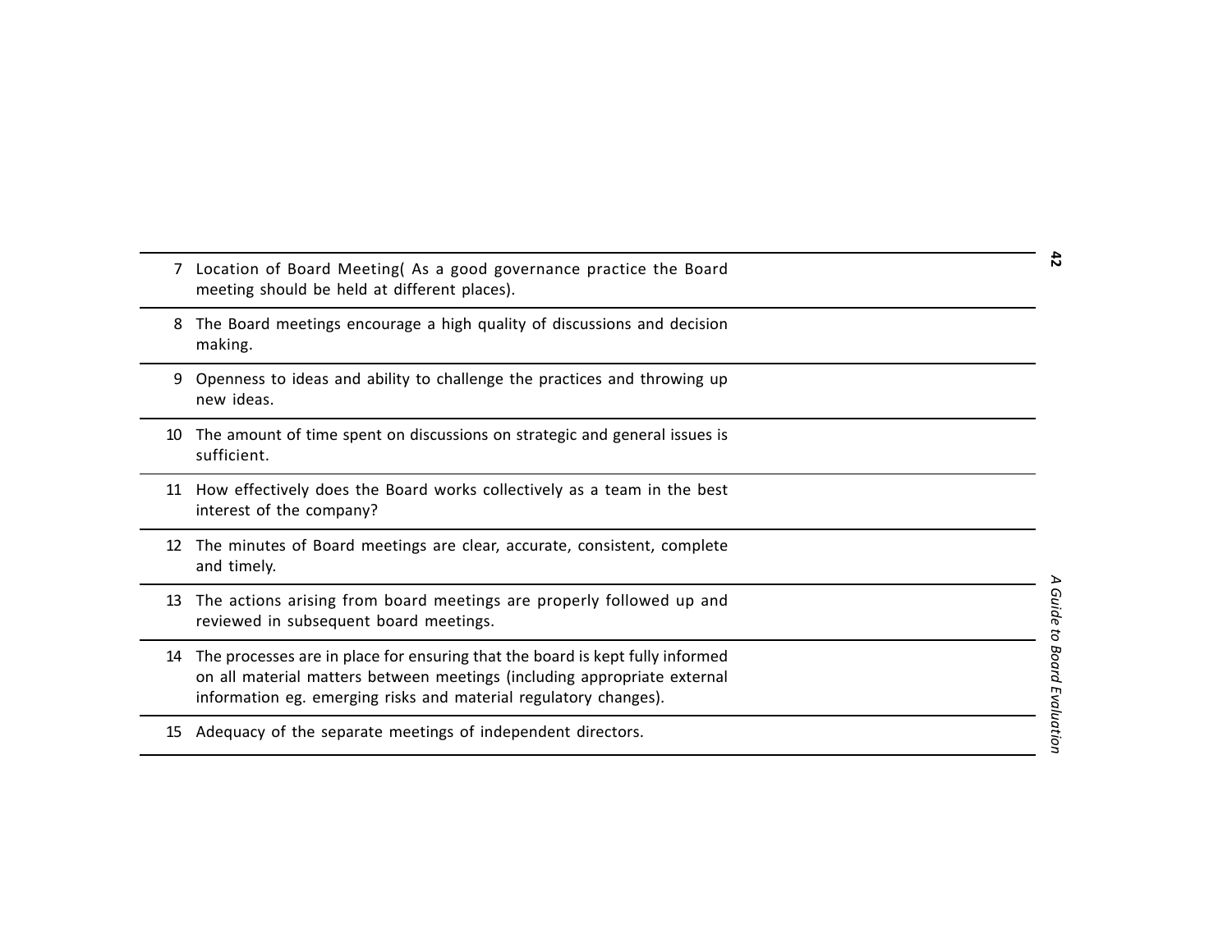| | | |
|---|---|---|
| 7 | Location of Board Meeting( As a good governance practice the Board meeting should be held at different places). | |
| 8 | The Board meetings encourage a high quality of discussions and decision making. | |
| 9 | Openness to ideas and ability to challenge the practices and throwing up new ideas. | |
| 10 | The amount of time spent on discussions on strategic and general issues is sufficient. | |
| 11 | How effectively does the Board works collectively as a team in the best interest of the company? | |
| 12 | The minutes of Board meetings are clear, accurate, consistent, complete and timely. | |
| 13 | The actions arising from board meetings are properly followed up and reviewed in subsequent board meetings. | |
| 14 | The processes are in place for ensuring that the board is kept fully informed on all material matters between meetings (including appropriate external information eg. emerging risks and material regulatory changes). | |
| 15 | Adequacy of the separate meetings of independent directors. | |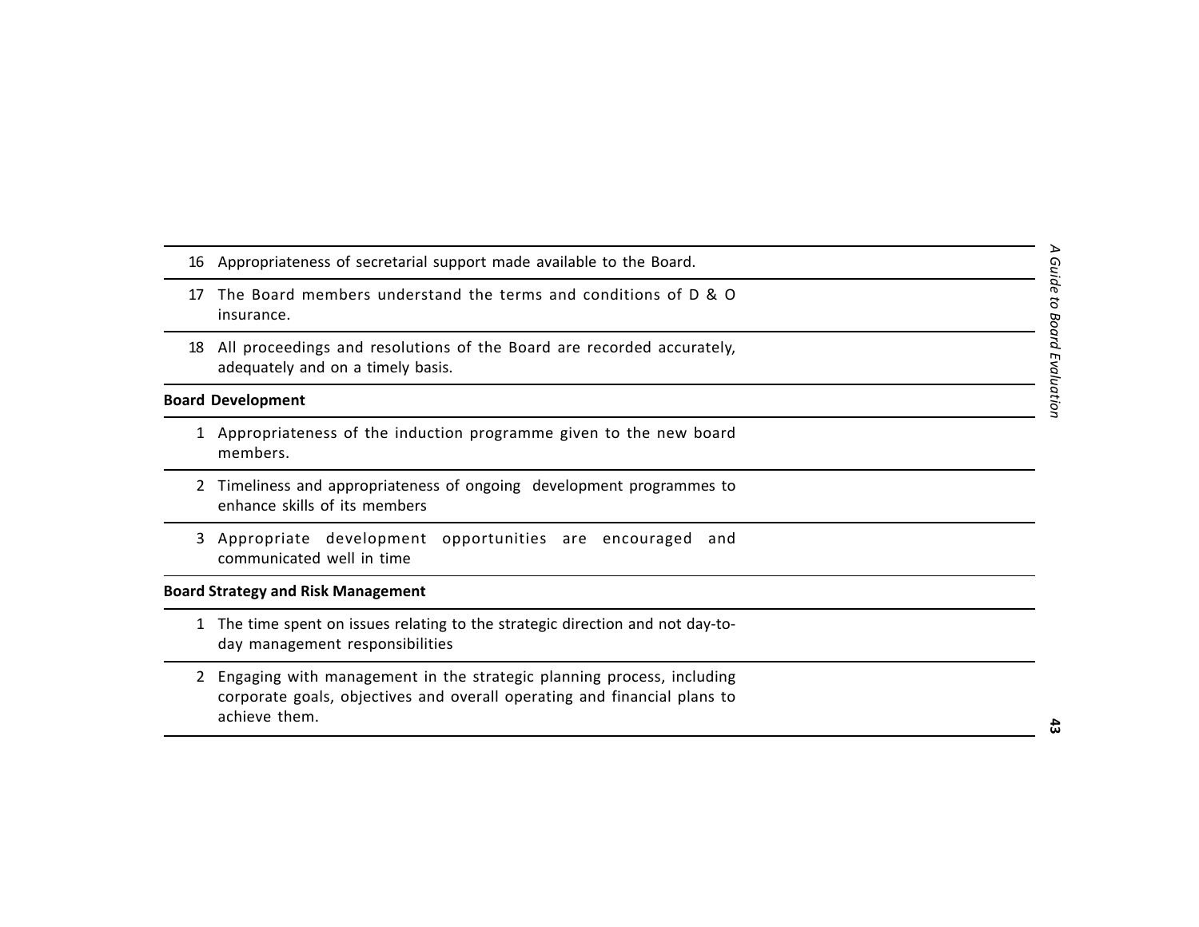| | |
|---|---|
| 16 | Appropriateness of secretarial support made available to the Board. |
| 17 | The Board members understand the terms and conditions of D & O insurance. |
| 18 | All proceedings and resolutions of the Board are recorded accurately, adequately and on a timely basis. |
| **Board Development** | |
| 1 | Appropriateness of the induction programme given to the new board members. |
| 2 | Timeliness and appropriateness of ongoing development programmes to enhance skills of its members |
| 3 | Appropriate development opportunities are encouraged and communicated well in time |
| **Board Strategy and Risk Management** | |
| 1 | The time spent on issues relating to the strategic direction and not day-to-day management responsibilities |
| 2 | Engaging with management in the strategic planning process, including corporate goals, objectives and overall operating and financial plans to achieve them. |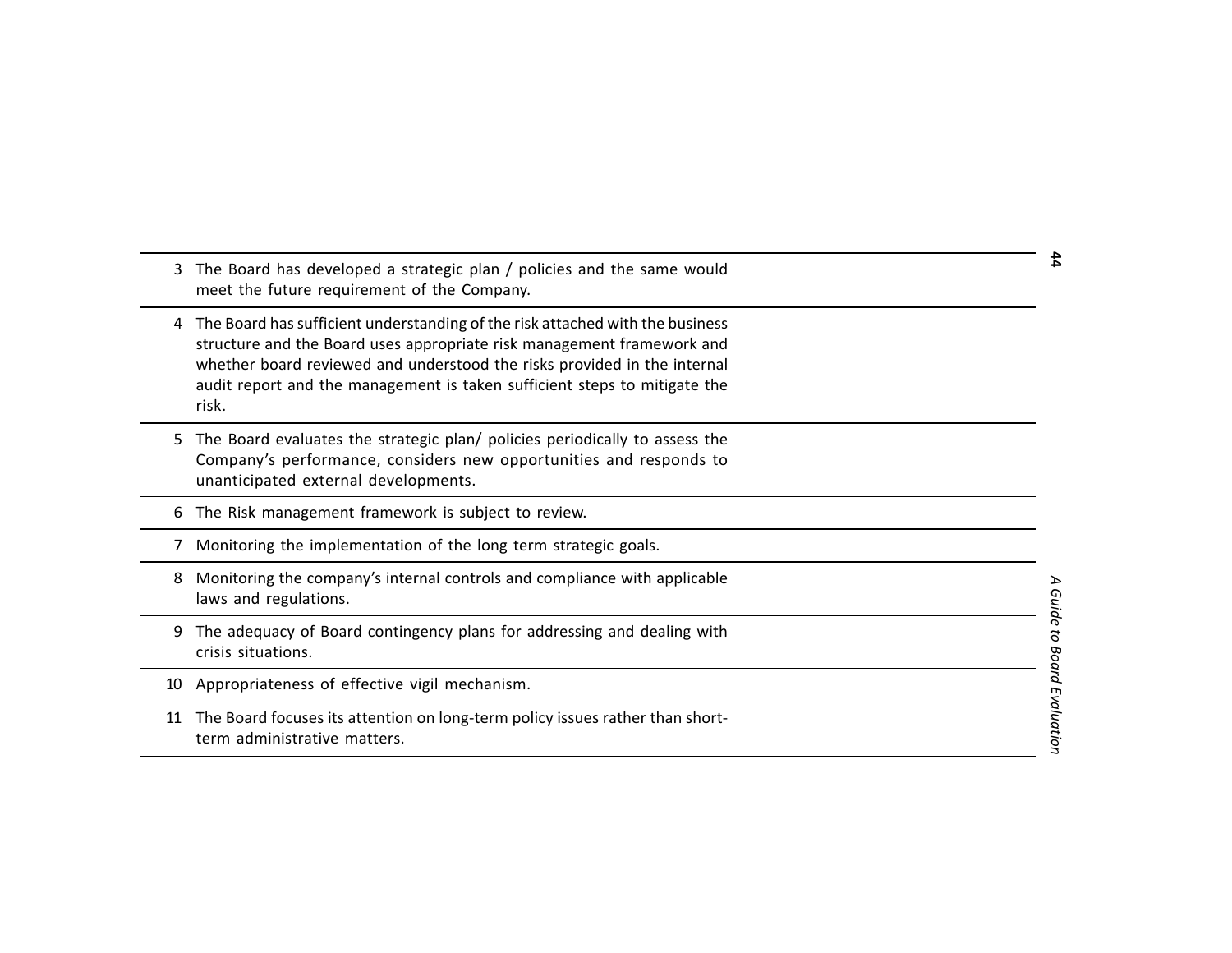| | | |
|---|---|---|
| 3 | The Board has developed a strategic plan / policies and the same would meet the future requirement of the Company. | |
| 4 | The Board has sufficient understanding of the risk attached with the business structure and the Board uses appropriate risk management framework and whether board reviewed and understood the risks provided in the internal audit report and the management is taken sufficient steps to mitigate the risk. | |
| 5 | The Board evaluates the strategic plan/ policies periodically to assess the Company's performance, considers new opportunities and responds to unanticipated external developments. | |
| 6 | The Risk management framework is subject to review. | |
| 7 | Monitoring the implementation of the long term strategic goals. | |
| 8 | Monitoring the company's internal controls and compliance with applicable laws and regulations. | |
| 9 | The adequacy of Board contingency plans for addressing and dealing with crisis situations. | |
| 10 | Appropriateness of effective vigil mechanism. | |
| 11 | The Board focuses its attention on long-term policy issues rather than short-term administrative matters. | |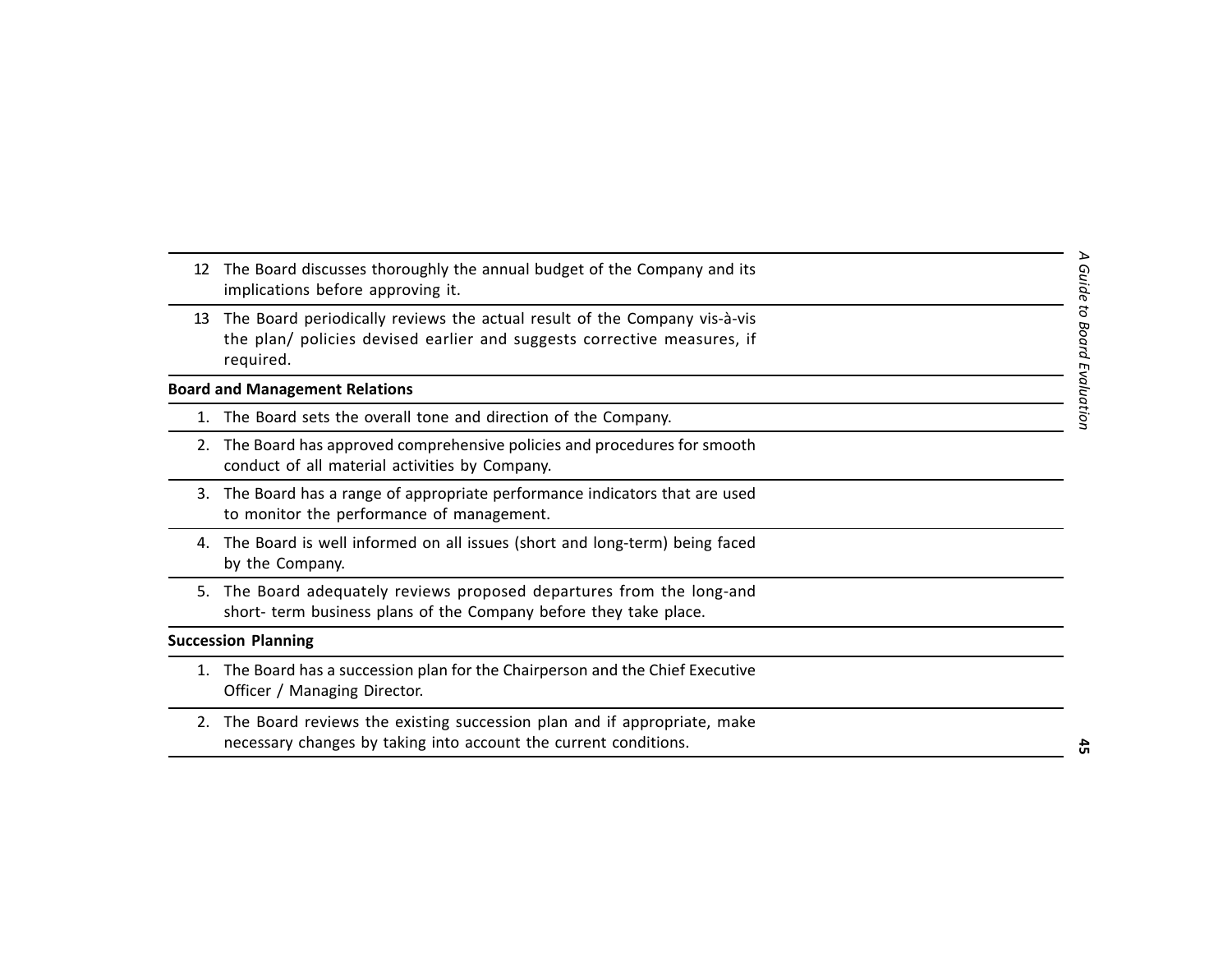| | |
|---|---|
| 12 The Board discusses thoroughly the annual budget of the Company and its implications before approving it. | |
| 13 The Board periodically reviews the actual result of the Company vis-à-vis the plan/ policies devised earlier and suggests corrective measures, if required. | |
| **Board and Management Relations** | |
| 1. The Board sets the overall tone and direction of the Company. | |
| 2. The Board has approved comprehensive policies and procedures for smooth conduct of all material activities by Company. | |
| 3. The Board has a range of appropriate performance indicators that are used to monitor the performance of management. | |
| 4. The Board is well informed on all issues (short and long-term) being faced by the Company. | |
| 5. The Board adequately reviews proposed departures from the long-and short- term business plans of the Company before they take place. | |
| **Succession Planning** | |
| 1. The Board has a succession plan for the Chairperson and the Chief Executive Officer / Managing Director. | |
| 2. The Board reviews the existing succession plan and if appropriate, make necessary changes by taking into account the current conditions. | |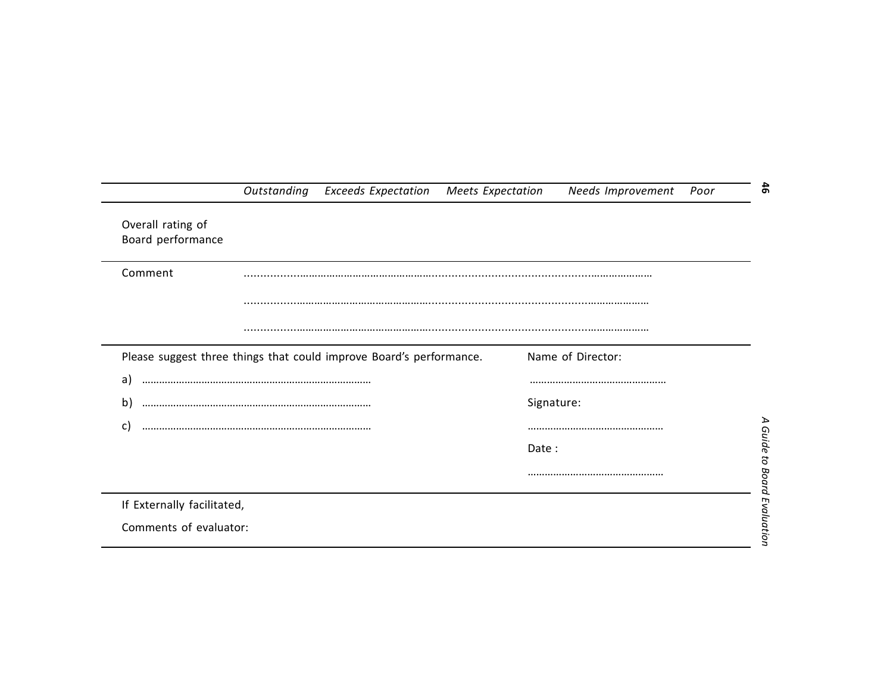| | *Outstanding* | *Exceeds Expectation* | *Meets Expectation* | *Needs Improvement* | *Poor* |
|---|---|---|---|---|---|
| Overall rating of Board performance | | | | | |

Comment ……………………………………………………………………………………………………

……………………………………………………………………………………………………

……………………………………………………………………………………………………

Please suggest three things that could improve Board's performance.

a) ………………………………………………………………………

b) ………………………………………………………………………

c) ………………………………………………………………………

Name of Director:

…………………………………………

Signature:

…………………………………………

Date :

…………………………………………

If Externally facilitated,

Comments of evaluator: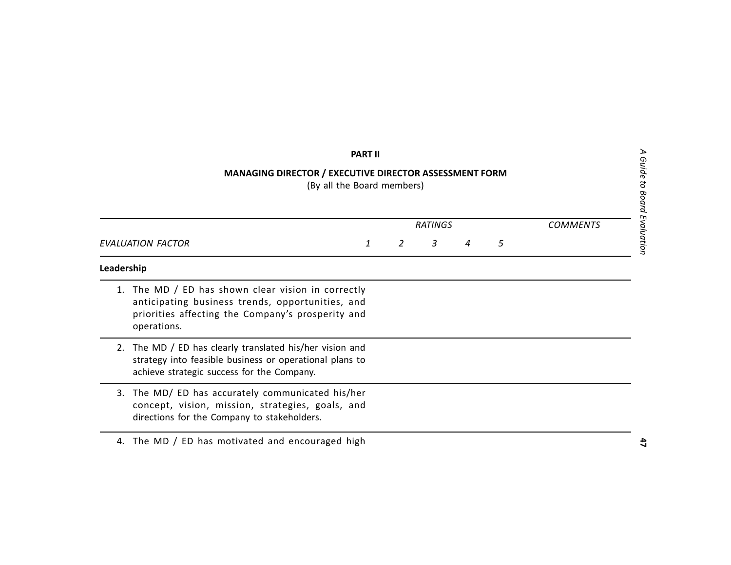**PART II**

**MANAGING DIRECTOR / EXECUTIVE DIRECTOR ASSESSMENT FORM**

(By all the Board members)

| | RATINGS | | | | | COMMENTS |
|---|---|---|---|---|---|---|
| *EVALUATION FACTOR* | *1* | *2* | *3* | *4* | *5* | |
| **Leadership** | | | | | | |
| 1. The MD / ED has shown clear vision in correctly anticipating business trends, opportunities, and priorities affecting the Company's prosperity and operations. | | | | | | |
| 2. The MD / ED has clearly translated his/her vision and strategy into feasible business or operational plans to achieve strategic success for the Company. | | | | | | |
| 3. The MD/ ED has accurately communicated his/her concept, vision, mission, strategies, goals, and directions for the Company to stakeholders. | | | | | | |
| 4. The MD / ED has motivated and encouraged high | | | | | | |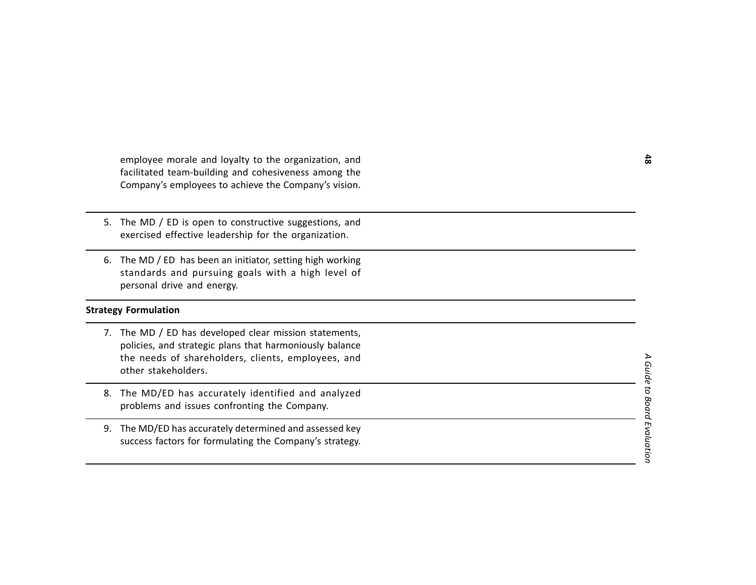employee morale and loyalty to the organization, and facilitated team-building and cohesiveness among the Company's employees to achieve the Company's vision.

5. The MD / ED is open to constructive suggestions, and exercised effective leadership for the organization.

6. The MD / ED has been an initiator, setting high working standards and pursuing goals with a high level of personal drive and energy.

**Strategy Formulation**

7. The MD / ED has developed clear mission statements, policies, and strategic plans that harmoniously balance the needs of shareholders, clients, employees, and other stakeholders.

8. The MD/ED has accurately identified and analyzed problems and issues confronting the Company.

9. The MD/ED has accurately determined and assessed key success factors for formulating the Company's strategy.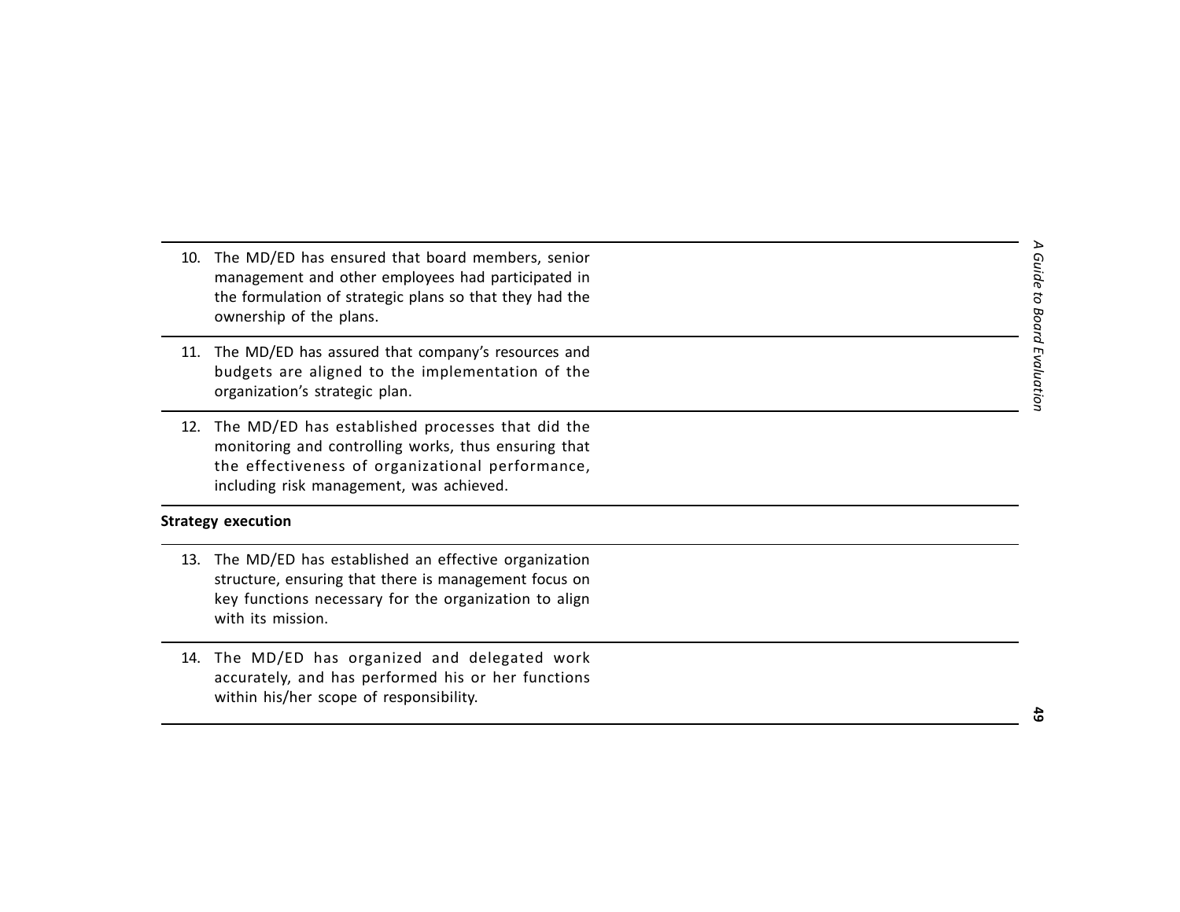| | |
|---|---|
| 10. The MD/ED has ensured that board members, senior management and other employees had participated in the formulation of strategic plans so that they had the ownership of the plans. | |
| 11. The MD/ED has assured that company's resources and budgets are aligned to the implementation of the organization's strategic plan. | |
| 12. The MD/ED has established processes that did the monitoring and controlling works, thus ensuring that the effectiveness of organizational performance, including risk management, was achieved. | |
| **Strategy execution** | |
| 13. The MD/ED has established an effective organization structure, ensuring that there is management focus on key functions necessary for the organization to align with its mission. | |
| 14. The MD/ED has organized and delegated work accurately, and has performed his or her functions within his/her scope of responsibility. | |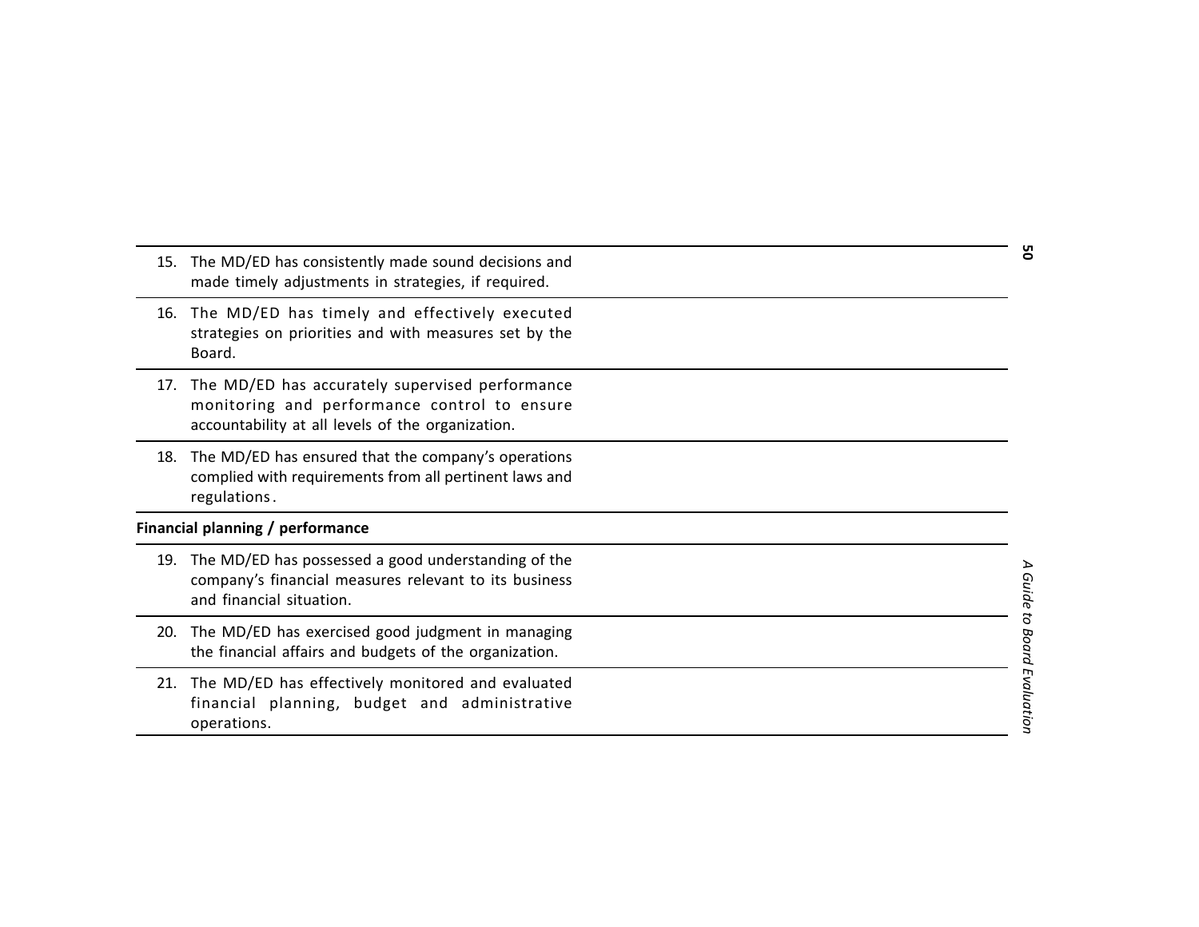| | |
|---|---|
| 15. The MD/ED has consistently made sound decisions and made timely adjustments in strategies, if required. | |
| 16. The MD/ED has timely and effectively executed strategies on priorities and with measures set by the Board. | |
| 17. The MD/ED has accurately supervised performance monitoring and performance control to ensure accountability at all levels of the organization. | |
| 18. The MD/ED has ensured that the company's operations complied with requirements from all pertinent laws and regulations. | |
| **Financial planning / performance** | |
| 19. The MD/ED has possessed a good understanding of the company's financial measures relevant to its business and financial situation. | |
| 20. The MD/ED has exercised good judgment in managing the financial affairs and budgets of the organization. | |
| 21. The MD/ED has effectively monitored and evaluated financial planning, budget and administrative operations. | |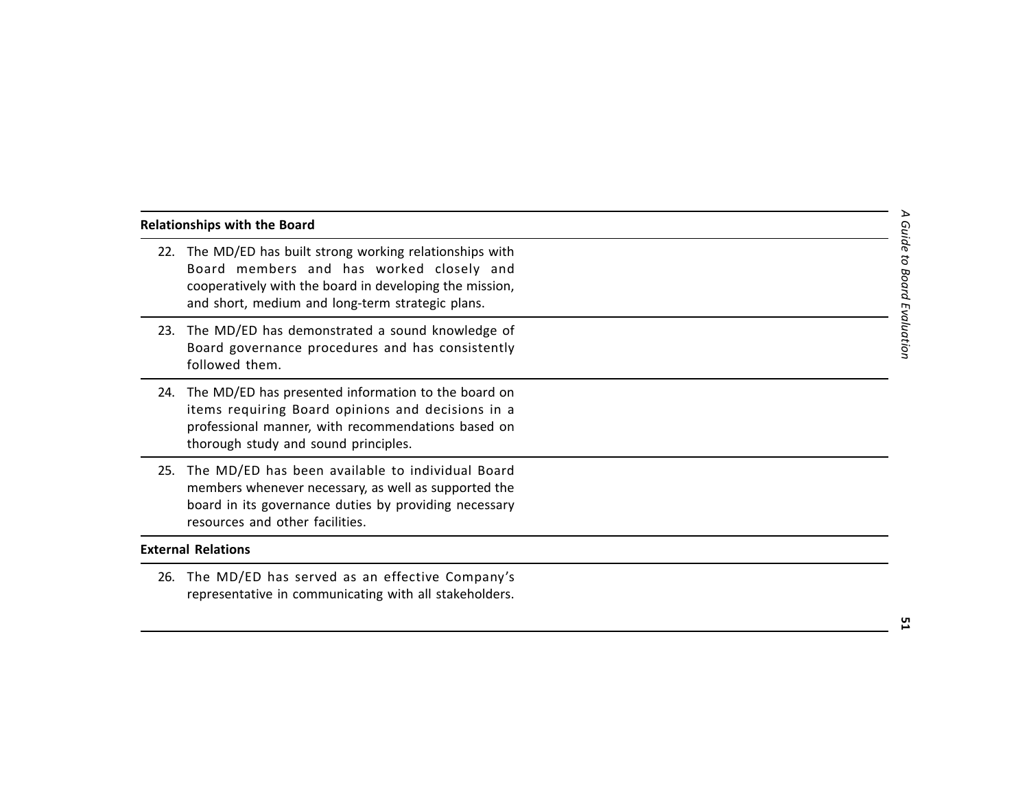| Relationships with the Board | |
|---|---|
| 22. The MD/ED has built strong working relationships with Board members and has worked closely and cooperatively with the board in developing the mission, and short, medium and long-term strategic plans. | |
| 23. The MD/ED has demonstrated a sound knowledge of Board governance procedures and has consistently followed them. | |
| 24. The MD/ED has presented information to the board on items requiring Board opinions and decisions in a professional manner, with recommendations based on thorough study and sound principles. | |
| 25. The MD/ED has been available to individual Board members whenever necessary, as well as supported the board in its governance duties by providing necessary resources and other facilities. | |
| **External Relations** | |
| 26. The MD/ED has served as an effective Company's representative in communicating with all stakeholders. | |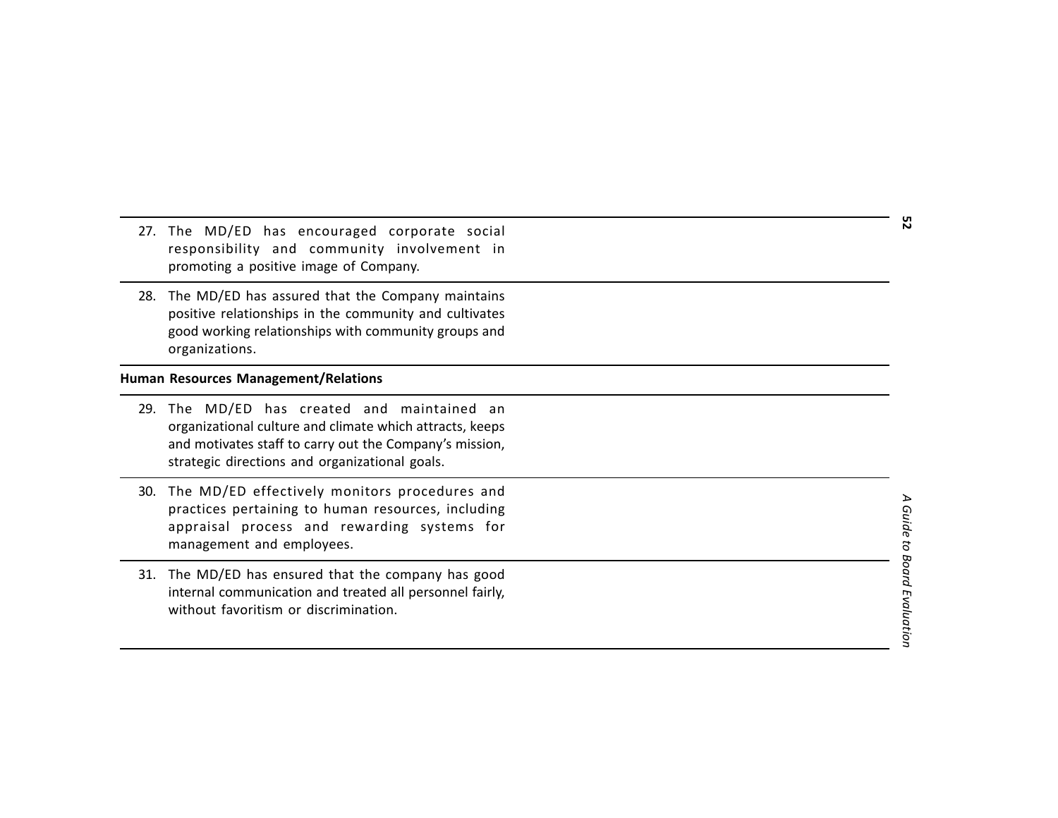| | |
|---|---|
| 27. The MD/ED has encouraged corporate social responsibility and community involvement in promoting a positive image of Company. | |
| 28. The MD/ED has assured that the Company maintains positive relationships in the community and cultivates good working relationships with community groups and organizations. | |
| **Human Resources Management/Relations** | |
| 29. The MD/ED has created and maintained an organizational culture and climate which attracts, keeps and motivates staff to carry out the Company's mission, strategic directions and organizational goals. | |
| 30. The MD/ED effectively monitors procedures and practices pertaining to human resources, including appraisal process and rewarding systems for management and employees. | |
| 31. The MD/ED has ensured that the company has good internal communication and treated all personnel fairly, without favoritism or discrimination. | |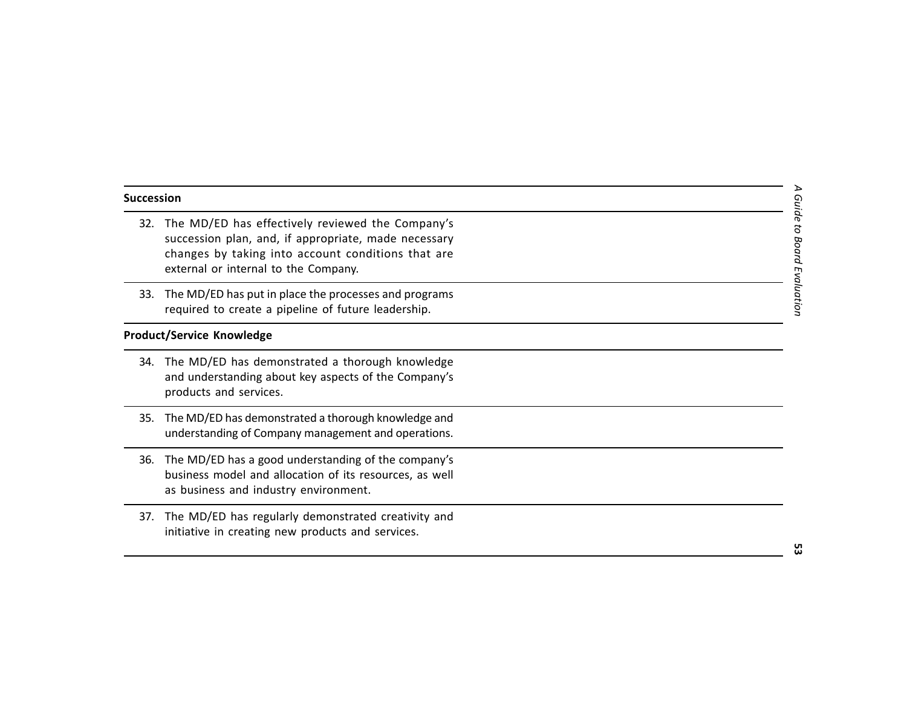**Succession**

32. The MD/ED has effectively reviewed the Company's succession plan, and, if appropriate, made necessary changes by taking into account conditions that are external or internal to the Company.

33. The MD/ED has put in place the processes and programs required to create a pipeline of future leadership.

**Product/Service Knowledge**

34. The MD/ED has demonstrated a thorough knowledge and understanding about key aspects of the Company's products and services.

35. The MD/ED has demonstrated a thorough knowledge and understanding of Company management and operations.

36. The MD/ED has a good understanding of the company's business model and allocation of its resources, as well as business and industry environment.

37. The MD/ED has regularly demonstrated creativity and initiative in creating new products and services.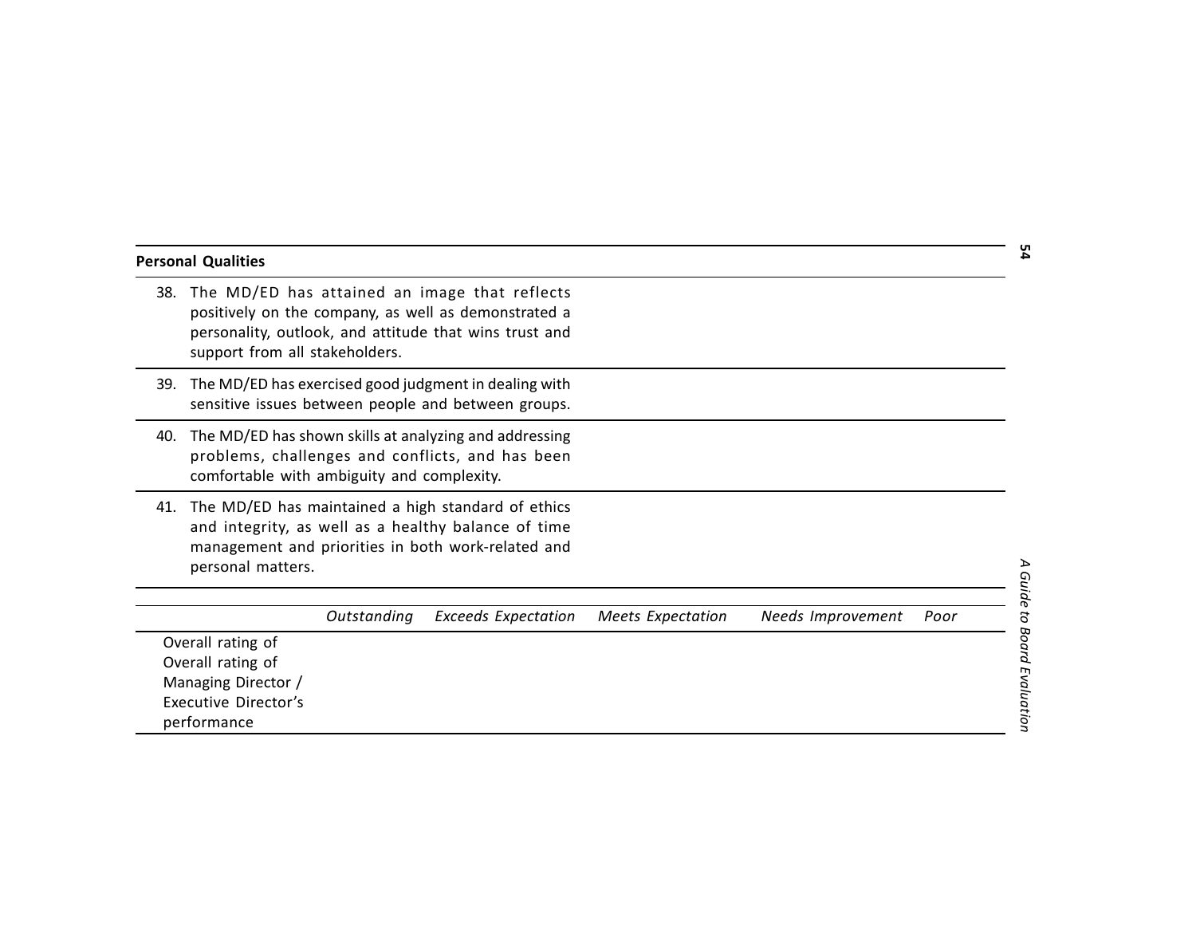| **Personal Qualities** | | | | | |
|---|---|---|---|---|---|
| 38. The MD/ED has attained an image that reflects positively on the company, as well as demonstrated a personality, outlook, and attitude that wins trust and support from all stakeholders. | | | | | |
| 39. The MD/ED has exercised good judgment in dealing with sensitive issues between people and between groups. | | | | | |
| 40. The MD/ED has shown skills at analyzing and addressing problems, challenges and conflicts, and has been comfortable with ambiguity and complexity. | | | | | |
| 41. The MD/ED has maintained a high standard of ethics and integrity, as well as a healthy balance of time management and priorities in both work-related and personal matters. | | | | | |

| | *Outstanding* | *Exceeds Expectation* | *Meets Expectation* | *Needs Improvement* | *Poor* |
|---|---|---|---|---|---|
| Overall rating of Overall rating of Managing Director / Executive Director's performance | | | | | |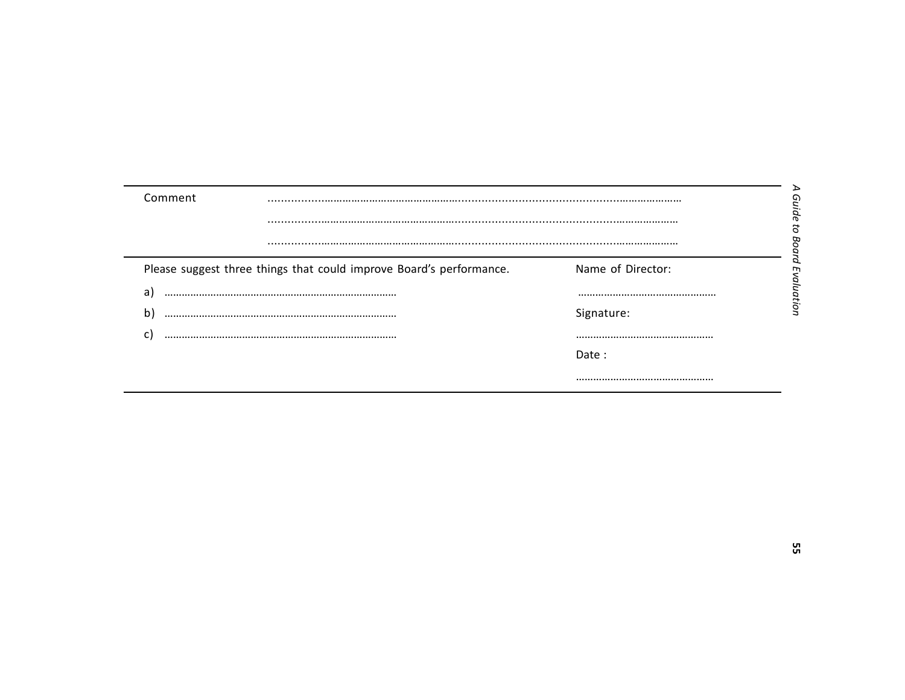| Comment | ………………………………………………………………………………………………………………………… |
|---|---|
| | ………………………………………………………………………………………………………………………… |
| | ………………………………………………………………………………………………………………………… |

| Please suggest three things that could improve Board's performance. | Name of Director: |
|---|---|
| a) ……………………………………………………………………… | ………………………………………… |
| b) ……………………………………………………………………… | Signature: |
| c) ……………………………………………………………………… | ………………………………………… |
| | Date : |
| | ………………………………………… |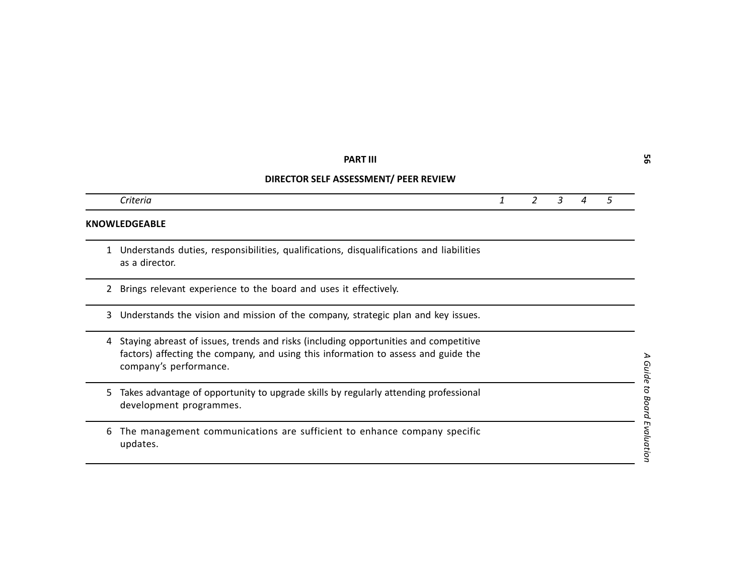## PART III

## DIRECTOR SELF ASSESSMENT/ PEER REVIEW

| | *Criteria* | *1* | *2* | *3* | *4* | *5* |
|---|---|---|---|---|---|---|
| **KNOWLEDGEABLE** | | | | | | |
| 1 | Understands duties, responsibilities, qualifications, disqualifications and liabilities as a director. | | | | | |
| 2 | Brings relevant experience to the board and uses it effectively. | | | | | |
| 3 | Understands the vision and mission of the company, strategic plan and key issues. | | | | | |
| 4 | Staying abreast of issues, trends and risks (including opportunities and competitive factors) affecting the company, and using this information to assess and guide the company's performance. | | | | | |
| 5 | Takes advantage of opportunity to upgrade skills by regularly attending professional development programmes. | | | | | |
| 6 | The management communications are sufficient to enhance company specific updates. | | | | | |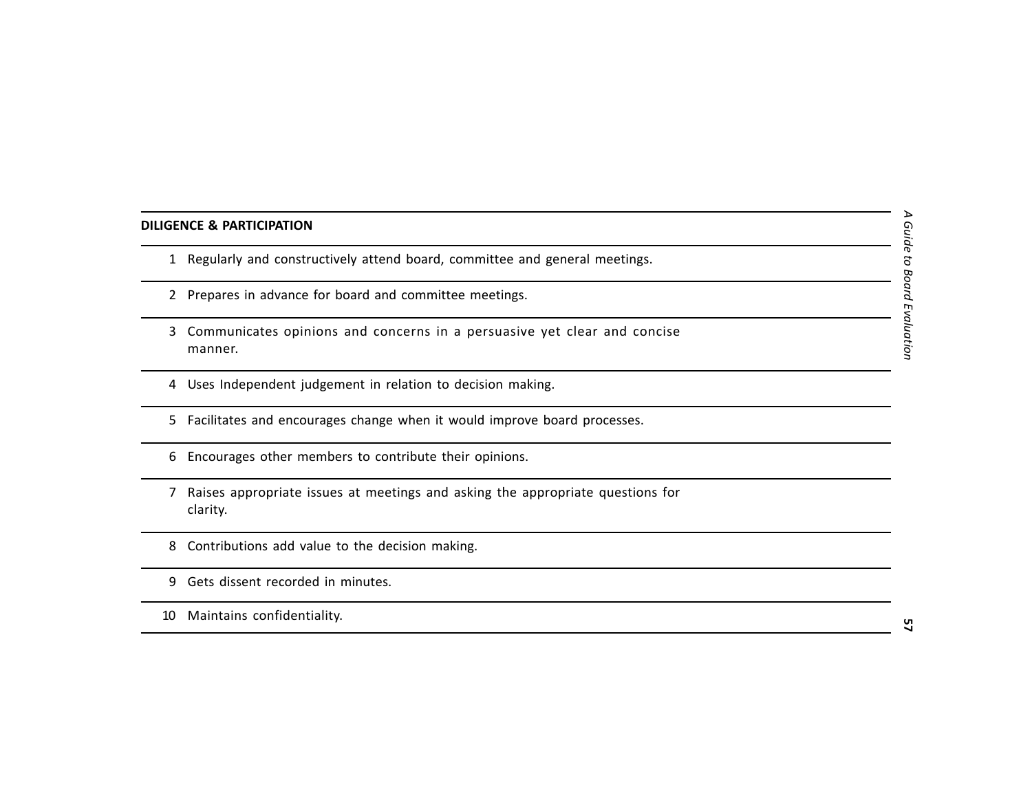| DILIGENCE & PARTICIPATION | |
|---|---|
| 1 | Regularly and constructively attend board, committee and general meetings. |
| 2 | Prepares in advance for board and committee meetings. |
| 3 | Communicates opinions and concerns in a persuasive yet clear and concise manner. |
| 4 | Uses Independent judgement in relation to decision making. |
| 5 | Facilitates and encourages change when it would improve board processes. |
| 6 | Encourages other members to contribute their opinions. |
| 7 | Raises appropriate issues at meetings and asking the appropriate questions for clarity. |
| 8 | Contributions add value to the decision making. |
| 9 | Gets dissent recorded in minutes. |
| 10 | Maintains confidentiality. |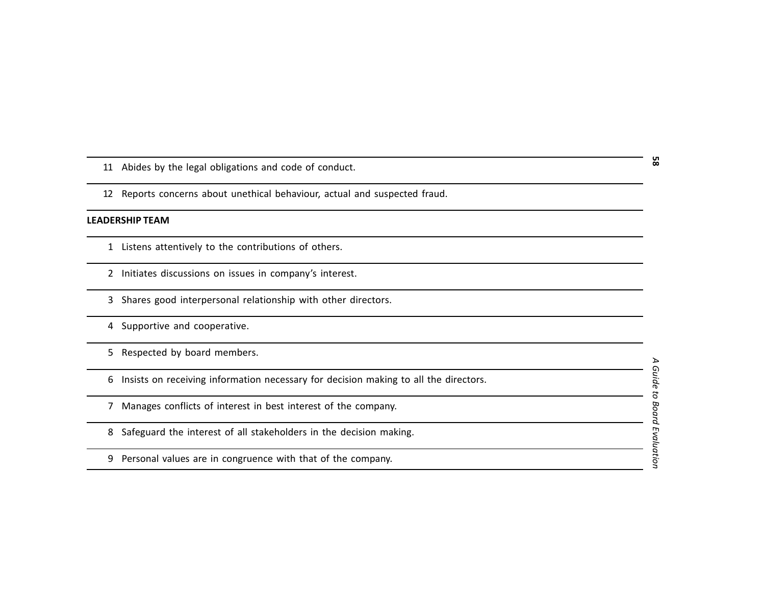| | |
|---|---|
| 11 | Abides by the legal obligations and code of conduct. |
| 12 | Reports concerns about unethical behaviour, actual and suspected fraud. |
| **LEADERSHIP TEAM** | |
| 1 | Listens attentively to the contributions of others. |
| 2 | Initiates discussions on issues in company's interest. |
| 3 | Shares good interpersonal relationship with other directors. |
| 4 | Supportive and cooperative. |
| 5 | Respected by board members. |
| 6 | Insists on receiving information necessary for decision making to all the directors. |
| 7 | Manages conflicts of interest in best interest of the company. |
| 8 | Safeguard the interest of all stakeholders in the decision making. |
| 9 | Personal values are in congruence with that of the company. |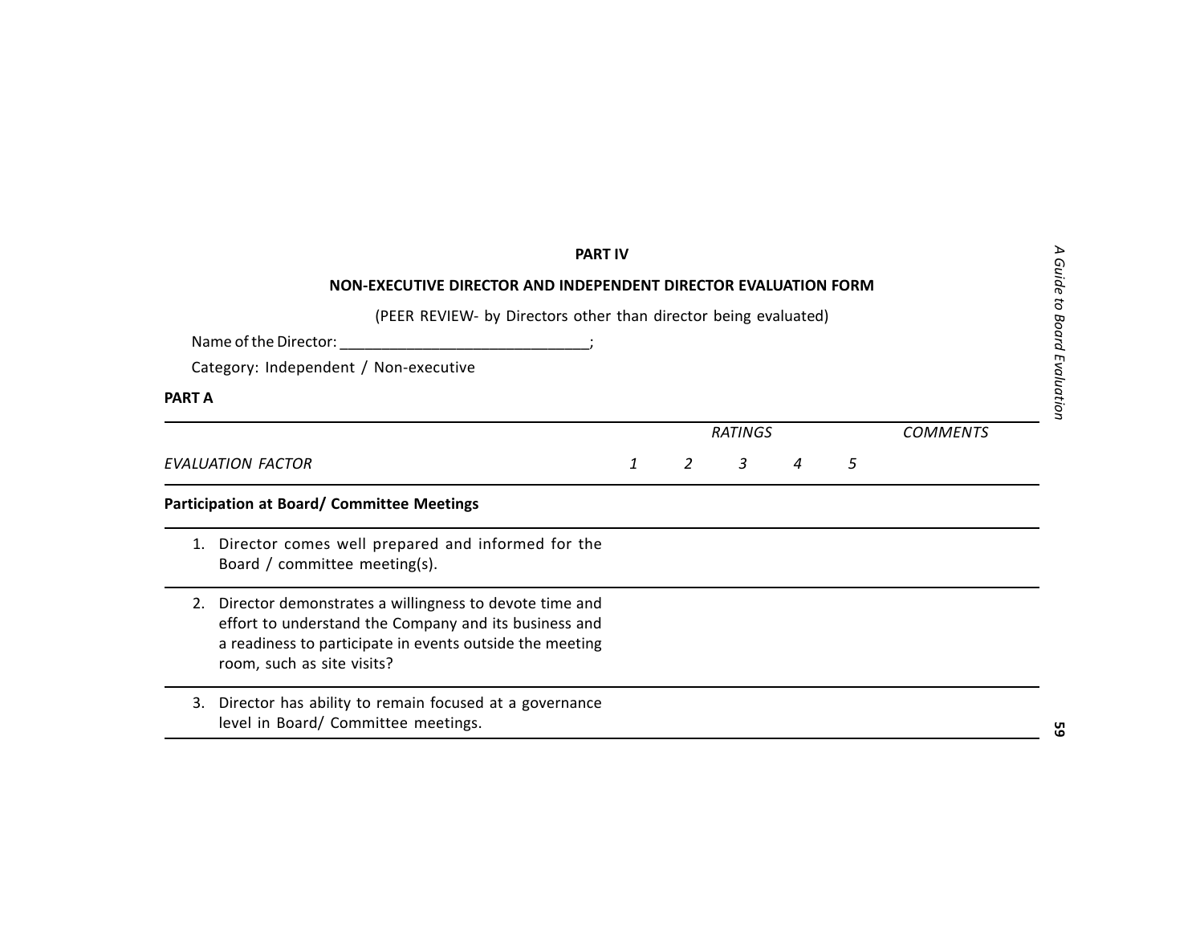## PART IV

### NON-EXECUTIVE DIRECTOR AND INDEPENDENT DIRECTOR EVALUATION FORM

(PEER REVIEW- by Directors other than director being evaluated)

Name of the Director: ______________________________;

Category: Independent / Non-executive

**PART A**

| | *RATINGS* | | | | | *COMMENTS* |
|---|---|---|---|---|---|---|
| *EVALUATION FACTOR* | *1* | *2* | *3* | *4* | *5* | |
| **Participation at Board/ Committee Meetings** | | | | | | |
| 1. Director comes well prepared and informed for the Board / committee meeting(s). | | | | | | |
| 2. Director demonstrates a willingness to devote time and effort to understand the Company and its business and a readiness to participate in events outside the meeting room, such as site visits? | | | | | | |
| 3. Director has ability to remain focused at a governance level in Board/ Committee meetings. | | | | | | |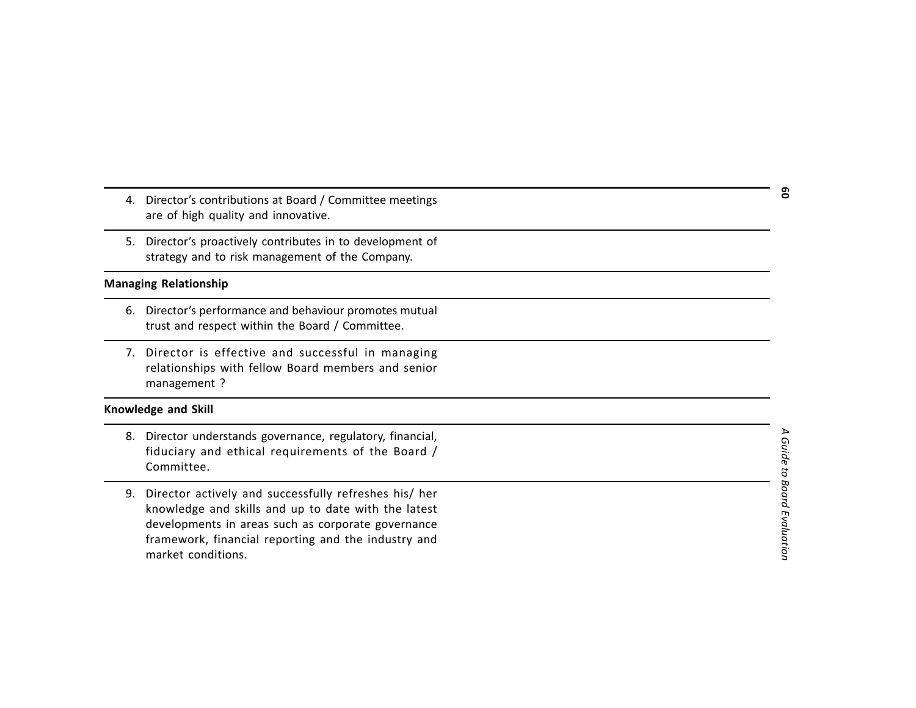| | |
|---|---|
| 4. Director's contributions at Board / Committee meetings are of high quality and innovative. | |
| 5. Director's proactively contributes in to development of strategy and to risk management of the Company. | |
| **Managing Relationship** | |
| 6. Director's performance and behaviour promotes mutual trust and respect within the Board / Committee. | |
| 7. Director is effective and successful in managing relationships with fellow Board members and senior management ? | |
| **Knowledge and Skill** | |
| 8. Director understands governance, regulatory, financial, fiduciary and ethical requirements of the Board / Committee. | |
| 9. Director actively and successfully refreshes his/ her knowledge and skills and up to date with the latest developments in areas such as corporate governance framework, financial reporting and the industry and market conditions. | |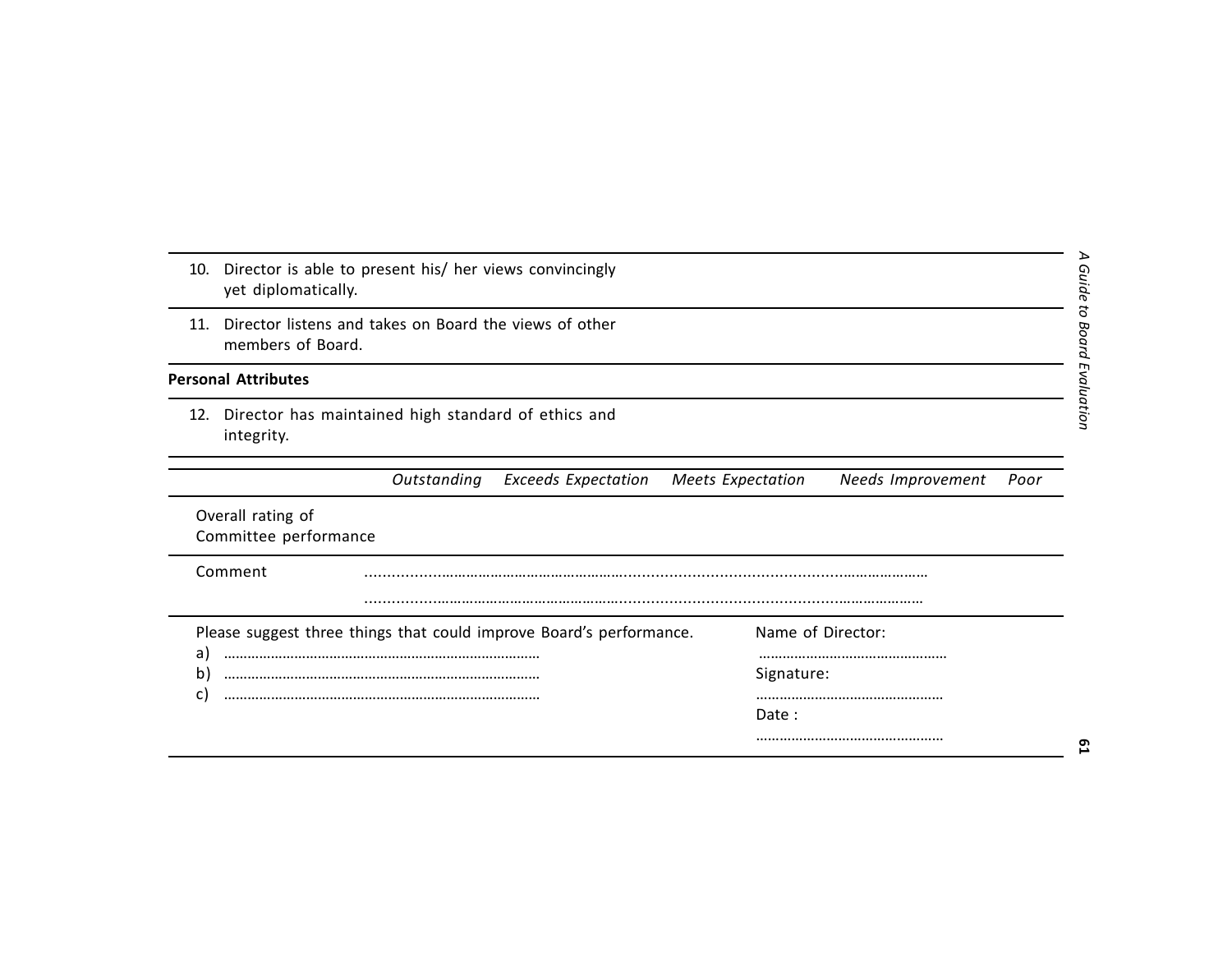| | |
|---|---|
| 10. Director is able to present his/ her views convincingly yet diplomatically. | |
| 11. Director listens and takes on Board the views of other members of Board. | |
| **Personal Attributes** | |
| 12. Director has maintained high standard of ethics and integrity. | |

| | *Outstanding* | *Exceeds Expectation* | *Meets Expectation* | *Needs Improvement* | *Poor* |
|---|---|---|---|---|---|
| Overall rating of Committee performance | | | | | |

Comment ……………………………………………………………………………………………………………

……………………………………………………………………………………………………………

Please suggest three things that could improve Board's performance.

a) ………………………………………………………………………

b) ………………………………………………………………………

c) ………………………………………………………………………

Name of Director:

…………………………………………

Signature:

…………………………………………

Date :

…………………………………………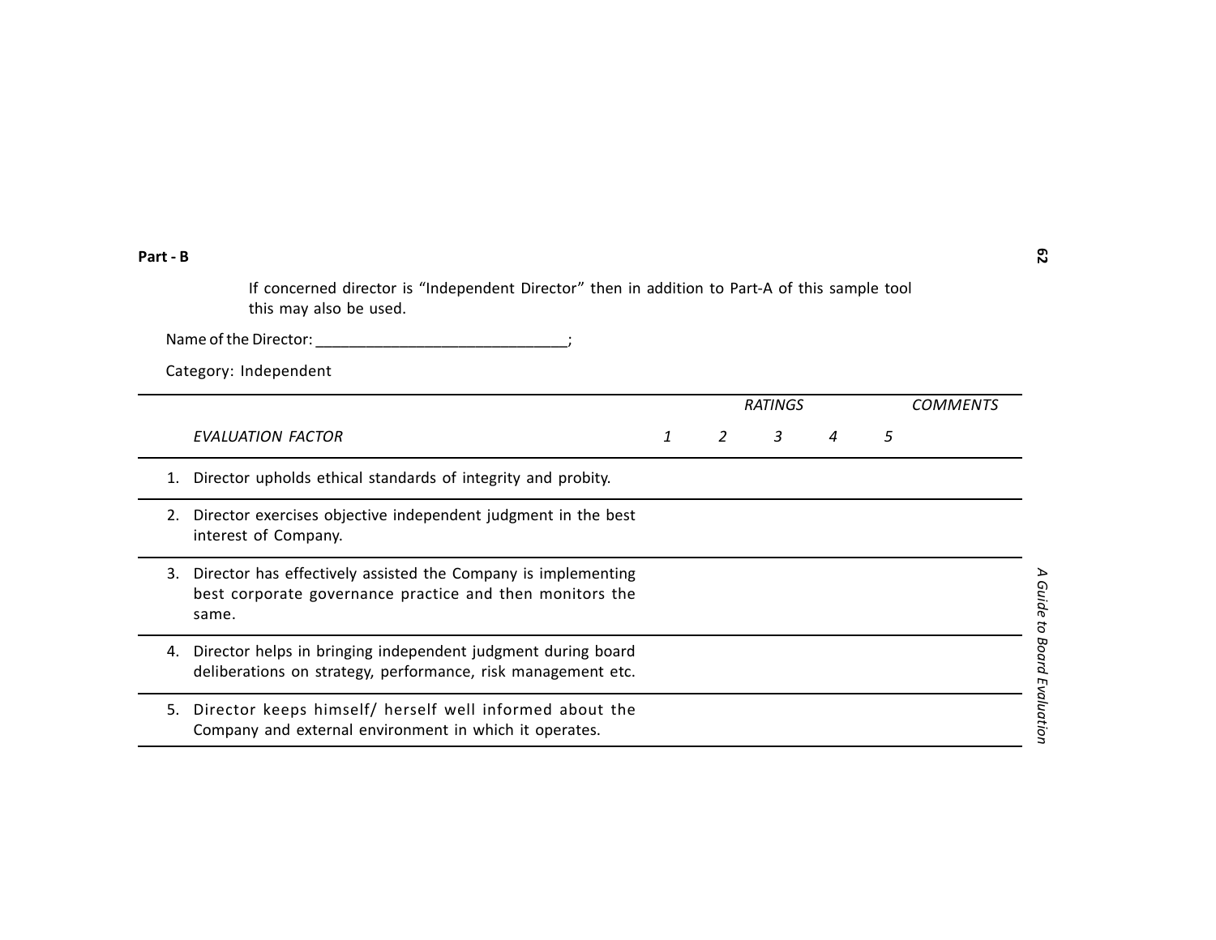**Part - B**

If concerned director is "Independent Director" then in addition to Part-A of this sample tool this may also be used.

Name of the Director: ______________________________;

Category: Independent

| | *RATINGS* | | | | | *COMMENTS* |
|---|---|---|---|---|---|---|
| *EVALUATION FACTOR* | *1* | *2* | *3* | *4* | *5* | |
| 1. Director upholds ethical standards of integrity and probity. | | | | | | |
| 2. Director exercises objective independent judgment in the best interest of Company. | | | | | | |
| 3. Director has effectively assisted the Company is implementing best corporate governance practice and then monitors the same. | | | | | | |
| 4. Director helps in bringing independent judgment during board deliberations on strategy, performance, risk management etc. | | | | | | |
| 5. Director keeps himself/ herself well informed about the Company and external environment in which it operates. | | | | | | |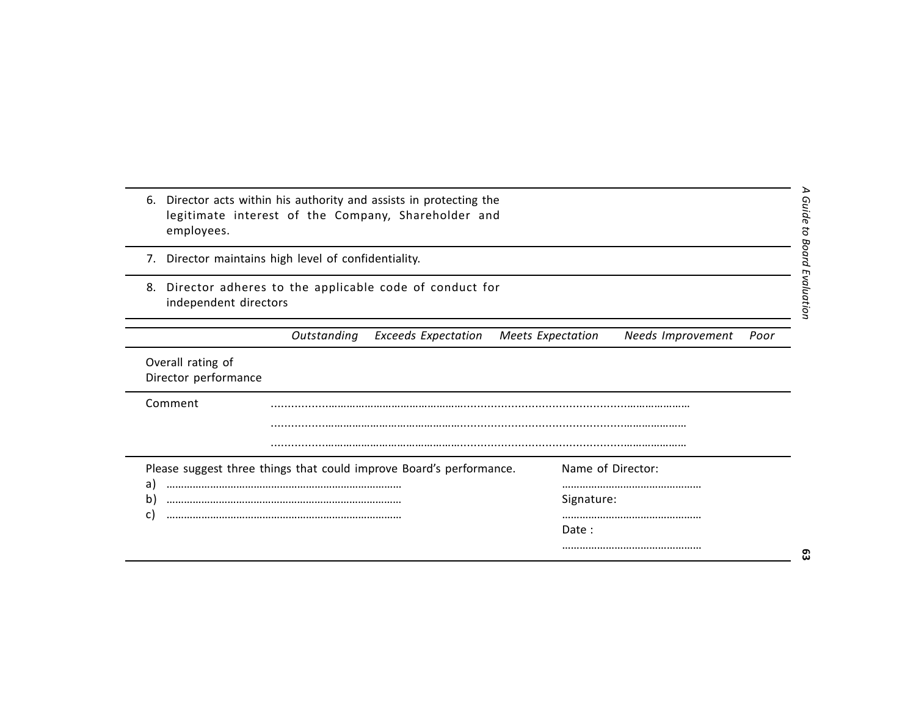| | |
|---|---|
| 6. Director acts within his authority and assists in protecting the legitimate interest of the Company, Shareholder and employees. | |
| 7. Director maintains high level of confidentiality. | |
| 8. Director adheres to the applicable code of conduct for independent directors | |

| | *Outstanding* | *Exceeds Expectation* | *Meets Expectation* | *Needs Improvement* | *Poor* |
|---|---|---|---|---|---|
| Overall rating of Director performance | | | | | |

Comment ………………………………………………………………………………………………………
………………………………………………………………………………………………………
………………………………………………………………………………………………………

Please suggest three things that could improve Board's performance.

a) ………………………………………………………………………
b) ………………………………………………………………………
c) ………………………………………………………………………

Name of Director:
…………………………………………

Signature:
…………………………………………

Date :
…………………………………………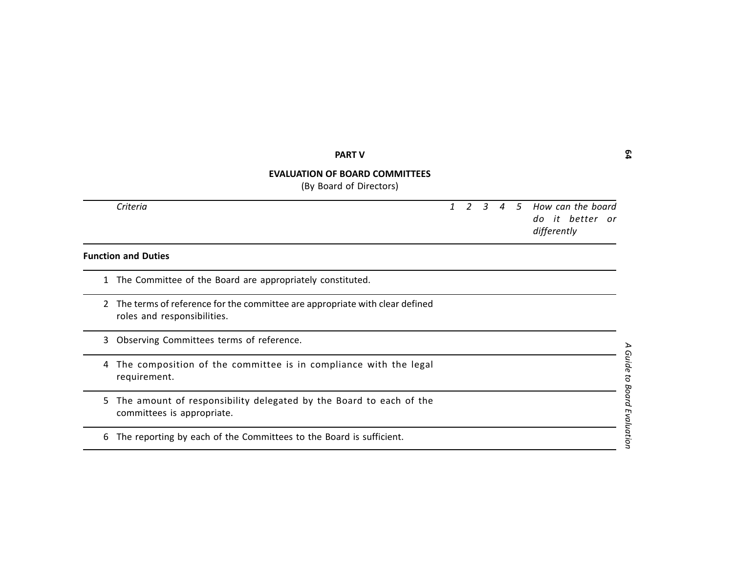## PART V

## EVALUATION OF BOARD COMMITTEES

(By Board of Directors)

| | *Criteria* | *1* | *2* | *3* | *4* | *5* | *How can the board do it better or differently* |
|---|---|---|---|---|---|---|---|
| **Function and Duties** | | | | | | | |
| 1 | The Committee of the Board are appropriately constituted. | | | | | | |
| 2 | The terms of reference for the committee are appropriate with clear defined roles and responsibilities. | | | | | | |
| 3 | Observing Committees terms of reference. | | | | | | |
| 4 | The composition of the committee is in compliance with the legal requirement. | | | | | | |
| 5 | The amount of responsibility delegated by the Board to each of the committees is appropriate. | | | | | | |
| 6 | The reporting by each of the Committees to the Board is sufficient. | | | | | | |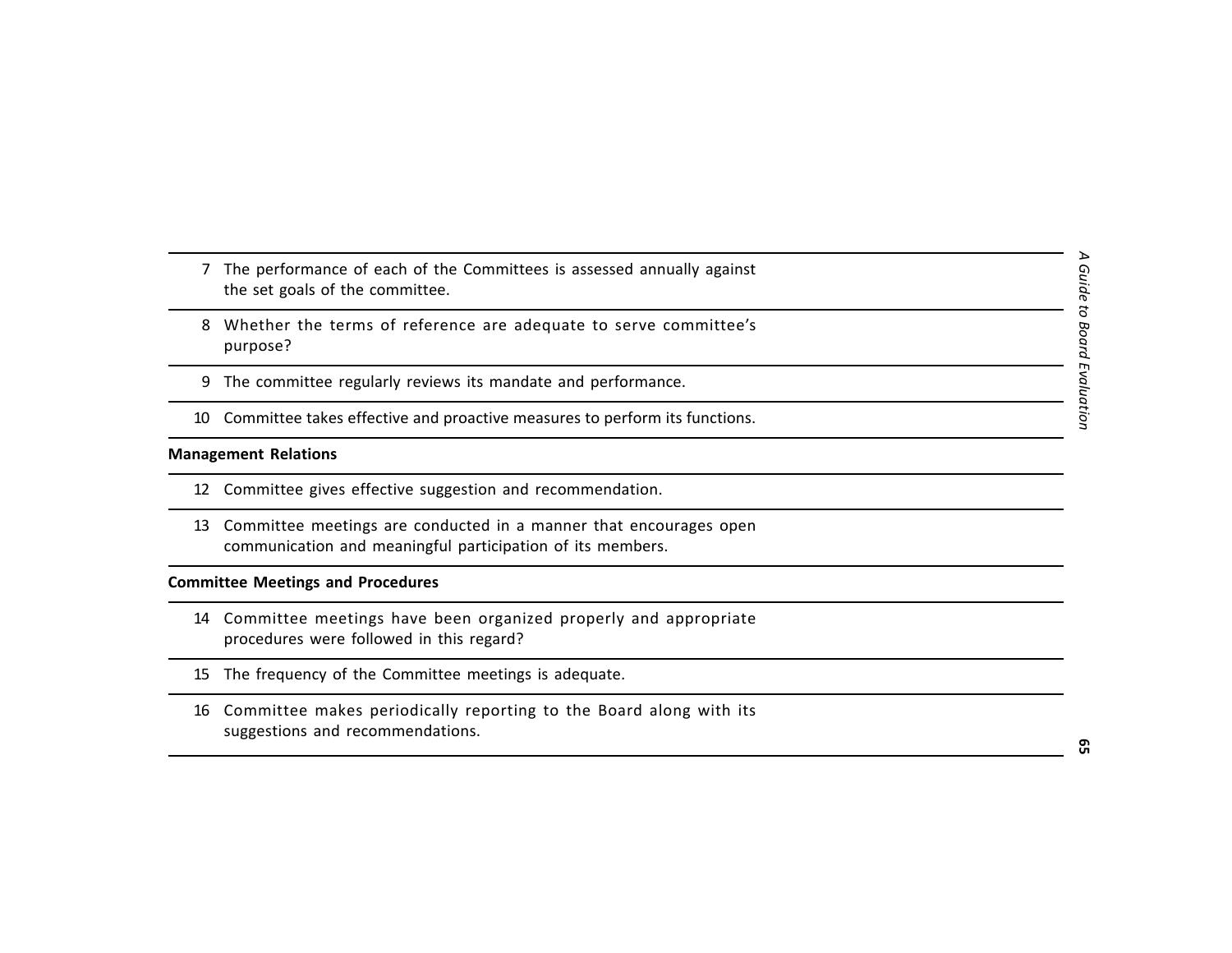| | | |
|---|---|---|
| 7 | The performance of each of the Committees is assessed annually against the set goals of the committee. | |
| 8 | Whether the terms of reference are adequate to serve committee's purpose? | |
| 9 | The committee regularly reviews its mandate and performance. | |
| 10 | Committee takes effective and proactive measures to perform its functions. | |
| **Management Relations** | | |
| 12 | Committee gives effective suggestion and recommendation. | |
| 13 | Committee meetings are conducted in a manner that encourages open communication and meaningful participation of its members. | |
| **Committee Meetings and Procedures** | | |
| 14 | Committee meetings have been organized properly and appropriate procedures were followed in this regard? | |
| 15 | The frequency of the Committee meetings is adequate. | |
| 16 | Committee makes periodically reporting to the Board along with its suggestions and recommendations. | |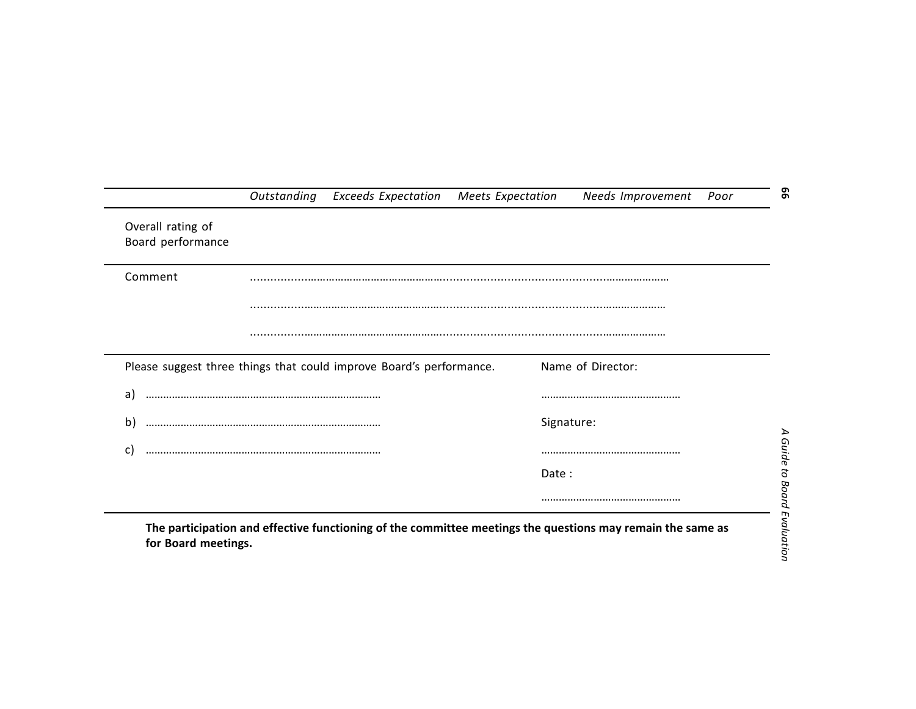| | *Outstanding* | *Exceeds Expectation* | *Meets Expectation* | *Needs Improvement* | *Poor* |
|---|---|---|---|---|---|
| Overall rating of Board performance | | | | | |

Comment ……………………………………………………………………………………………………………………

……………………………………………………………………………………………………………………

……………………………………………………………………………………………………………………

Please suggest three things that could improve Board's performance.

a) ………………………………………………………………………

b) ………………………………………………………………………

c) ………………………………………………………………………

Name of Director:

…………………………………………

Signature:

…………………………………………

Date :

…………………………………………

**The participation and effective functioning of the committee meetings the questions may remain the same as for Board meetings.**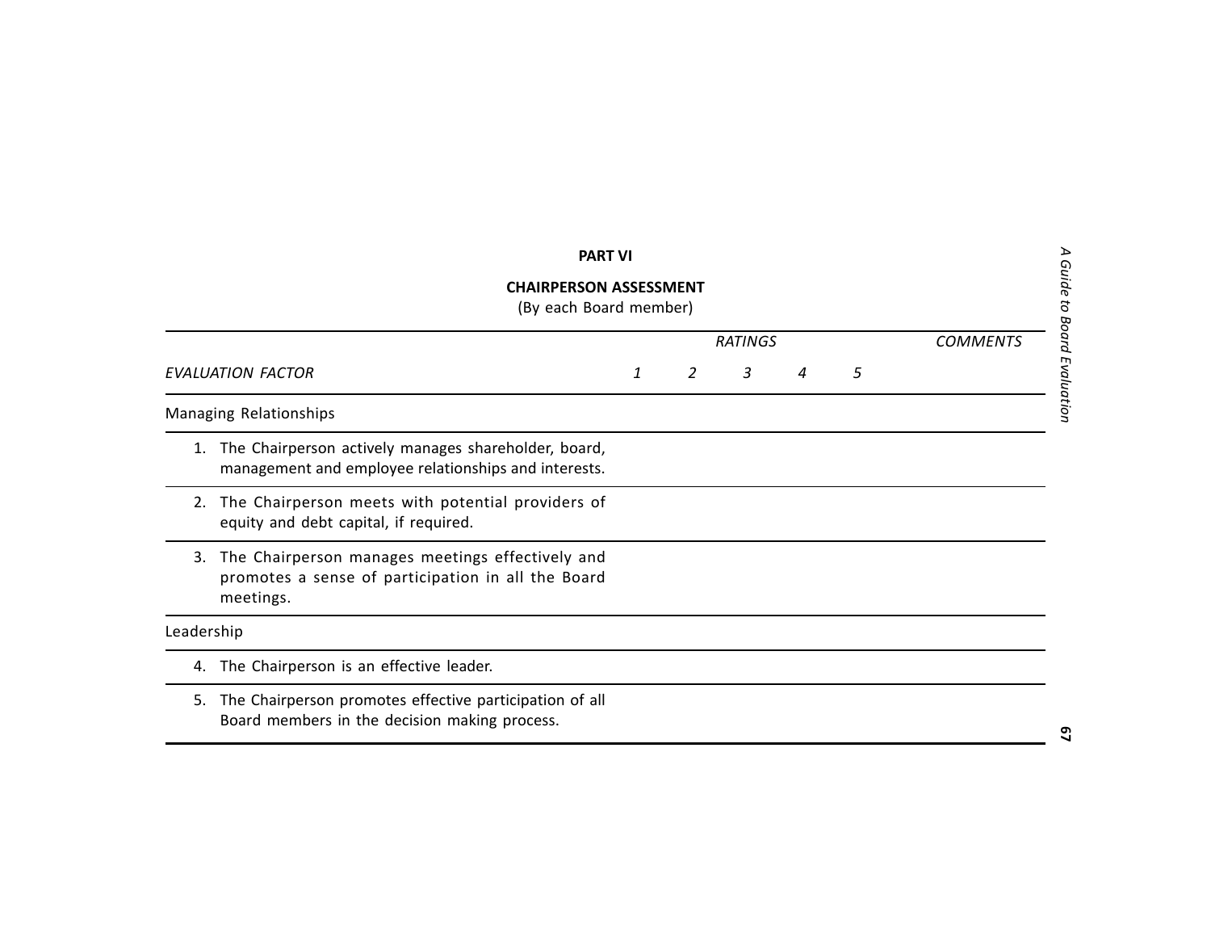**PART VI**

**CHAIRPERSON ASSESSMENT**

(By each Board member)

| *EVALUATION FACTOR* | *RATINGS* | | | | | *COMMENTS* |
|---|---|---|---|---|---|---|
| | *1* | *2* | *3* | *4* | *5* | |
| Managing Relationships | | | | | | |
| 1. The Chairperson actively manages shareholder, board, management and employee relationships and interests. | | | | | | |
| 2. The Chairperson meets with potential providers of equity and debt capital, if required. | | | | | | |
| 3. The Chairperson manages meetings effectively and promotes a sense of participation in all the Board meetings. | | | | | | |
| Leadership | | | | | | |
| 4. The Chairperson is an effective leader. | | | | | | |
| 5. The Chairperson promotes effective participation of all Board members in the decision making process. | | | | | | |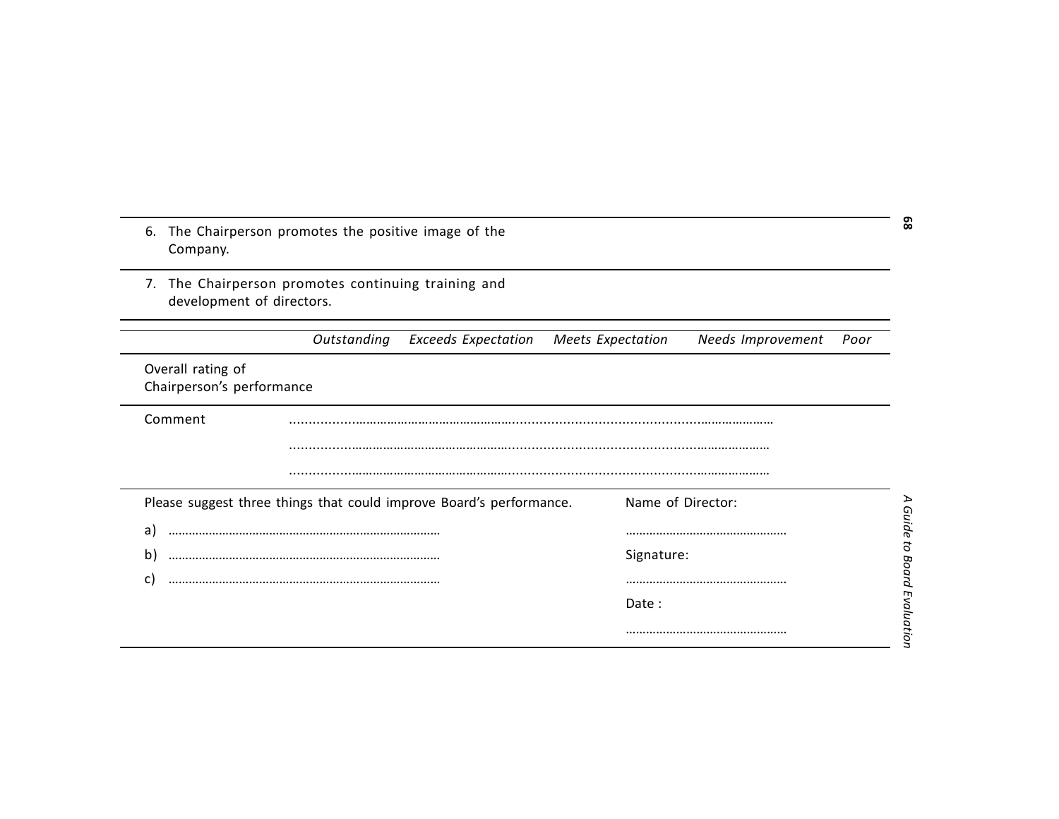| | | | | | |
|---|---|---|---|---|---|
| 6. The Chairperson promotes the positive image of the Company. | | | | | |
| 7. The Chairperson promotes continuing training and development of directors. | | | | | |

| | *Outstanding* | *Exceeds Expectation* | *Meets Expectation* | *Needs Improvement* | *Poor* |
|---|---|---|---|---|---|
| Overall rating of Chairperson's performance | | | | | |

Comment ..........................................................................................................................................

..........................................................................................................................................

..........................................................................................................................................

Please suggest three things that could improve Board's performance.

a) ..........................................................................................

b) ..........................................................................................

c) ..........................................................................................

Name of Director:

..................................................

Signature:

..................................................

Date :

..................................................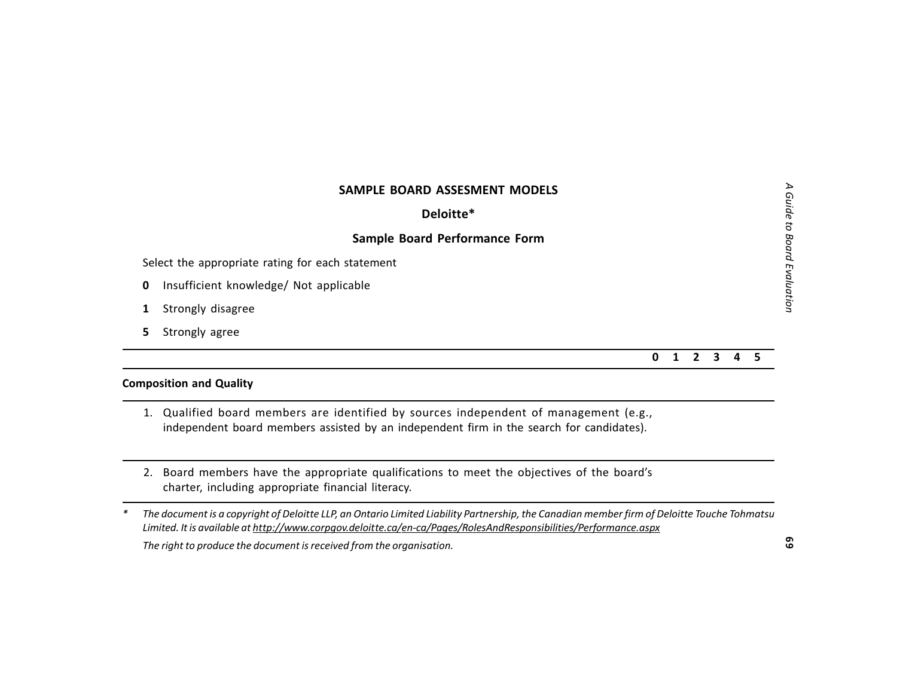## SAMPLE BOARD ASSESMENT MODELS

### Deloitte*

### Sample Board Performance Form

Select the appropriate rating for each statement

**0** Insufficient knowledge/ Not applicable

**1** Strongly disagree

**5** Strongly agree

| | 0 | 1 | 2 | 3 | 4 | 5 |
|---|---|---|---|---|---|---|
| **Composition and Quality** | | | | | | |
| 1. Qualified board members are identified by sources independent of management (e.g., independent board members assisted by an independent firm in the search for candidates). | | | | | | |
| 2. Board members have the appropriate qualifications to meet the objectives of the board's charter, including appropriate financial literacy. | | | | | | |

\* *The document is a copyright of Deloitte LLP, an Ontario Limited Liability Partnership, the Canadian member firm of Deloitte Touche Tohmatsu Limited. It is available at http://www.corpgov.deloitte.ca/en-ca/Pages/RolesAndResponsibilities/Performance.aspx*

*The right to produce the document is received from the organisation.*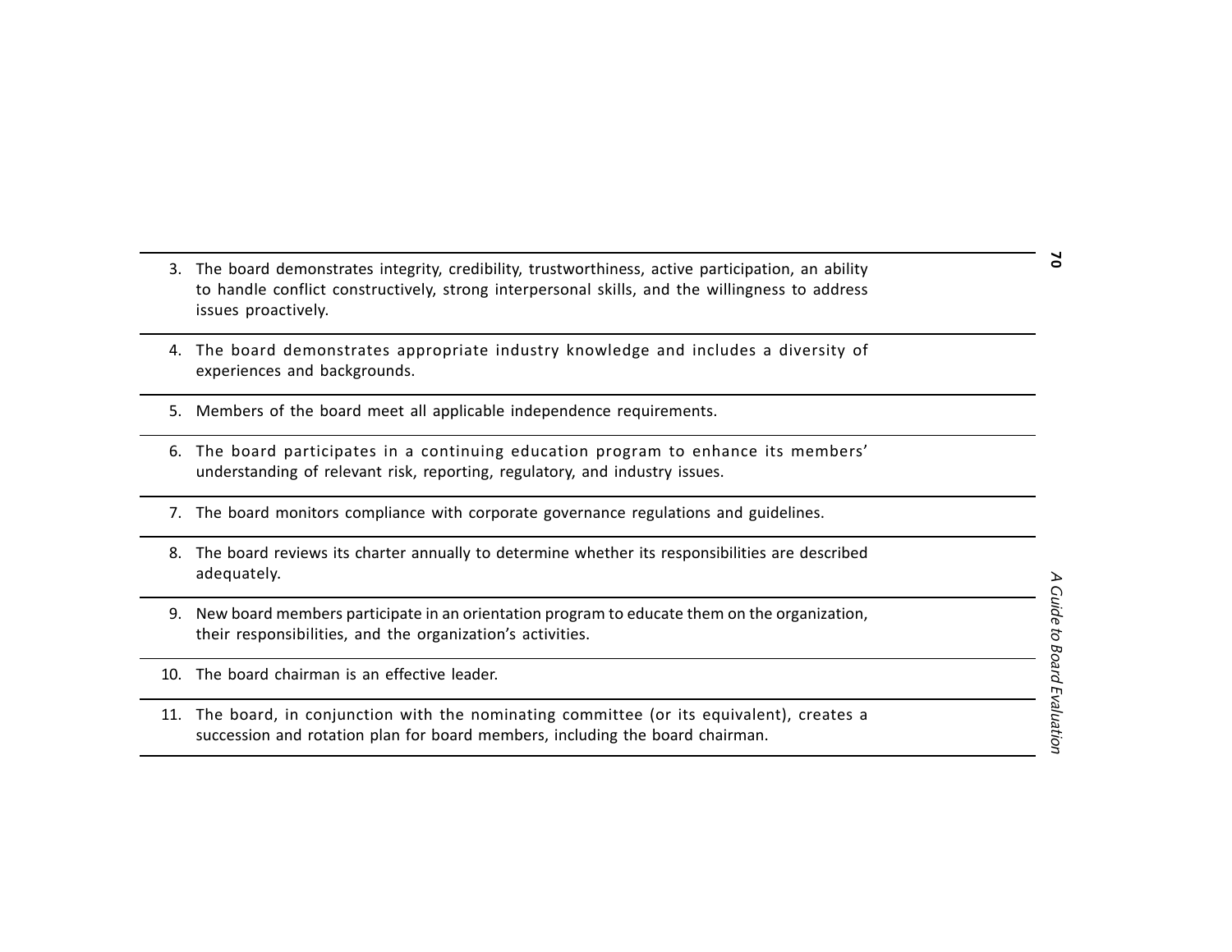3. The board demonstrates integrity, credibility, trustworthiness, active participation, an ability to handle conflict constructively, strong interpersonal skills, and the willingness to address issues proactively.

4. The board demonstrates appropriate industry knowledge and includes a diversity of experiences and backgrounds.

5. Members of the board meet all applicable independence requirements.

6. The board participates in a continuing education program to enhance its members' understanding of relevant risk, reporting, regulatory, and industry issues.

7. The board monitors compliance with corporate governance regulations and guidelines.

8. The board reviews its charter annually to determine whether its responsibilities are described adequately.

9. New board members participate in an orientation program to educate them on the organization, their responsibilities, and the organization's activities.

10. The board chairman is an effective leader.

11. The board, in conjunction with the nominating committee (or its equivalent), creates a succession and rotation plan for board members, including the board chairman.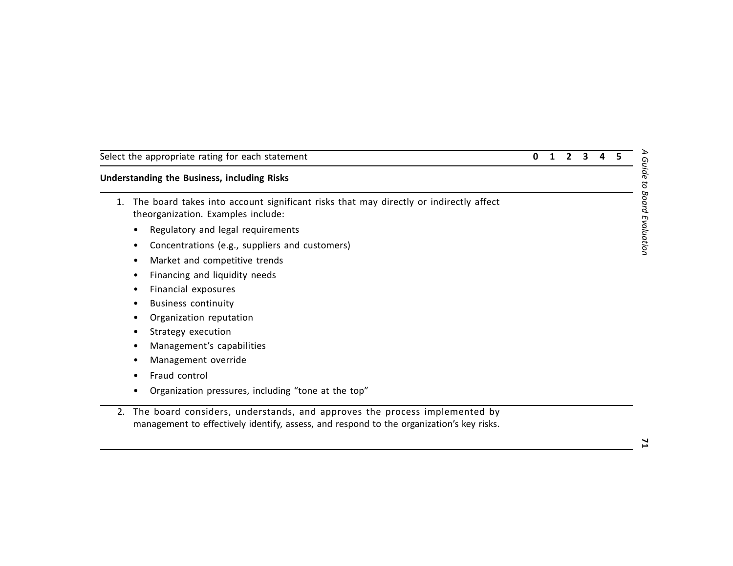| Select the appropriate rating for each statement | 0 | 1 | 2 | 3 | 4 | 5 |
|---|---|---|---|---|---|---|
| **Understanding the Business, including Risks** | | | | | | |
| 1. The board takes into account significant risks that may directly or indirectly affect theorganization. Examples include:<br>• Regulatory and legal requirements<br>• Concentrations (e.g., suppliers and customers)<br>• Market and competitive trends<br>• Financing and liquidity needs<br>• Financial exposures<br>• Business continuity<br>• Organization reputation<br>• Strategy execution<br>• Management's capabilities<br>• Management override<br>• Fraud control<br>• Organization pressures, including "tone at the top" | | | | | | |
| 2. The board considers, understands, and approves the process implemented by management to effectively identify, assess, and respond to the organization's key risks. | | | | | | |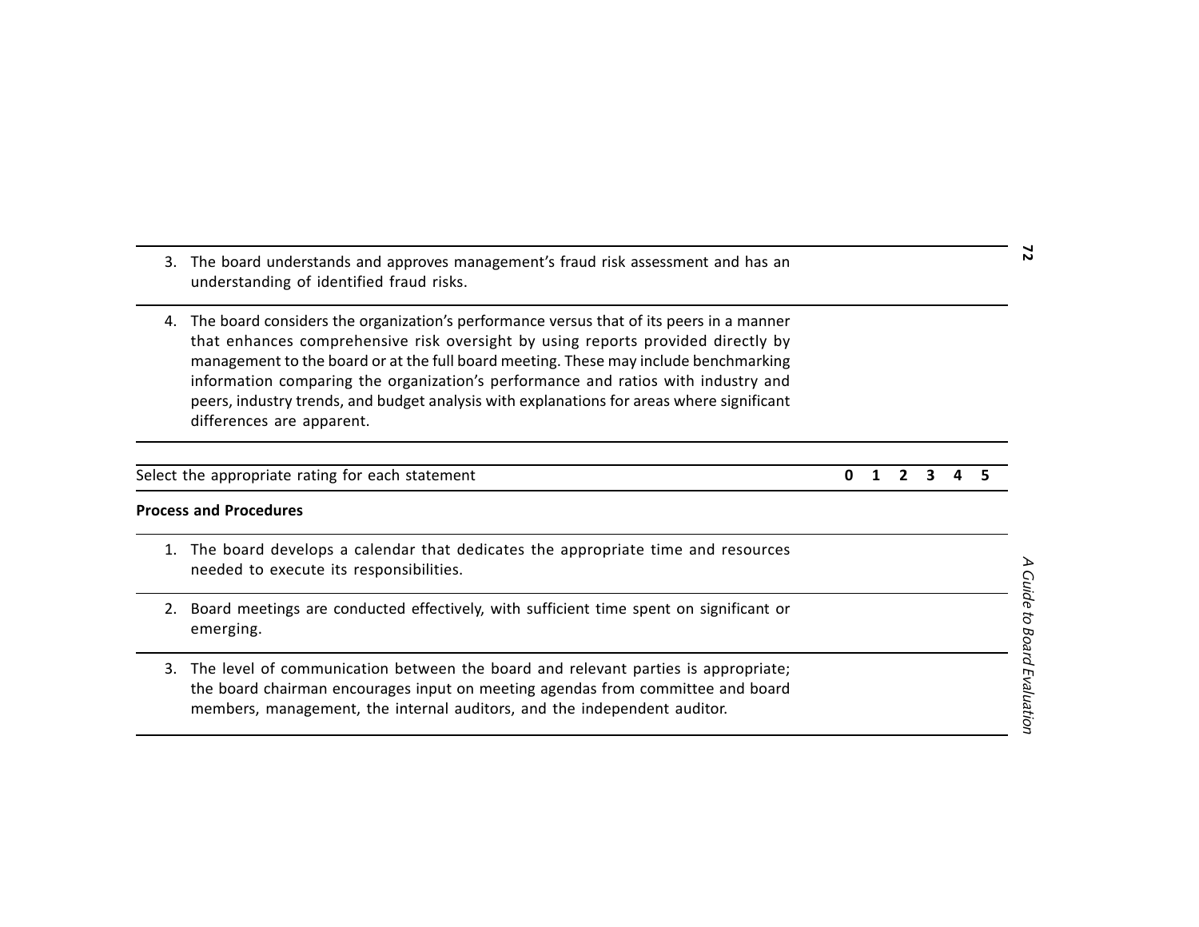| | 0 | 1 | 2 | 3 | 4 | 5 |
|---|---|---|---|---|---|---|
| 3. The board understands and approves management's fraud risk assessment and has an understanding of identified fraud risks. | | | | | | |
| 4. The board considers the organization's performance versus that of its peers in a manner that enhances comprehensive risk oversight by using reports provided directly by management to the board or at the full board meeting. These may include benchmarking information comparing the organization's performance and ratios with industry and peers, industry trends, and budget analysis with explanations for areas where significant differences are apparent. | | | | | | |

| Select the appropriate rating for each statement | 0 | 1 | 2 | 3 | 4 | 5 |
|---|---|---|---|---|---|---|
| **Process and Procedures** | | | | | | |
| 1. The board develops a calendar that dedicates the appropriate time and resources needed to execute its responsibilities. | | | | | | |
| 2. Board meetings are conducted effectively, with sufficient time spent on significant or emerging. | | | | | | |
| 3. The level of communication between the board and relevant parties is appropriate; the board chairman encourages input on meeting agendas from committee and board members, management, the internal auditors, and the independent auditor. | | | | | | |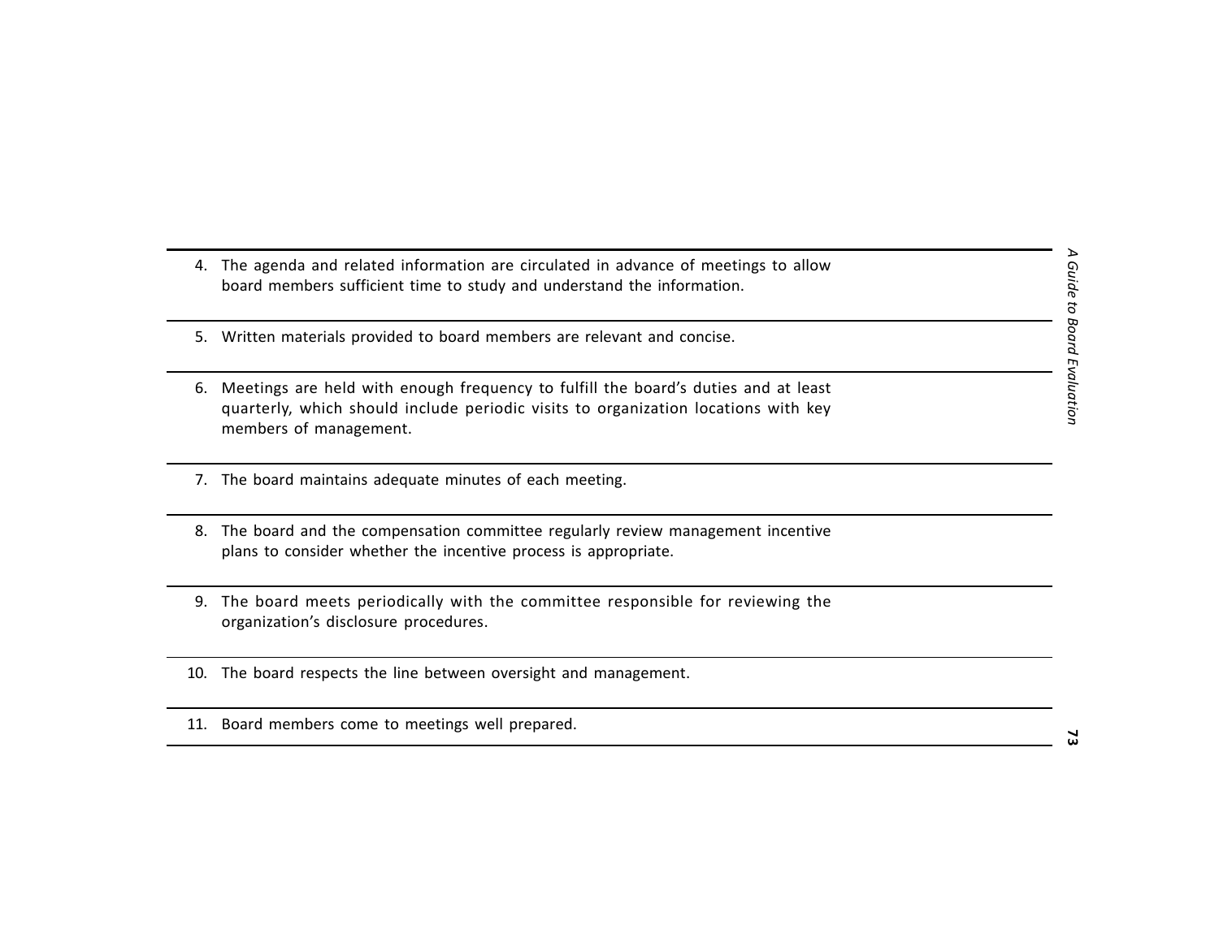4. The agenda and related information are circulated in advance of meetings to allow board members sufficient time to study and understand the information.

5. Written materials provided to board members are relevant and concise.

6. Meetings are held with enough frequency to fulfill the board's duties and at least quarterly, which should include periodic visits to organization locations with key members of management.

7. The board maintains adequate minutes of each meeting.

8. The board and the compensation committee regularly review management incentive plans to consider whether the incentive process is appropriate.

9. The board meets periodically with the committee responsible for reviewing the organization's disclosure procedures.

10. The board respects the line between oversight and management.

11. Board members come to meetings well prepared.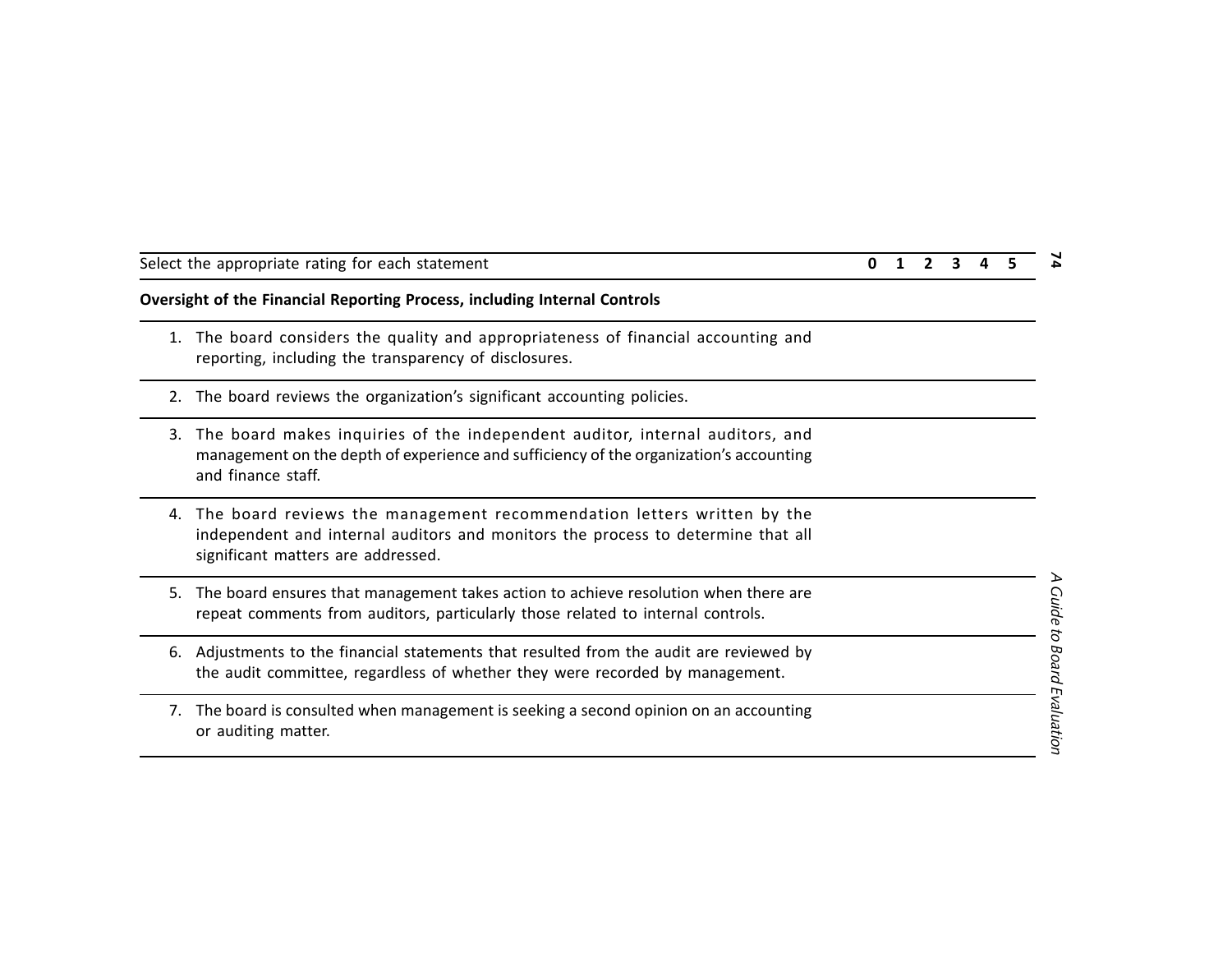| Select the appropriate rating for each statement | 0 | 1 | 2 | 3 | 4 | 5 |
|---|---|---|---|---|---|---|
| **Oversight of the Financial Reporting Process, including Internal Controls** | | | | | | |
| 1. The board considers the quality and appropriateness of financial accounting and reporting, including the transparency of disclosures. | | | | | | |
| 2. The board reviews the organization's significant accounting policies. | | | | | | |
| 3. The board makes inquiries of the independent auditor, internal auditors, and management on the depth of experience and sufficiency of the organization's accounting and finance staff. | | | | | | |
| 4. The board reviews the management recommendation letters written by the independent and internal auditors and monitors the process to determine that all significant matters are addressed. | | | | | | |
| 5. The board ensures that management takes action to achieve resolution when there are repeat comments from auditors, particularly those related to internal controls. | | | | | | |
| 6. Adjustments to the financial statements that resulted from the audit are reviewed by the audit committee, regardless of whether they were recorded by management. | | | | | | |
| 7. The board is consulted when management is seeking a second opinion on an accounting or auditing matter. | | | | | | |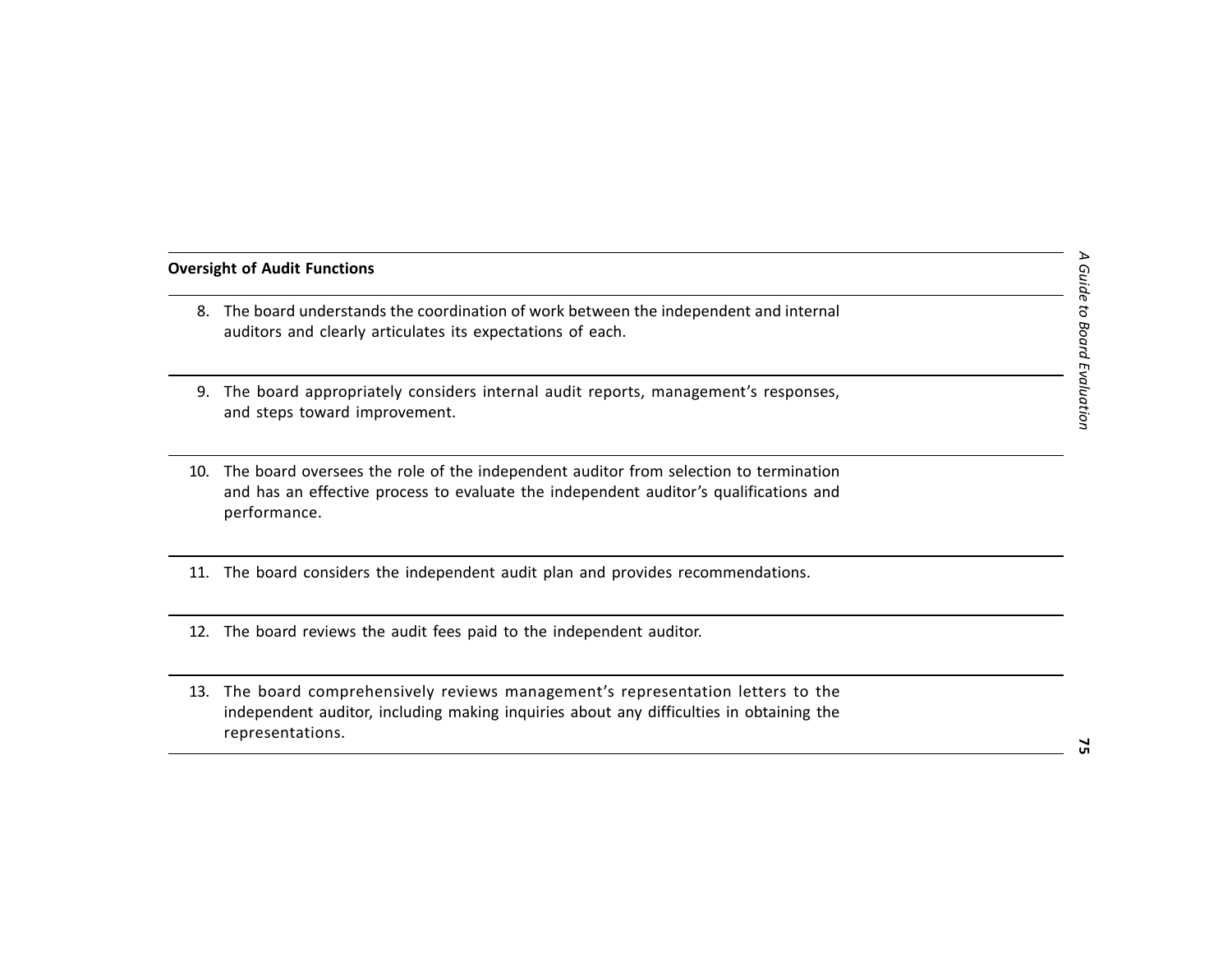**Oversight of Audit Functions**

8. The board understands the coordination of work between the independent and internal auditors and clearly articulates its expectations of each.

9. The board appropriately considers internal audit reports, management's responses, and steps toward improvement.

10. The board oversees the role of the independent auditor from selection to termination and has an effective process to evaluate the independent auditor's qualifications and performance.

11. The board considers the independent audit plan and provides recommendations.

12. The board reviews the audit fees paid to the independent auditor.

13. The board comprehensively reviews management's representation letters to the independent auditor, including making inquiries about any difficulties in obtaining the representations.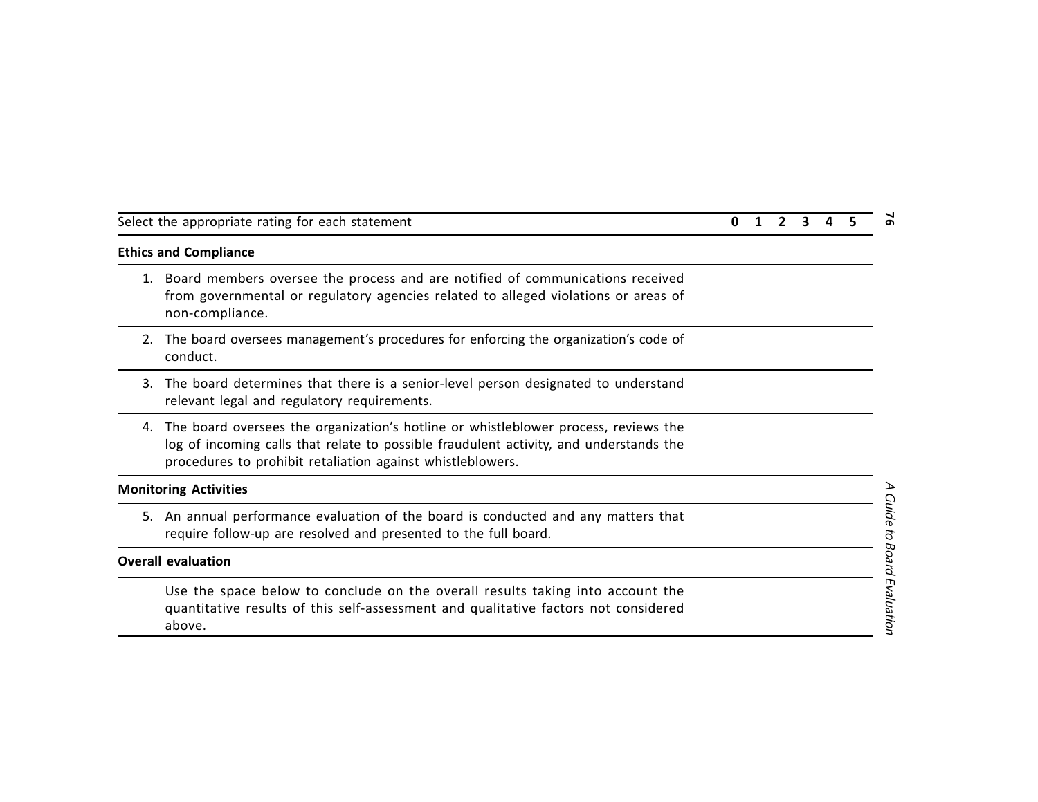| Select the appropriate rating for each statement | 0 | 1 | 2 | 3 | 4 | 5 |
|---|---|---|---|---|---|---|
| **Ethics and Compliance** | | | | | | |
| 1. Board members oversee the process and are notified of communications received from governmental or regulatory agencies related to alleged violations or areas of non-compliance. | | | | | | |
| 2. The board oversees management's procedures for enforcing the organization's code of conduct. | | | | | | |
| 3. The board determines that there is a senior-level person designated to understand relevant legal and regulatory requirements. | | | | | | |
| 4. The board oversees the organization's hotline or whistleblower process, reviews the log of incoming calls that relate to possible fraudulent activity, and understands the procedures to prohibit retaliation against whistleblowers. | | | | | | |
| **Monitoring Activities** | | | | | | |
| 5. An annual performance evaluation of the board is conducted and any matters that require follow-up are resolved and presented to the full board. | | | | | | |
| **Overall evaluation** | | | | | | |
| Use the space below to conclude on the overall results taking into account the quantitative results of this self-assessment and qualitative factors not considered above. | | | | | | |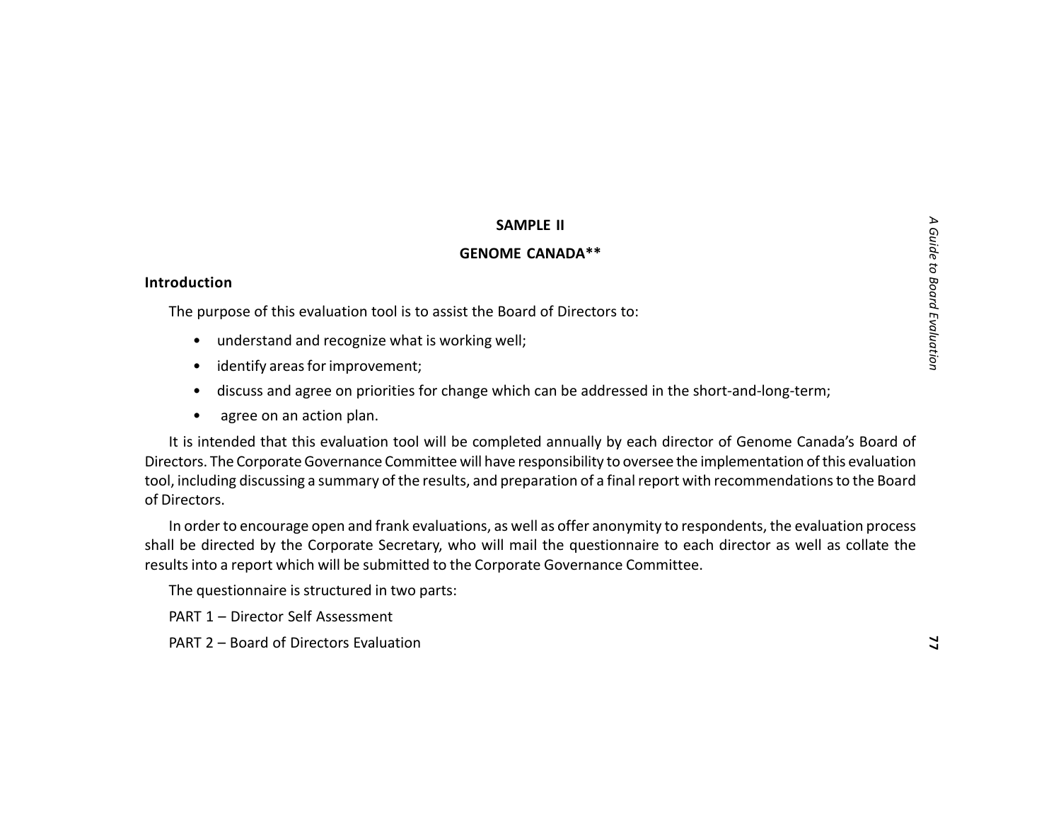**SAMPLE II**

**GENOME CANADA****

## Introduction

The purpose of this evaluation tool is to assist the Board of Directors to:

- understand and recognize what is working well;
- identify areas for improvement;
- discuss and agree on priorities for change which can be addressed in the short-and-long-term;
- agree on an action plan.

It is intended that this evaluation tool will be completed annually by each director of Genome Canada's Board of Directors. The Corporate Governance Committee will have responsibility to oversee the implementation of this evaluation tool, including discussing a summary of the results, and preparation of a final report with recommendations to the Board of Directors.

In order to encourage open and frank evaluations, as well as offer anonymity to respondents, the evaluation process shall be directed by the Corporate Secretary, who will mail the questionnaire to each director as well as collate the results into a report which will be submitted to the Corporate Governance Committee.

The questionnaire is structured in two parts:

PART 1 – Director Self Assessment

PART 2 – Board of Directors Evaluation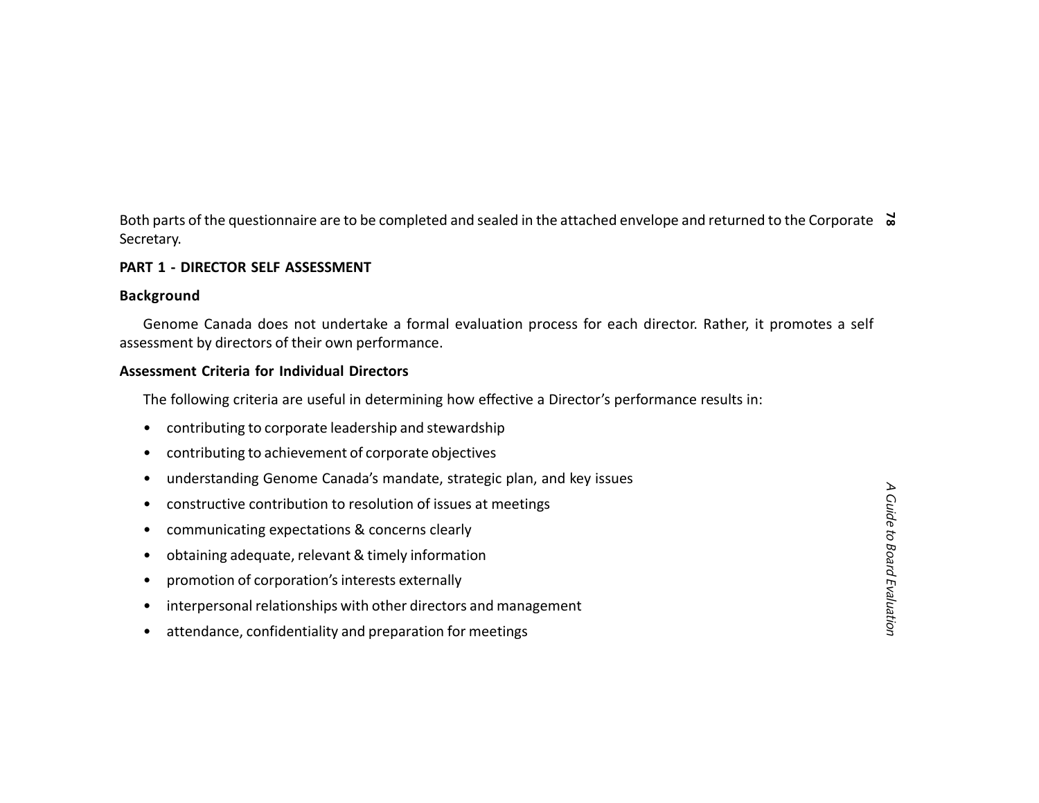Both parts of the questionnaire are to be completed and sealed in the attached envelope and returned to the Corporate Secretary.

## PART 1 - DIRECTOR SELF ASSESSMENT

### Background

Genome Canada does not undertake a formal evaluation process for each director. Rather, it promotes a self assessment by directors of their own performance.

### Assessment Criteria for Individual Directors

The following criteria are useful in determining how effective a Director's performance results in:

- contributing to corporate leadership and stewardship
- contributing to achievement of corporate objectives
- understanding Genome Canada's mandate, strategic plan, and key issues
- constructive contribution to resolution of issues at meetings
- communicating expectations & concerns clearly
- obtaining adequate, relevant & timely information
- promotion of corporation's interests externally
- interpersonal relationships with other directors and management
- attendance, confidentiality and preparation for meetings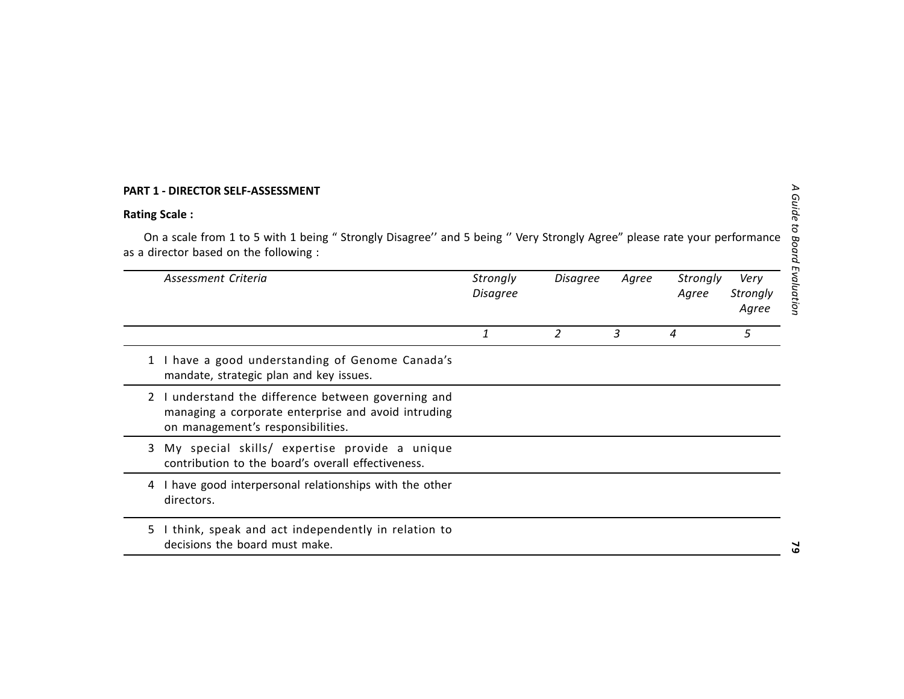**PART 1 - DIRECTOR SELF-ASSESSMENT**

**Rating Scale :**

On a scale from 1 to 5 with 1 being " Strongly Disagree'' and 5 being '' Very Strongly Agree" please rate your performance as a director based on the following :

| | *Assessment Criteria* | *Strongly Disagree* | *Disagree* | *Agree* | *Strongly Agree* | *Very Strongly Agree* |
|---|---|---|---|---|---|---|
| | | *1* | *2* | *3* | *4* | *5* |
| 1 | I have a good understanding of Genome Canada's mandate, strategic plan and key issues. | | | | | |
| 2 | I understand the difference between governing and managing a corporate enterprise and avoid intruding on management's responsibilities. | | | | | |
| 3 | My special skills/ expertise provide a unique contribution to the board's overall effectiveness. | | | | | |
| 4 | I have good interpersonal relationships with the other directors. | | | | | |
| 5 | I think, speak and act independently in relation to decisions the board must make. | | | | | |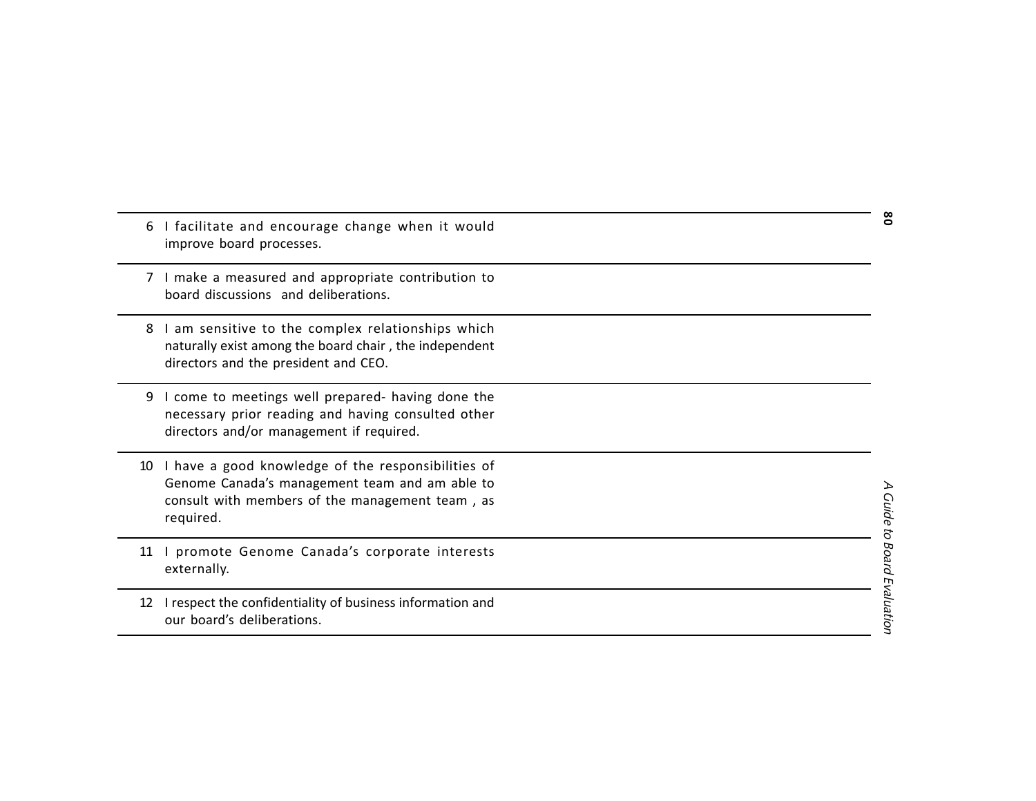| | | |
|---|---|---|
| 6 | I facilitate and encourage change when it would improve board processes. | |
| 7 | I make a measured and appropriate contribution to board discussions and deliberations. | |
| 8 | I am sensitive to the complex relationships which naturally exist among the board chair , the independent directors and the president and CEO. | |
| 9 | I come to meetings well prepared- having done the necessary prior reading and having consulted other directors and/or management if required. | |
| 10 | I have a good knowledge of the responsibilities of Genome Canada's management team and am able to consult with members of the management team , as required. | |
| 11 | I promote Genome Canada's corporate interests externally. | |
| 12 | I respect the confidentiality of business information and our board's deliberations. | |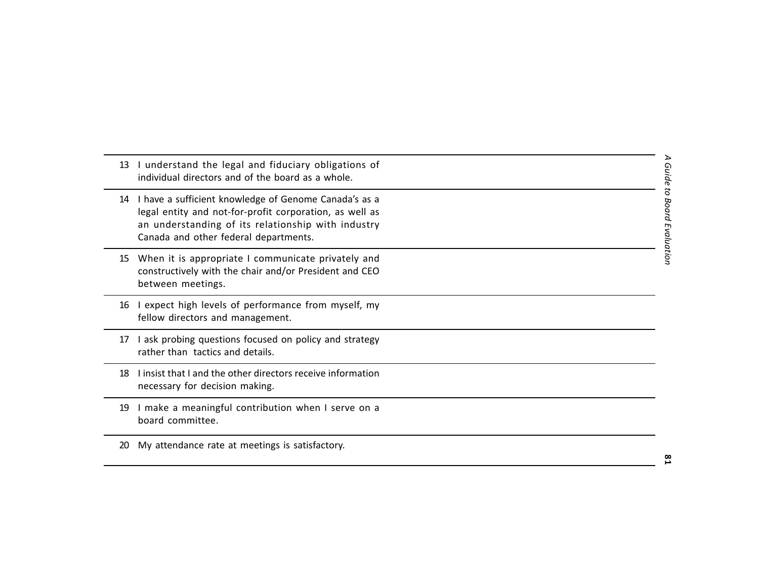| | |
|---|---|
| 13 | I understand the legal and fiduciary obligations of individual directors and of the board as a whole. |
| 14 | I have a sufficient knowledge of Genome Canada's as a legal entity and not-for-profit corporation, as well as an understanding of its relationship with industry Canada and other federal departments. |
| 15 | When it is appropriate I communicate privately and constructively with the chair and/or President and CEO between meetings. |
| 16 | I expect high levels of performance from myself, my fellow directors and management. |
| 17 | I ask probing questions focused on policy and strategy rather than tactics and details. |
| 18 | I insist that I and the other directors receive information necessary for decision making. |
| 19 | I make a meaningful contribution when I serve on a board committee. |
| 20 | My attendance rate at meetings is satisfactory. |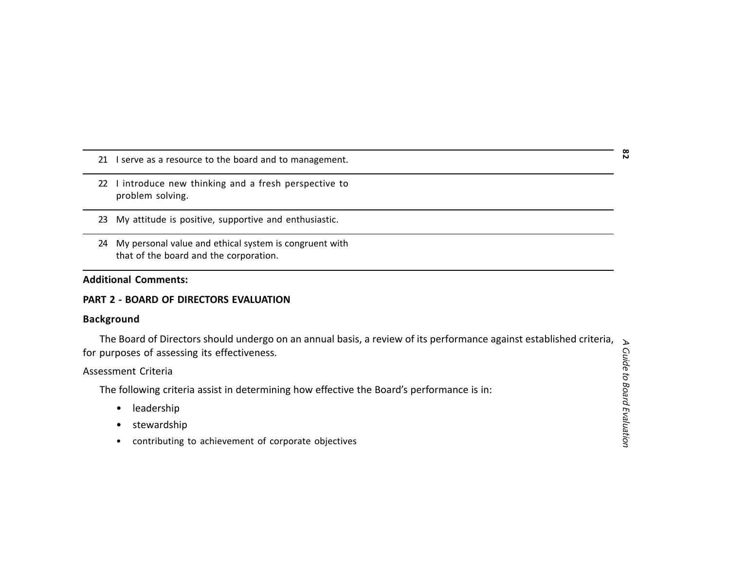| | |
|---|---|
| 21 I serve as a resource to the board and to management. | |
| 22 I introduce new thinking and a fresh perspective to problem solving. | |
| 23 My attitude is positive, supportive and enthusiastic. | |
| 24 My personal value and ethical system is congruent with that of the board and the corporation. | |

**Additional Comments:**

**PART 2 - BOARD OF DIRECTORS EVALUATION**

**Background**

The Board of Directors should undergo on an annual basis, a review of its performance against established criteria, for purposes of assessing its effectiveness.

Assessment Criteria

The following criteria assist in determining how effective the Board's performance is in:

- leadership
- stewardship
- contributing to achievement of corporate objectives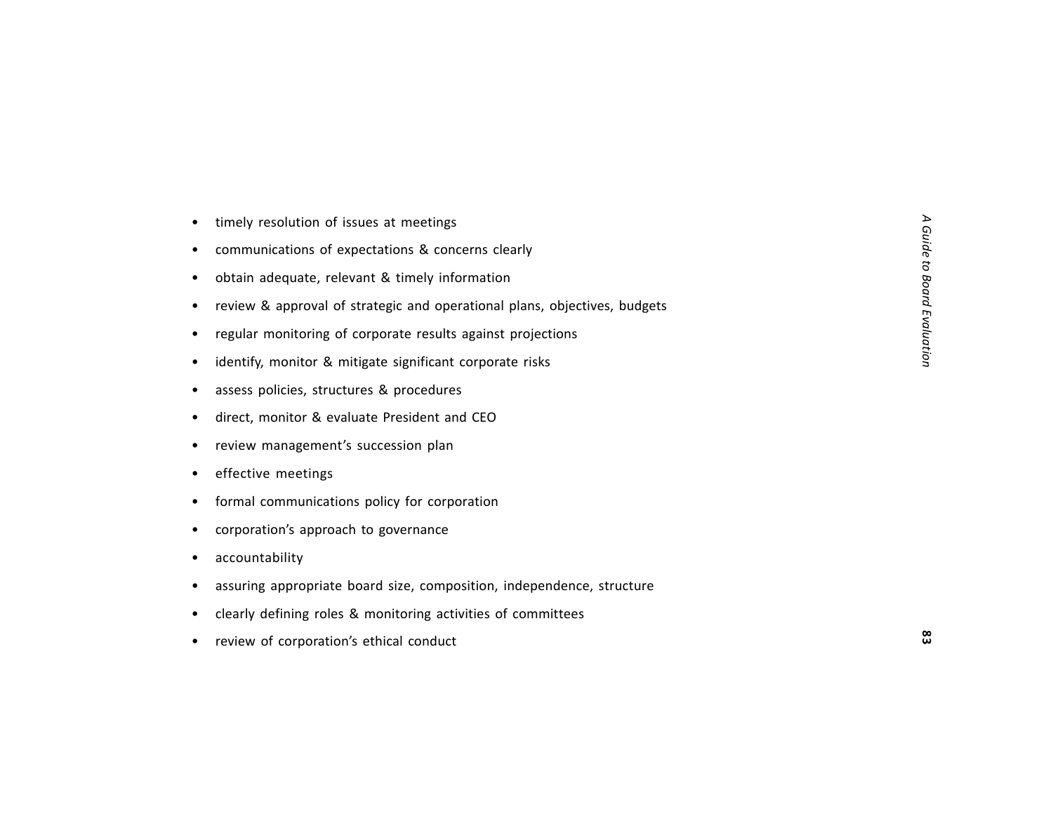- timely resolution of issues at meetings
- communications of expectations & concerns clearly
- obtain adequate, relevant & timely information
- review & approval of strategic and operational plans, objectives, budgets
- regular monitoring of corporate results against projections
- identify, monitor & mitigate significant corporate risks
- assess policies, structures & procedures
- direct, monitor & evaluate President and CEO
- review management's succession plan
- effective meetings
- formal communications policy for corporation
- corporation's approach to governance
- accountability
- assuring appropriate board size, composition, independence, structure
- clearly defining roles & monitoring activities of committees
- review of corporation's ethical conduct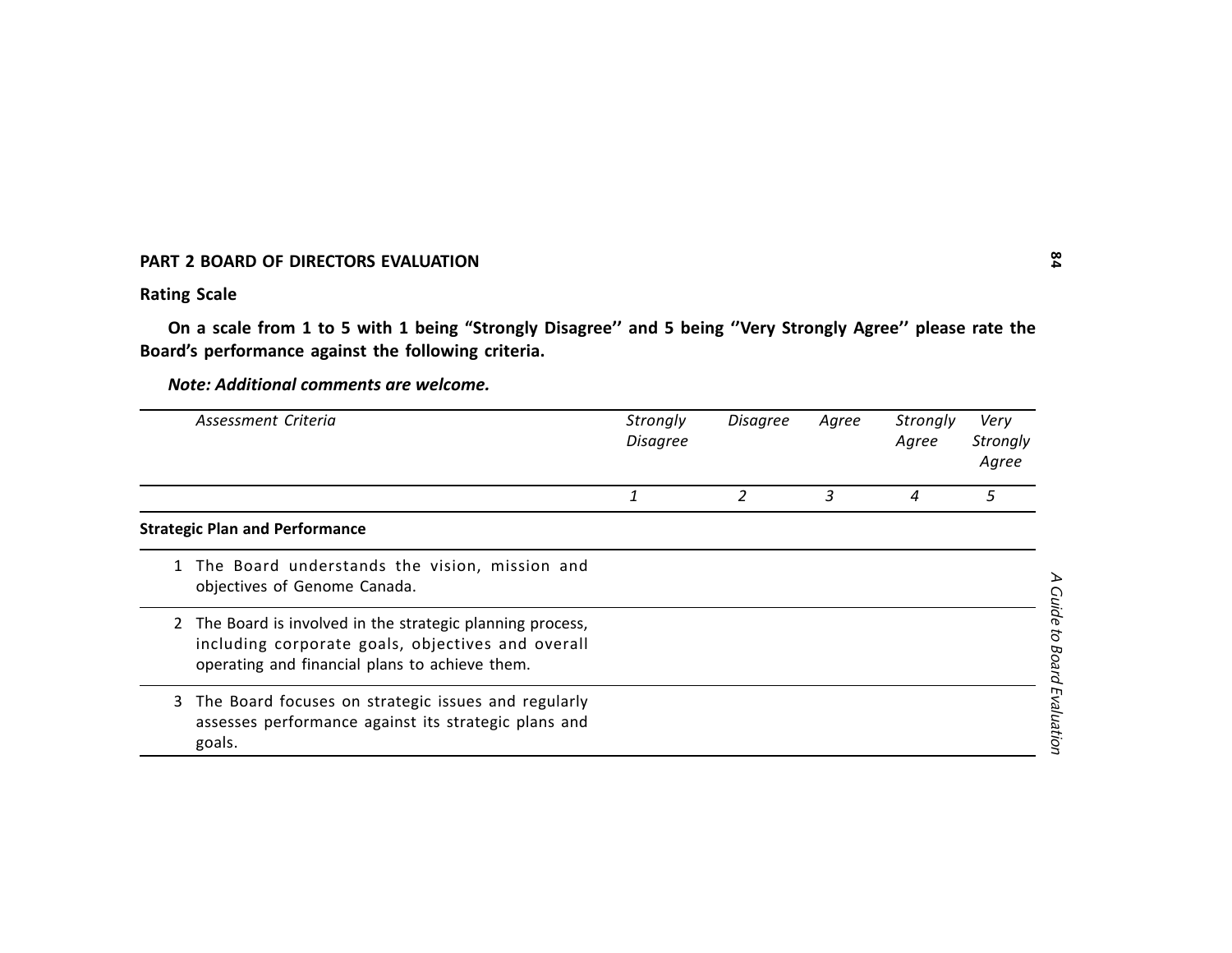**PART 2 BOARD OF DIRECTORS EVALUATION**

**Rating Scale**

**On a scale from 1 to 5 with 1 being "Strongly Disagree'' and 5 being ''Very Strongly Agree'' please rate the Board's performance against the following criteria.**

***Note: Additional comments are welcome.***

| *Assessment Criteria* | *Strongly Disagree* | *Disagree* | *Agree* | *Strongly Agree* | *Very Strongly Agree* |
|---|---|---|---|---|---|
| | *1* | *2* | *3* | *4* | *5* |
| **Strategic Plan and Performance** | | | | | |
| 1 The Board understands the vision, mission and objectives of Genome Canada. | | | | | |
| 2 The Board is involved in the strategic planning process, including corporate goals, objectives and overall operating and financial plans to achieve them. | | | | | |
| 3 The Board focuses on strategic issues and regularly assesses performance against its strategic plans and goals. | | | | | |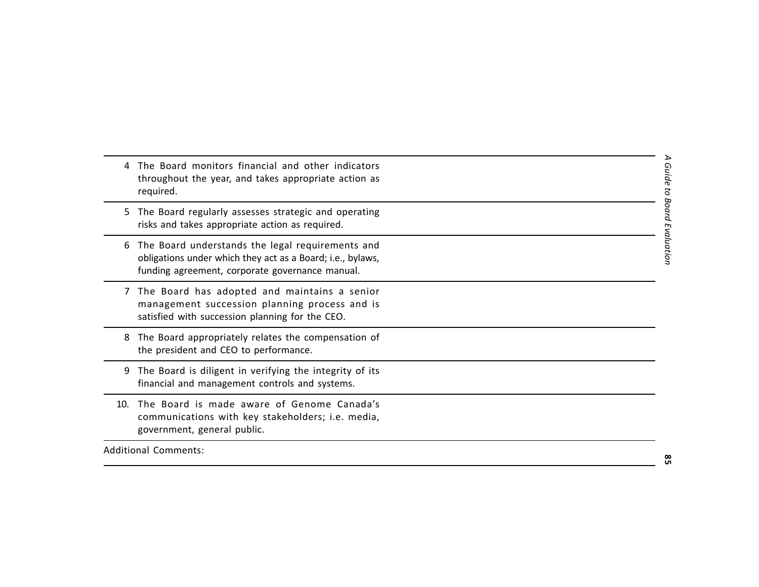| | |
|---|---|
| 4 The Board monitors financial and other indicators throughout the year, and takes appropriate action as required. | |
| 5 The Board regularly assesses strategic and operating risks and takes appropriate action as required. | |
| 6 The Board understands the legal requirements and obligations under which they act as a Board; i.e., bylaws, funding agreement, corporate governance manual. | |
| 7 The Board has adopted and maintains a senior management succession planning process and is satisfied with succession planning for the CEO. | |
| 8 The Board appropriately relates the compensation of the president and CEO to performance. | |
| 9 The Board is diligent in verifying the integrity of its financial and management controls and systems. | |
| 10. The Board is made aware of Genome Canada's communications with key stakeholders; i.e. media, government, general public. | |

Additional Comments: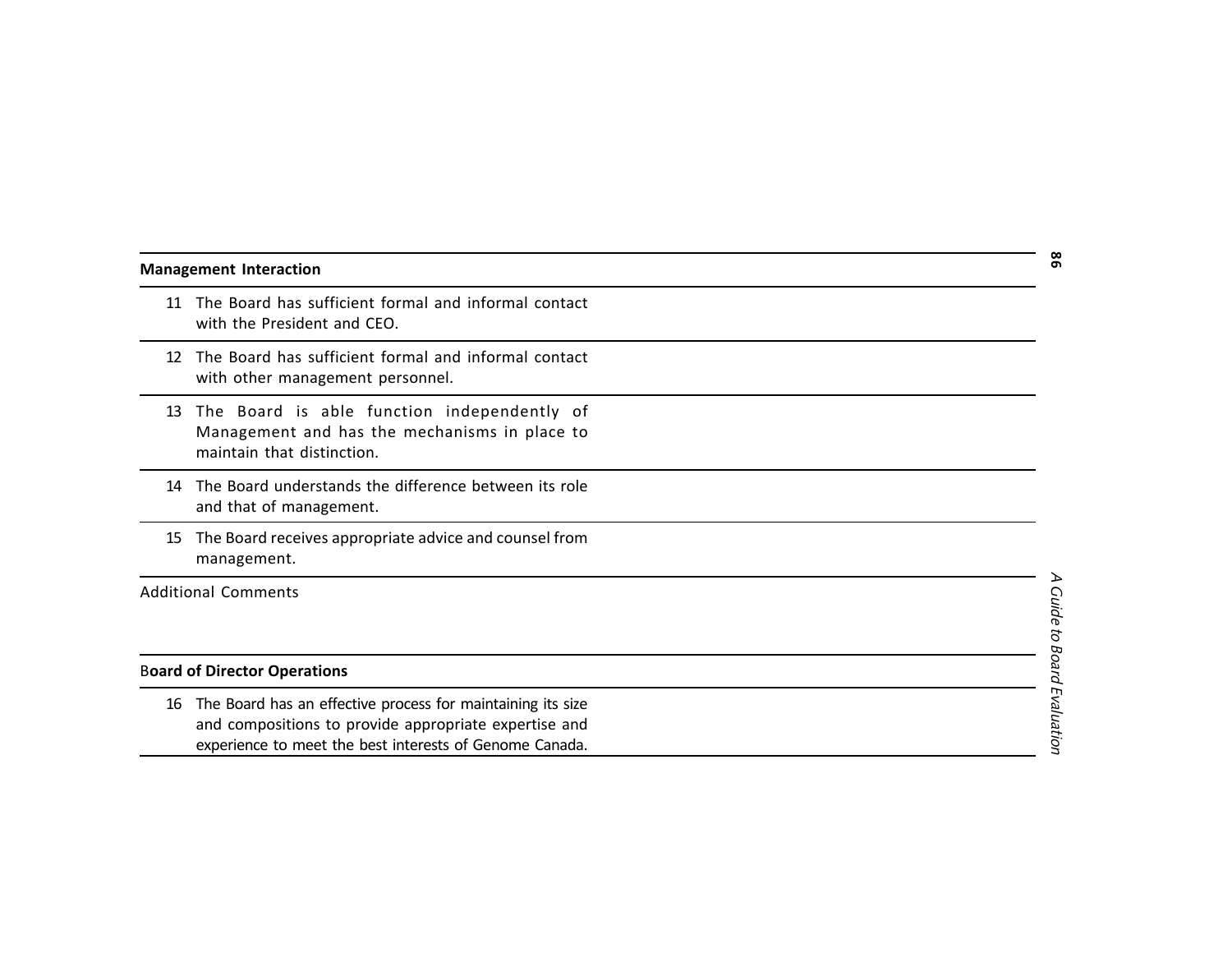| Management Interaction | |
|---|---|
| 11 The Board has sufficient formal and informal contact with the President and CEO. | |
| 12 The Board has sufficient formal and informal contact with other management personnel. | |
| 13 The Board is able function independently of Management and has the mechanisms in place to maintain that distinction. | |
| 14 The Board understands the difference between its role and that of management. | |
| 15 The Board receives appropriate advice and counsel from management. | |
| Additional Comments | |

| Board of Director Operations | |
|---|---|
| 16 The Board has an effective process for maintaining its size and compositions to provide appropriate expertise and experience to meet the best interests of Genome Canada. | |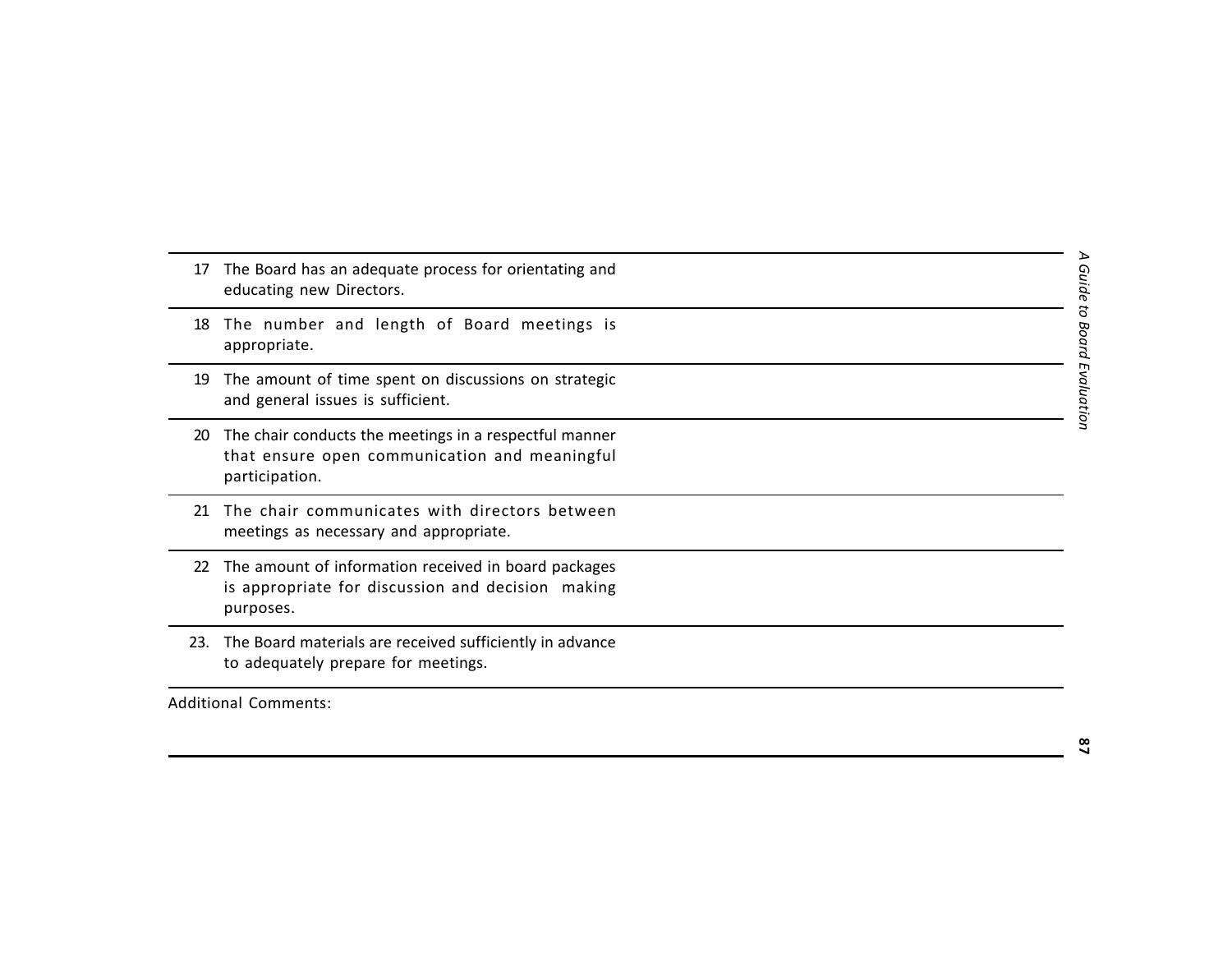| | |
|---|---|
| 17 The Board has an adequate process for orientating and educating new Directors. | |
| 18 The number and length of Board meetings is appropriate. | |
| 19 The amount of time spent on discussions on strategic and general issues is sufficient. | |
| 20 The chair conducts the meetings in a respectful manner that ensure open communication and meaningful participation. | |
| 21 The chair communicates with directors between meetings as necessary and appropriate. | |
| 22 The amount of information received in board packages is appropriate for discussion and decision making purposes. | |
| 23. The Board materials are received sufficiently in advance to adequately prepare for meetings. | |

Additional Comments: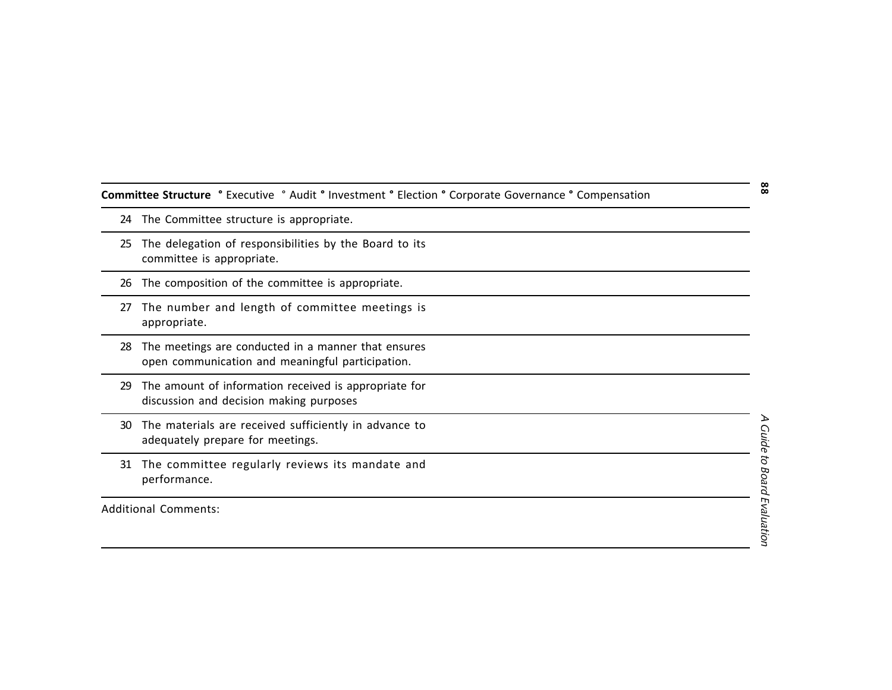**Committee Structure** ° Executive ° Audit ° Investment ° Election ° Corporate Governance ° Compensation

| | |
|---|---|
| 24 | The Committee structure is appropriate. |
| 25 | The delegation of responsibilities by the Board to its committee is appropriate. |
| 26 | The composition of the committee is appropriate. |
| 27 | The number and length of committee meetings is appropriate. |
| 28 | The meetings are conducted in a manner that ensures open communication and meaningful participation. |
| 29 | The amount of information received is appropriate for discussion and decision making purposes |
| 30 | The materials are received sufficiently in advance to adequately prepare for meetings. |
| 31 | The committee regularly reviews its mandate and performance. |

Additional Comments: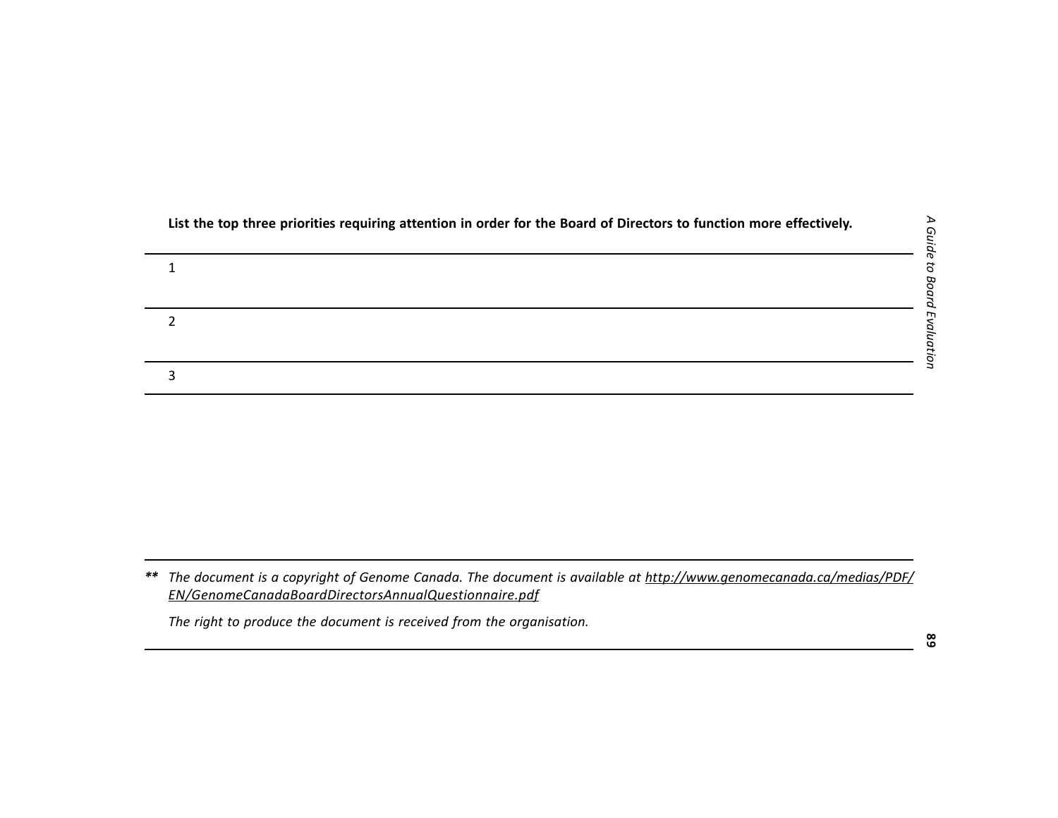**List the top three priorities requiring attention in order for the Board of Directors to function more effectively.**

| |
|---|
| 1 |
| 2 |
| 3 |

** *The document is a copyright of Genome Canada. The document is available at [http://www.genomecanada.ca/medias/PDF/EN/GenomeCanadaBoardDirectorsAnnualQuestionnaire.pdf](http://www.genomecanada.ca/medias/PDF/EN/GenomeCanadaBoardDirectorsAnnualQuestionnaire.pdf)*

*The right to produce the document is received from the organisation.*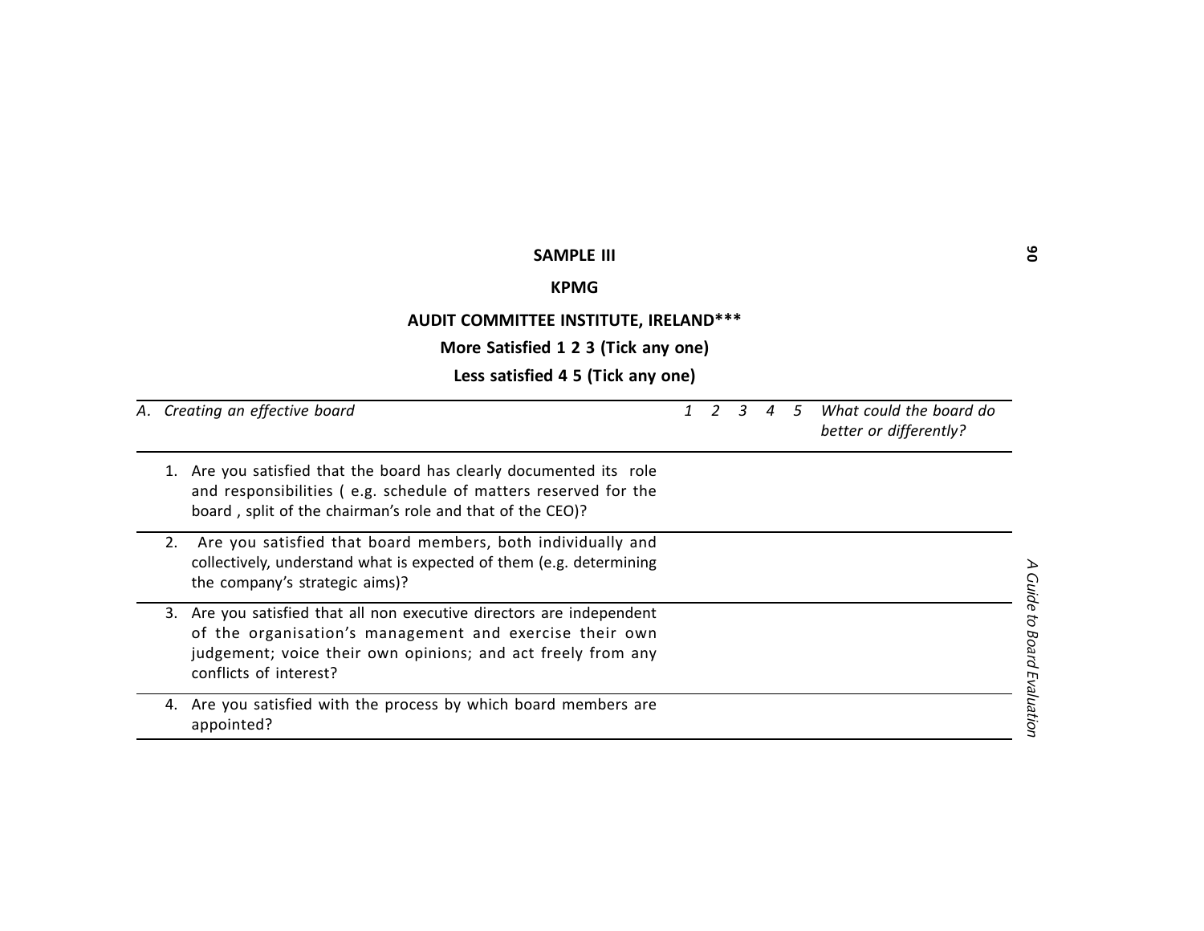**SAMPLE III**

**KPMG**

**AUDIT COMMITTEE INSTITUTE, IRELAND*****

**More Satisfied 1 2 3 (Tick any one)**

**Less satisfied 4 5 (Tick any one)**

| *A. Creating an effective board* | *1* | *2* | *3* | *4* | *5* | *What could the board do better or differently?* |
|---|---|---|---|---|---|---|
| 1. Are you satisfied that the board has clearly documented its role and responsibilities ( e.g. schedule of matters reserved for the board , split of the chairman's role and that of the CEO)? | | | | | | |
| 2. Are you satisfied that board members, both individually and collectively, understand what is expected of them (e.g. determining the company's strategic aims)? | | | | | | |
| 3. Are you satisfied that all non executive directors are independent of the organisation's management and exercise their own judgement; voice their own opinions; and act freely from any conflicts of interest? | | | | | | |
| 4. Are you satisfied with the process by which board members are appointed? | | | | | | |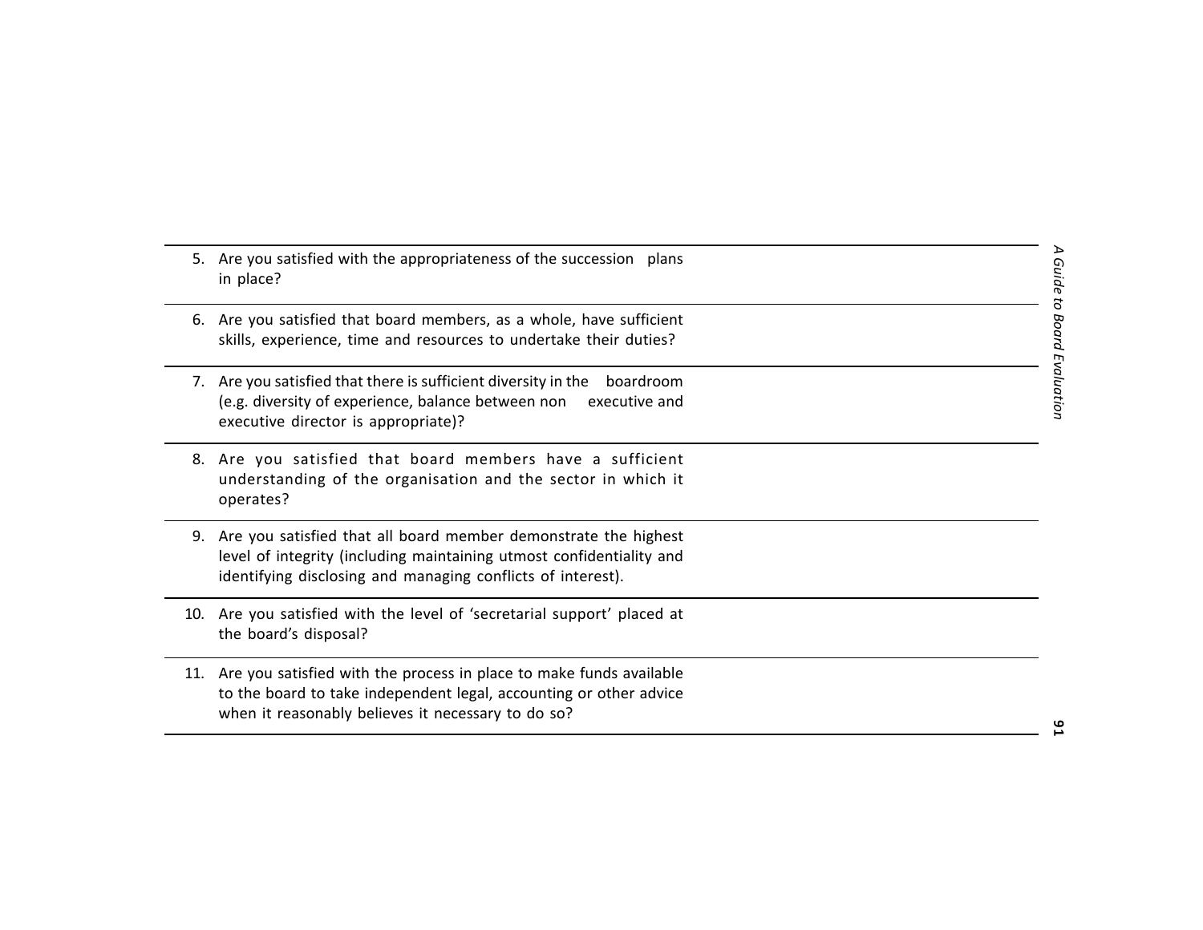| | |
|---|---|
| 5. Are you satisfied with the appropriateness of the succession plans in place? | |
| 6. Are you satisfied that board members, as a whole, have sufficient skills, experience, time and resources to undertake their duties? | |
| 7. Are you satisfied that there is sufficient diversity in the boardroom (e.g. diversity of experience, balance between non executive and executive director is appropriate)? | |
| 8. Are you satisfied that board members have a sufficient understanding of the organisation and the sector in which it operates? | |
| 9. Are you satisfied that all board member demonstrate the highest level of integrity (including maintaining utmost confidentiality and identifying disclosing and managing conflicts of interest). | |
| 10. Are you satisfied with the level of 'secretarial support' placed at the board's disposal? | |
| 11. Are you satisfied with the process in place to make funds available to the board to take independent legal, accounting or other advice when it reasonably believes it necessary to do so? | |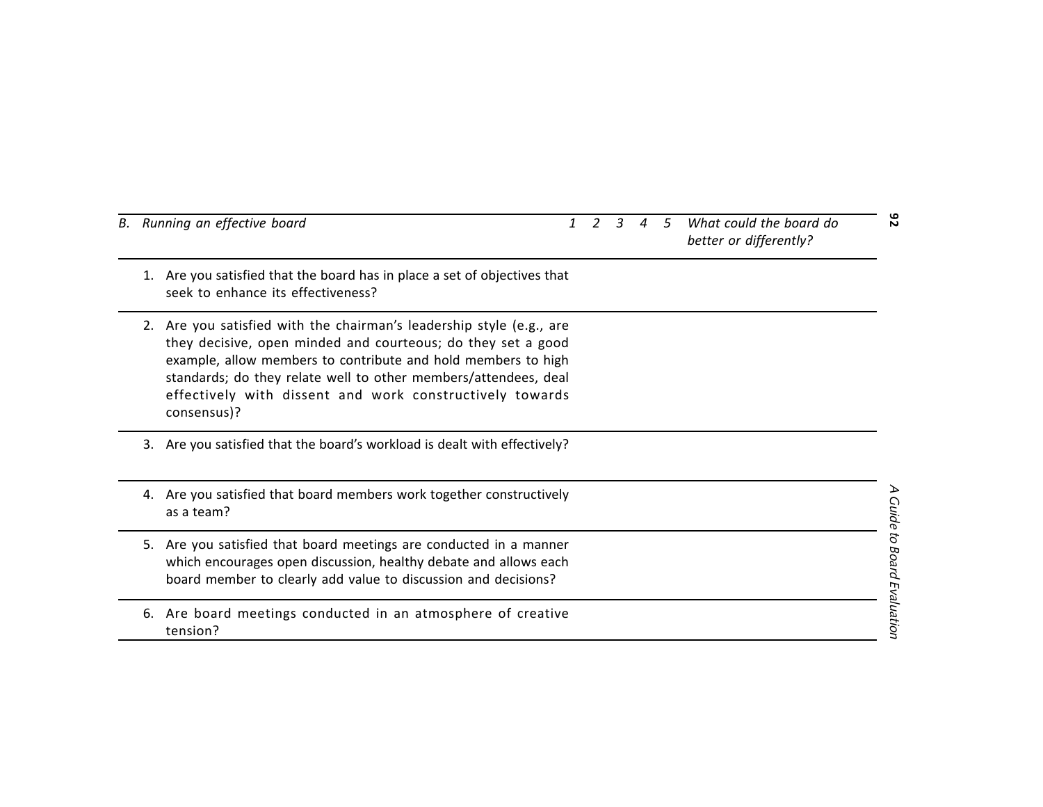| *B. Running an effective board* | *1* | *2* | *3* | *4* | *5* | *What could the board do better or differently?* |
|---|---|---|---|---|---|---|
| 1. Are you satisfied that the board has in place a set of objectives that seek to enhance its effectiveness? | | | | | | |
| 2. Are you satisfied with the chairman's leadership style (e.g., are they decisive, open minded and courteous; do they set a good example, allow members to contribute and hold members to high standards; do they relate well to other members/attendees, deal effectively with dissent and work constructively towards consensus)? | | | | | | |
| 3. Are you satisfied that the board's workload is dealt with effectively? | | | | | | |
| 4. Are you satisfied that board members work together constructively as a team? | | | | | | |
| 5. Are you satisfied that board meetings are conducted in a manner which encourages open discussion, healthy debate and allows each board member to clearly add value to discussion and decisions? | | | | | | |
| 6. Are board meetings conducted in an atmosphere of creative tension? | | | | | | |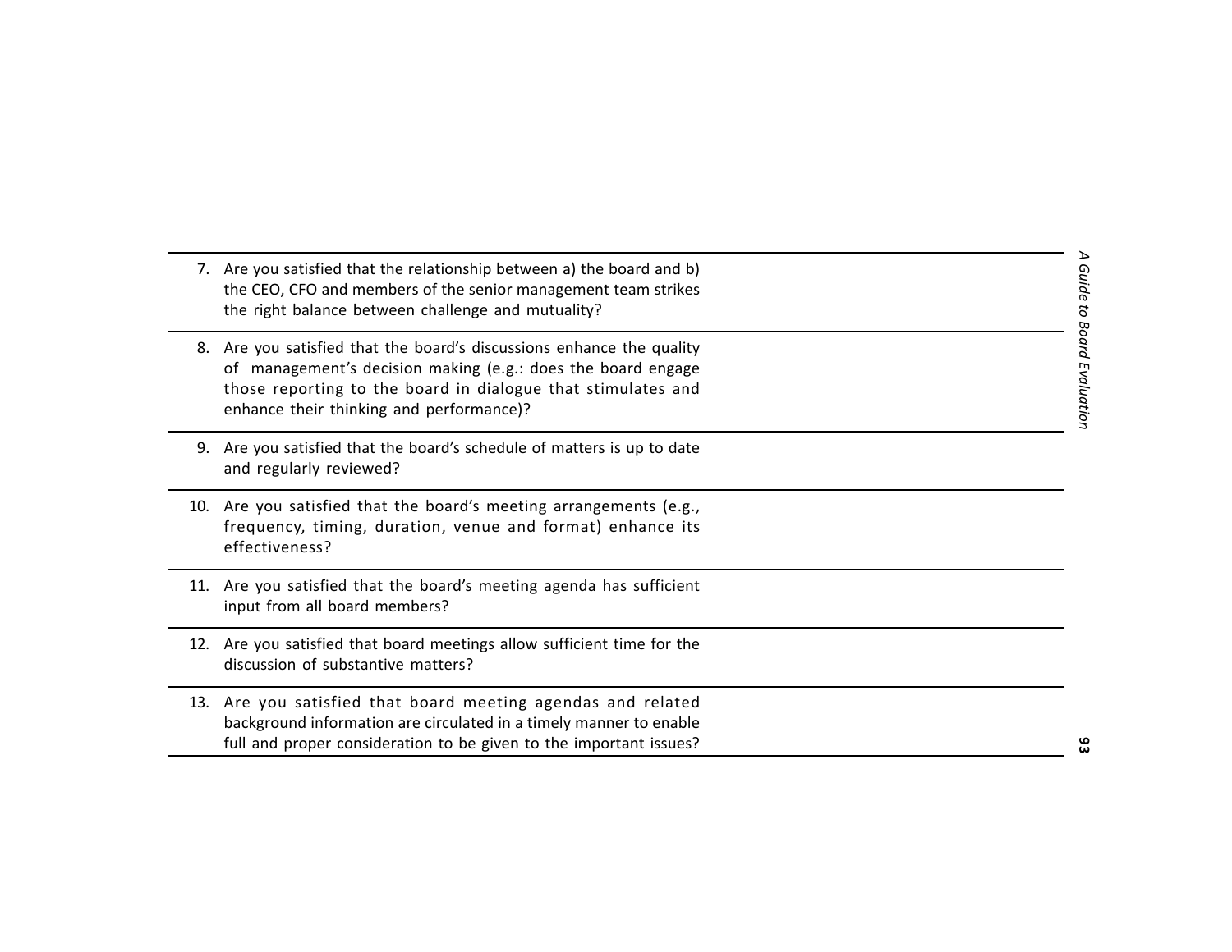| | |
|---|---|
| 7. Are you satisfied that the relationship between a) the board and b) the CEO, CFO and members of the senior management team strikes the right balance between challenge and mutuality? | |
| 8. Are you satisfied that the board's discussions enhance the quality of management's decision making (e.g.: does the board engage those reporting to the board in dialogue that stimulates and enhance their thinking and performance)? | |
| 9. Are you satisfied that the board's schedule of matters is up to date and regularly reviewed? | |
| 10. Are you satisfied that the board's meeting arrangements (e.g., frequency, timing, duration, venue and format) enhance its effectiveness? | |
| 11. Are you satisfied that the board's meeting agenda has sufficient input from all board members? | |
| 12. Are you satisfied that board meetings allow sufficient time for the discussion of substantive matters? | |
| 13. Are you satisfied that board meeting agendas and related background information are circulated in a timely manner to enable full and proper consideration to be given to the important issues? | |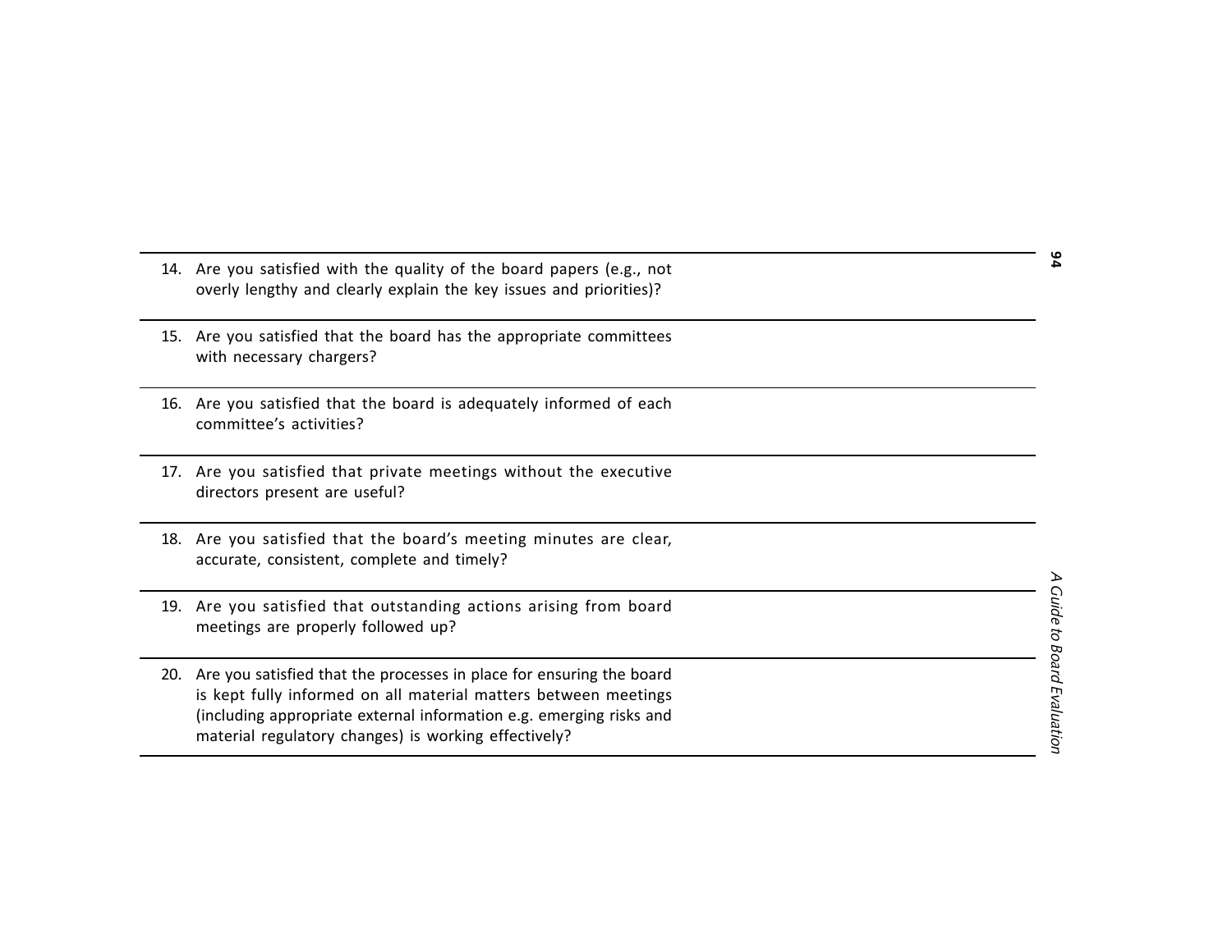| | |
|---|---|
| 14. Are you satisfied with the quality of the board papers (e.g., not overly lengthy and clearly explain the key issues and priorities)? | |
| 15. Are you satisfied that the board has the appropriate committees with necessary chargers? | |
| 16. Are you satisfied that the board is adequately informed of each committee's activities? | |
| 17. Are you satisfied that private meetings without the executive directors present are useful? | |
| 18. Are you satisfied that the board's meeting minutes are clear, accurate, consistent, complete and timely? | |
| 19. Are you satisfied that outstanding actions arising from board meetings are properly followed up? | |
| 20. Are you satisfied that the processes in place for ensuring the board is kept fully informed on all material matters between meetings (including appropriate external information e.g. emerging risks and material regulatory changes) is working effectively? | |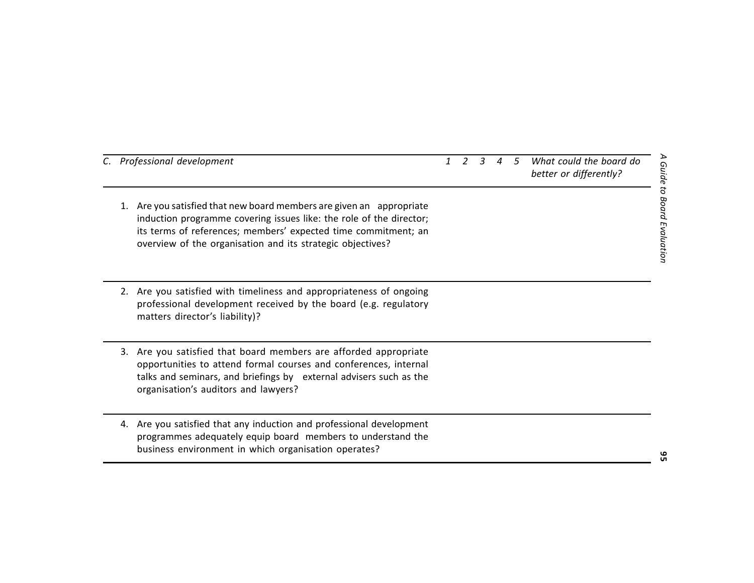| *C. Professional development* | *1* | *2* | *3* | *4* | *5* | *What could the board do better or differently?* |
|---|---|---|---|---|---|---|
| 1. Are you satisfied that new board members are given an appropriate induction programme covering issues like: the role of the director; its terms of references; members' expected time commitment; an overview of the organisation and its strategic objectives? | | | | | | |
| 2. Are you satisfied with timeliness and appropriateness of ongoing professional development received by the board (e.g. regulatory matters director's liability)? | | | | | | |
| 3. Are you satisfied that board members are afforded appropriate opportunities to attend formal courses and conferences, internal talks and seminars, and briefings by external advisers such as the organisation's auditors and lawyers? | | | | | | |
| 4. Are you satisfied that any induction and professional development programmes adequately equip board members to understand the business environment in which organisation operates? | | | | | | |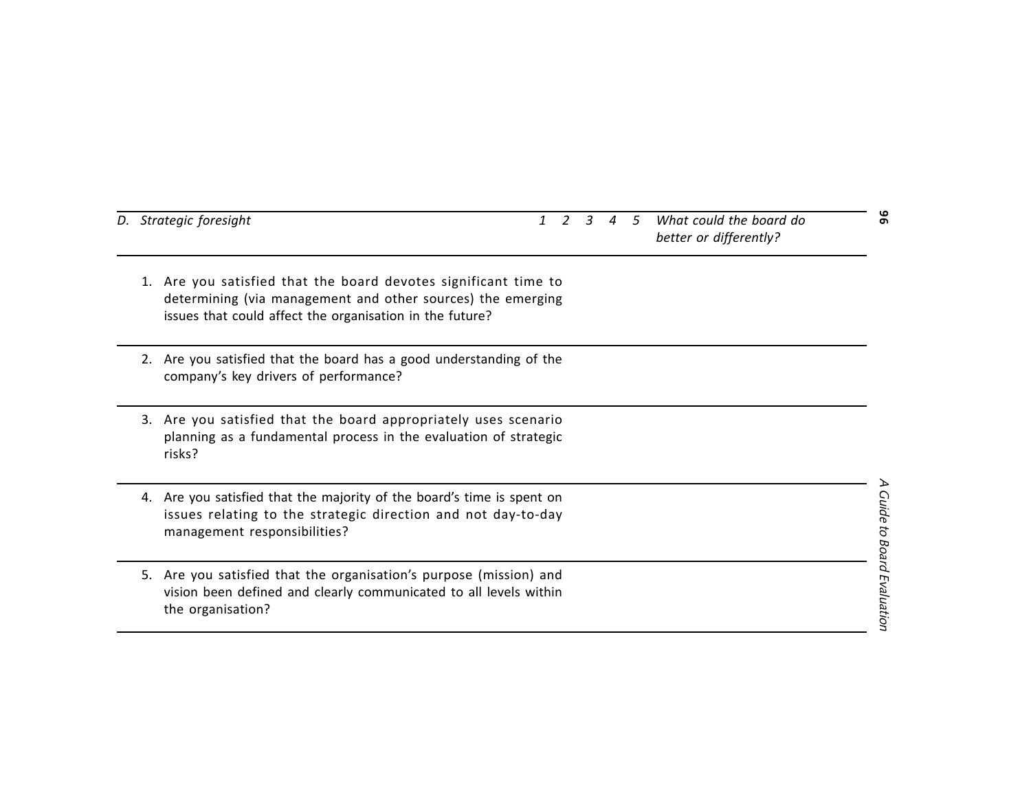| *D. Strategic foresight* | *1* | *2* | *3* | *4* | *5* | *What could the board do better or differently?* |
|---|---|---|---|---|---|---|
| 1. Are you satisfied that the board devotes significant time to determining (via management and other sources) the emerging issues that could affect the organisation in the future? | | | | | | |
| 2. Are you satisfied that the board has a good understanding of the company's key drivers of performance? | | | | | | |
| 3. Are you satisfied that the board appropriately uses scenario planning as a fundamental process in the evaluation of strategic risks? | | | | | | |
| 4. Are you satisfied that the majority of the board's time is spent on issues relating to the strategic direction and not day-to-day management responsibilities? | | | | | | |
| 5. Are you satisfied that the organisation's purpose (mission) and vision been defined and clearly communicated to all levels within the organisation? | | | | | | |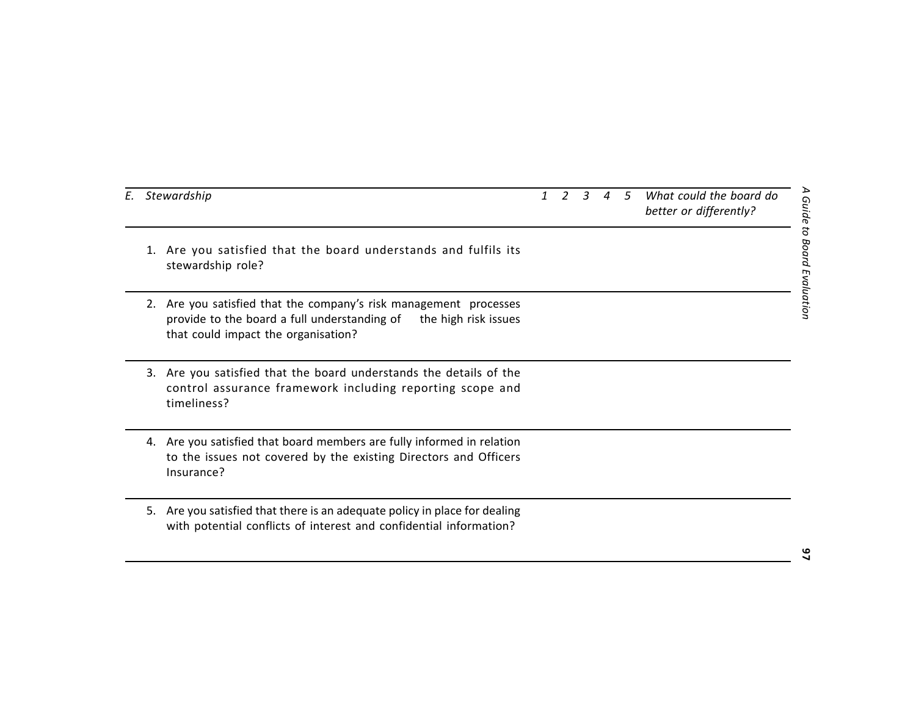| E. *Stewardship* | *1* | *2* | *3* | *4* | *5* | *What could the board do better or differently?* |
|---|---|---|---|---|---|---|
| 1. Are you satisfied that the board understands and fulfils its stewardship role? | | | | | | |
| 2. Are you satisfied that the company's risk management processes provide to the board a full understanding of the high risk issues that could impact the organisation? | | | | | | |
| 3. Are you satisfied that the board understands the details of the control assurance framework including reporting scope and timeliness? | | | | | | |
| 4. Are you satisfied that board members are fully informed in relation to the issues not covered by the existing Directors and Officers Insurance? | | | | | | |
| 5. Are you satisfied that there is an adequate policy in place for dealing with potential conflicts of interest and confidential information? | | | | | | |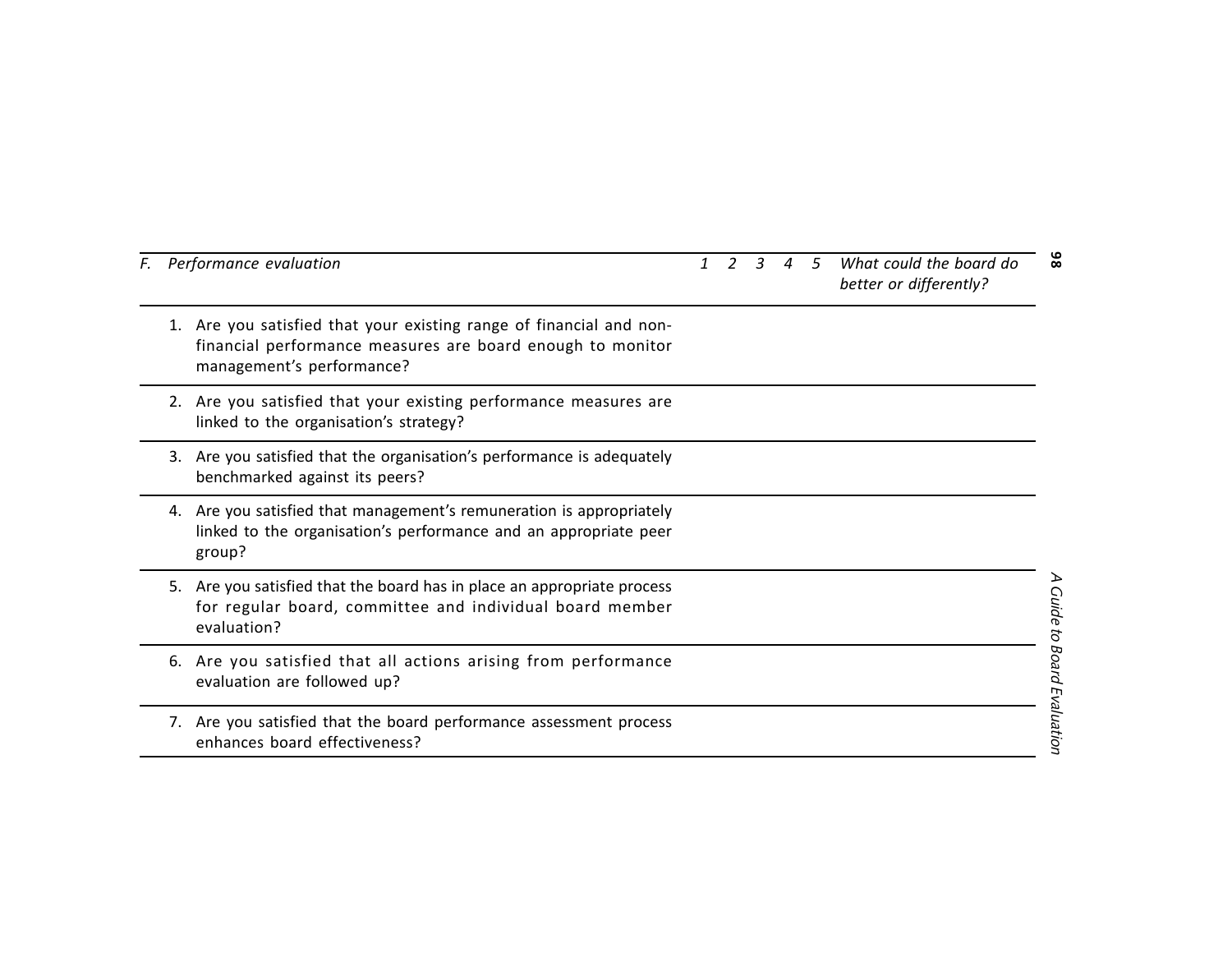| F. Performance evaluation | 1 | 2 | 3 | 4 | 5 | What could the board do better or differently? |
|---|---|---|---|---|---|---|
| 1. Are you satisfied that your existing range of financial and non-financial performance measures are board enough to monitor management's performance? | | | | | | |
| 2. Are you satisfied that your existing performance measures are linked to the organisation's strategy? | | | | | | |
| 3. Are you satisfied that the organisation's performance is adequately benchmarked against its peers? | | | | | | |
| 4. Are you satisfied that management's remuneration is appropriately linked to the organisation's performance and an appropriate peer group? | | | | | | |
| 5. Are you satisfied that the board has in place an appropriate process for regular board, committee and individual board member evaluation? | | | | | | |
| 6. Are you satisfied that all actions arising from performance evaluation are followed up? | | | | | | |
| 7. Are you satisfied that the board performance assessment process enhances board effectiveness? | | | | | | |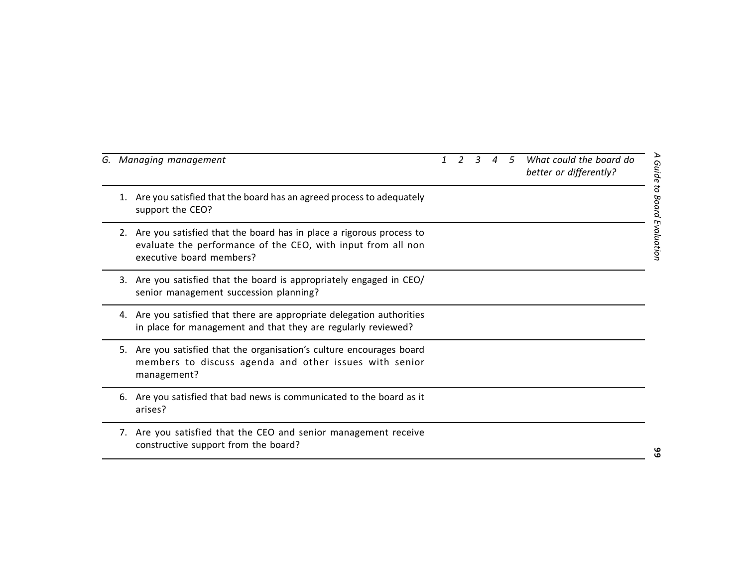| *G. Managing management* | *1* | *2* | *3* | *4* | *5* | *What could the board do better or differently?* |
|---|---|---|---|---|---|---|
| 1. Are you satisfied that the board has an agreed process to adequately support the CEO? | | | | | | |
| 2. Are you satisfied that the board has in place a rigorous process to evaluate the performance of the CEO, with input from all non executive board members? | | | | | | |
| 3. Are you satisfied that the board is appropriately engaged in CEO/ senior management succession planning? | | | | | | |
| 4. Are you satisfied that there are appropriate delegation authorities in place for management and that they are regularly reviewed? | | | | | | |
| 5. Are you satisfied that the organisation's culture encourages board members to discuss agenda and other issues with senior management? | | | | | | |
| 6. Are you satisfied that bad news is communicated to the board as it arises? | | | | | | |
| 7. Are you satisfied that the CEO and senior management receive constructive support from the board? | | | | | | |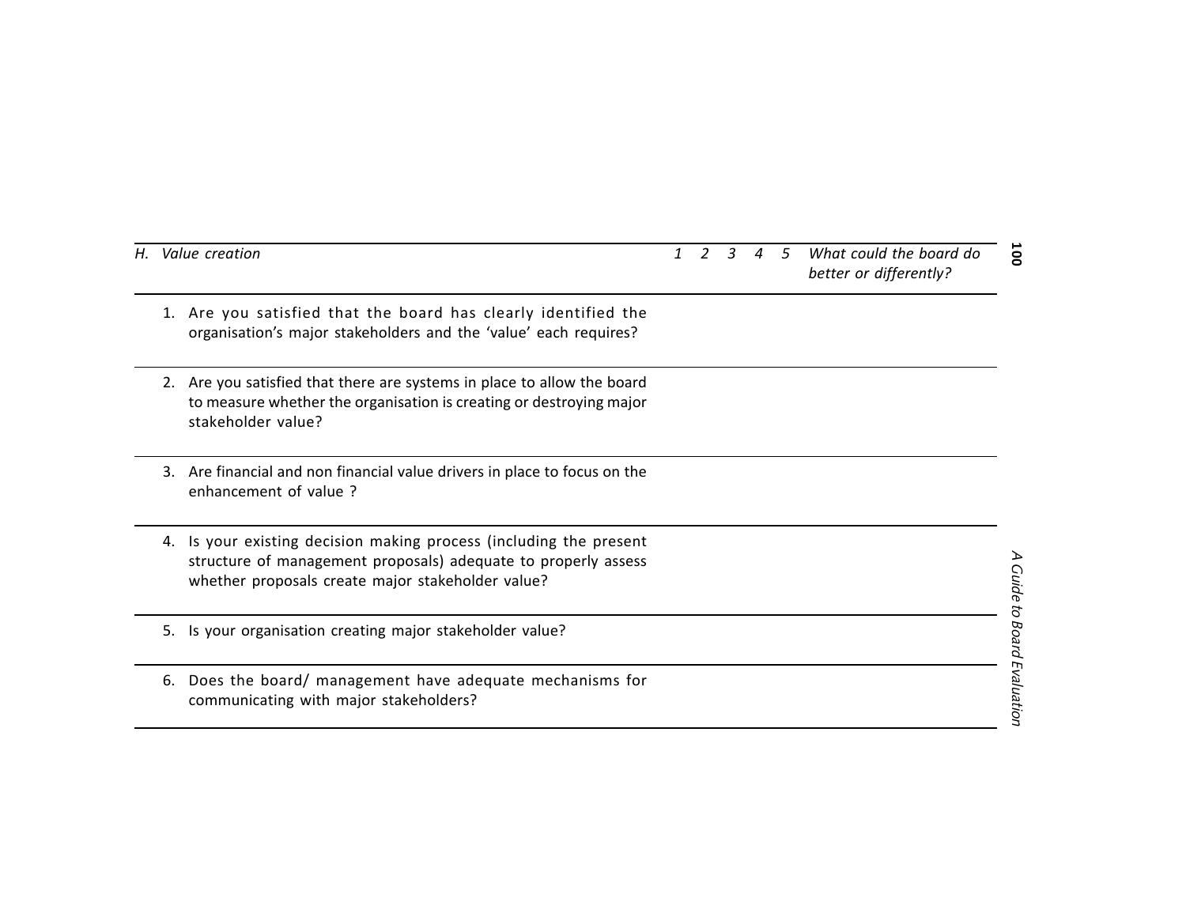| H. *Value creation* | *1* | *2* | *3* | *4* | *5* | *What could the board do better or differently?* |
|---|---|---|---|---|---|---|
| 1. Are you satisfied that the board has clearly identified the organisation's major stakeholders and the 'value' each requires? | | | | | | |
| 2. Are you satisfied that there are systems in place to allow the board to measure whether the organisation is creating or destroying major stakeholder value? | | | | | | |
| 3. Are financial and non financial value drivers in place to focus on the enhancement of value ? | | | | | | |
| 4. Is your existing decision making process (including the present structure of management proposals) adequate to properly assess whether proposals create major stakeholder value? | | | | | | |
| 5. Is your organisation creating major stakeholder value? | | | | | | |
| 6. Does the board/ management have adequate mechanisms for communicating with major stakeholders? | | | | | | |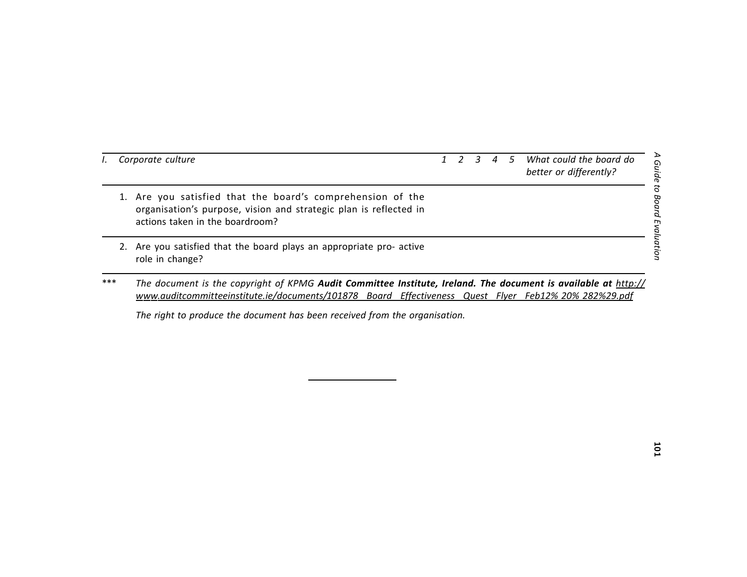| *I. Corporate culture* | *1* | *2* | *3* | *4* | *5* | *What could the board do better or differently?* |
|---|---|---|---|---|---|---|
| 1. Are you satisfied that the board's comprehension of the organisation's purpose, vision and strategic plan is reflected in actions taken in the boardroom? | | | | | | |
| 2. Are you satisfied that the board plays an appropriate pro- active role in change? | | | | | | |

*** *The document is the copyright of KPMG* ***Audit Committee Institute, Ireland. The document is available at*** *http://www.auditcommitteeinstitute.ie/documents/101878 Board Effectiveness Quest Flyer Feb12% 20% 282%29.pdf*

*The right to produce the document has been received from the organisation.*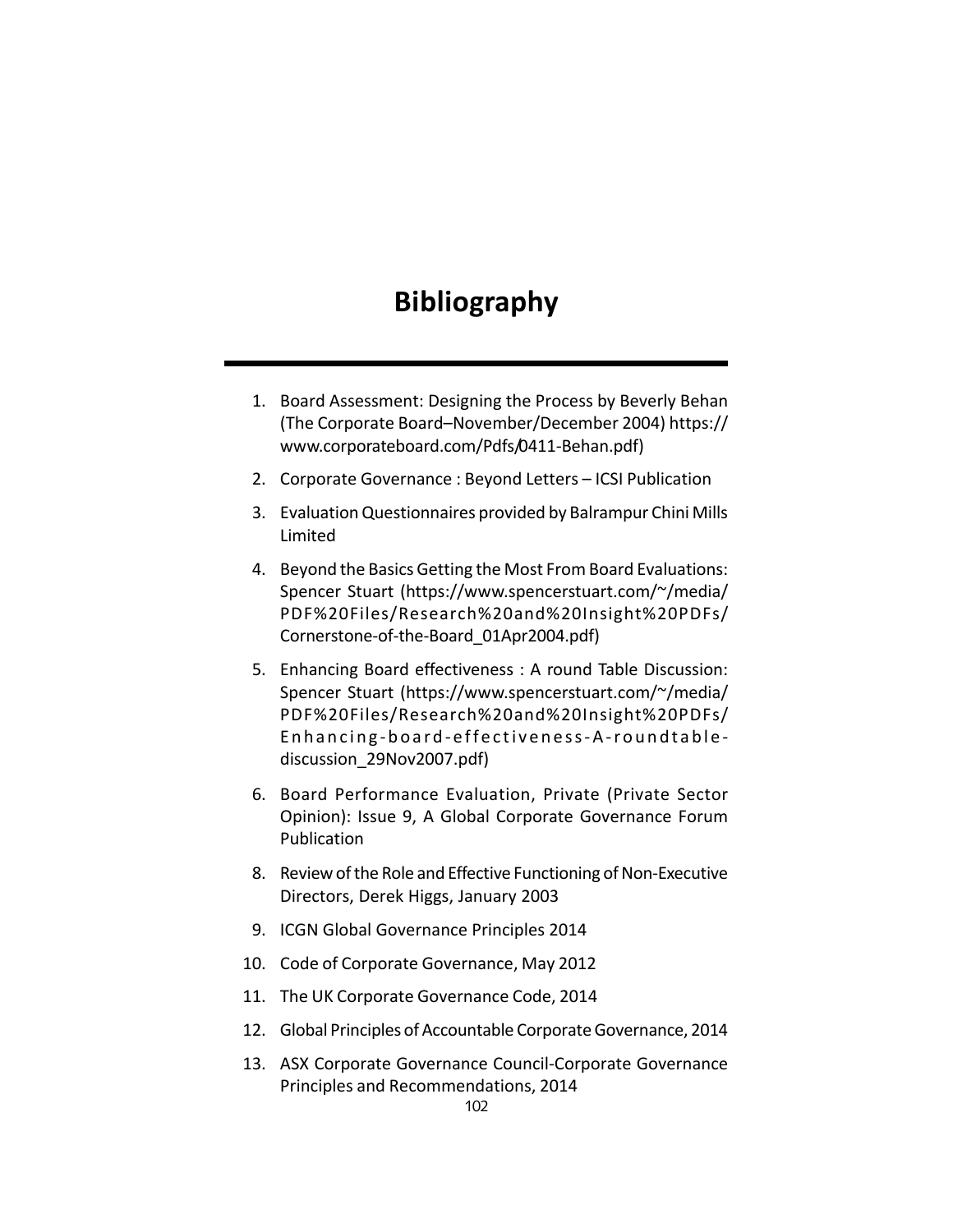# Bibliography

1. Board Assessment: Designing the Process by Beverly Behan (The Corporate Board–November/December 2004) https://www.corporateboard.com/Pdfs/0411-Behan.pdf)
2. Corporate Governance : Beyond Letters – ICSI Publication
3. Evaluation Questionnaires provided by Balrampur Chini Mills Limited
4. Beyond the Basics Getting the Most From Board Evaluations: Spencer Stuart (https://www.spencerstuart.com/~/media/PDF%20Files/Research%20and%20Insight%20PDFs/Cornerstone-of-the-Board_01Apr2004.pdf)
5. Enhancing Board effectiveness : A round Table Discussion: Spencer Stuart (https://www.spencerstuart.com/~/media/PDF%20Files/Research%20and%20Insight%20PDFs/Enhancing-board-effectiveness-A-roundtable-discussion_29Nov2007.pdf)
6. Board Performance Evaluation, Private (Private Sector Opinion): Issue 9, A Global Corporate Governance Forum Publication
8. Review of the Role and Effective Functioning of Non-Executive Directors, Derek Higgs, January 2003
9. ICGN Global Governance Principles 2014
10. Code of Corporate Governance, May 2012
11. The UK Corporate Governance Code, 2014
12. Global Principles of Accountable Corporate Governance, 2014
13. ASX Corporate Governance Council-Corporate Governance Principles and Recommendations, 2014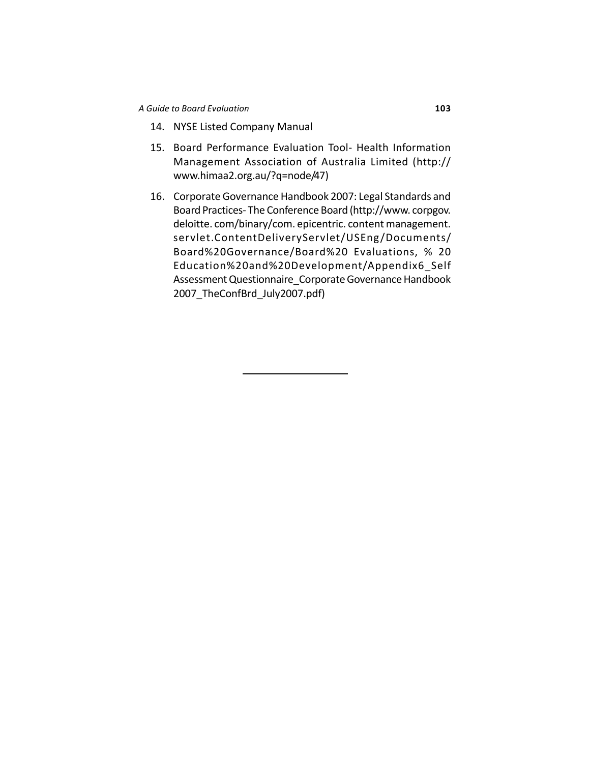14. NYSE Listed Company Manual

15. Board Performance Evaluation Tool- Health Information Management Association of Australia Limited (http://www.himaa2.org.au/?q=node/47)

16. Corporate Governance Handbook 2007: Legal Standards and Board Practices- The Conference Board (http://www. corpgov. deloitte. com/binary/com. epicentric. content management. servlet.ContentDeliveryServlet/USEng/Documents/Board%20Governance/Board%20 Evaluations, % 20 Education%20and%20Development/Appendix6_Self Assessment Questionnaire_Corporate Governance Handbook 2007_TheConfBrd_July2007.pdf)

---